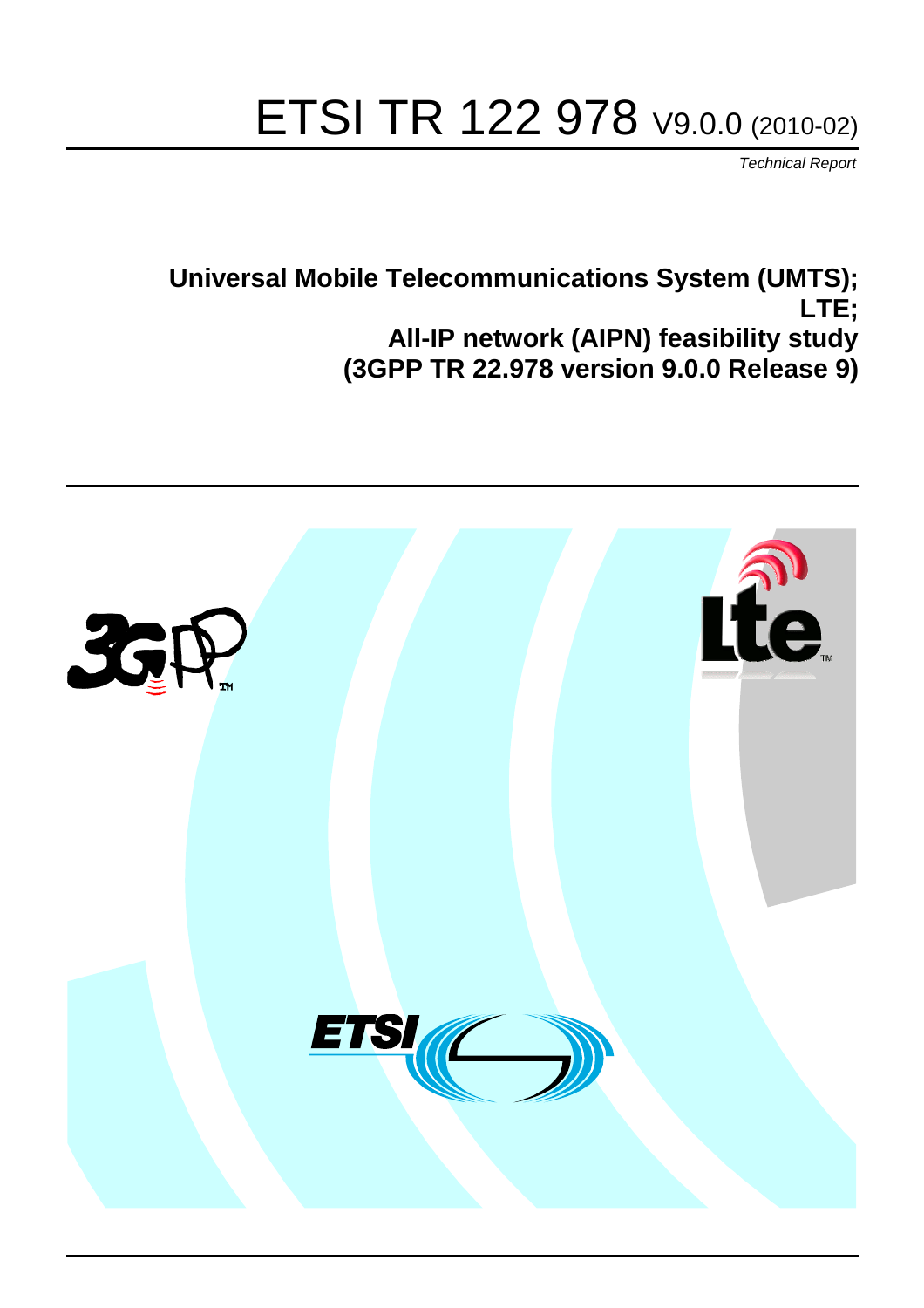# ETSI TR 122 978 V9.0.0 (2010-02)

*Technical Report*

**Universal Mobile Telecommunications System (UMTS);**
**LTE;**
**All-IP network (AIPN) feasibility study**
**(3GPP TR 22.978 version 9.0.0 Release 9)**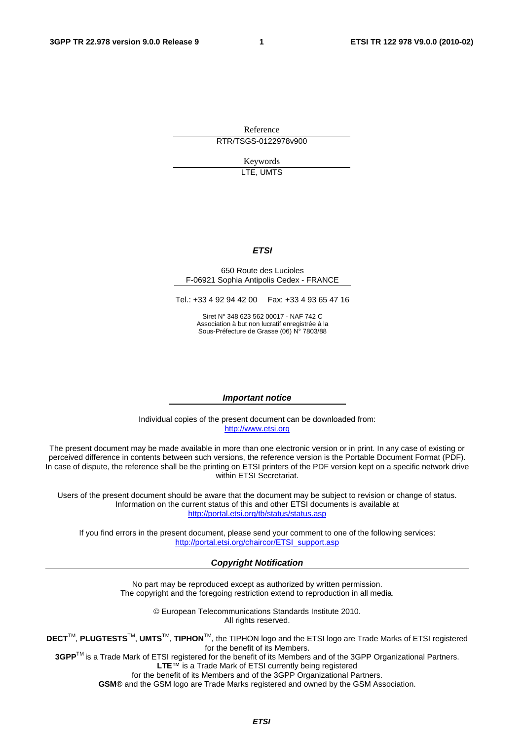Reference

RTR/TSGS-0122978v900

Keywords

LTE, UMTS

***ETSI***

650 Route des Lucioles
F-06921 Sophia Antipolis Cedex - FRANCE

Tel.: +33 4 92 94 42 00 Fax: +33 4 93 65 47 16

Siret N° 348 623 562 00017 - NAF 742 C
Association à but non lucratif enregistrée à la
Sous-Préfecture de Grasse (06) N° 7803/88

***Important notice***

Individual copies of the present document can be downloaded from:
http://www.etsi.org

The present document may be made available in more than one electronic version or in print. In any case of existing or perceived difference in contents between such versions, the reference version is the Portable Document Format (PDF). In case of dispute, the reference shall be the printing on ETSI printers of the PDF version kept on a specific network drive within ETSI Secretariat.

Users of the present document should be aware that the document may be subject to revision or change of status. Information on the current status of this and other ETSI documents is available at
http://portal.etsi.org/tb/status/status.asp

If you find errors in the present document, please send your comment to one of the following services:
http://portal.etsi.org/chaircor/ETSI_support.asp

***Copyright Notification***

No part may be reproduced except as authorized by written permission.
The copyright and the foregoing restriction extend to reproduction in all media.

© European Telecommunications Standards Institute 2010.
All rights reserved.

**DECT**TM, **PLUGTESTS**TM, **UMTS**TM, **TIPHON**TM, the TIPHON logo and the ETSI logo are Trade Marks of ETSI registered for the benefit of its Members.
**3GPP**TM is a Trade Mark of ETSI registered for the benefit of its Members and of the 3GPP Organizational Partners.
**LTE**™ is a Trade Mark of ETSI currently being registered
for the benefit of its Members and of the 3GPP Organizational Partners.
**GSM**® and the GSM logo are Trade Marks registered and owned by the GSM Association.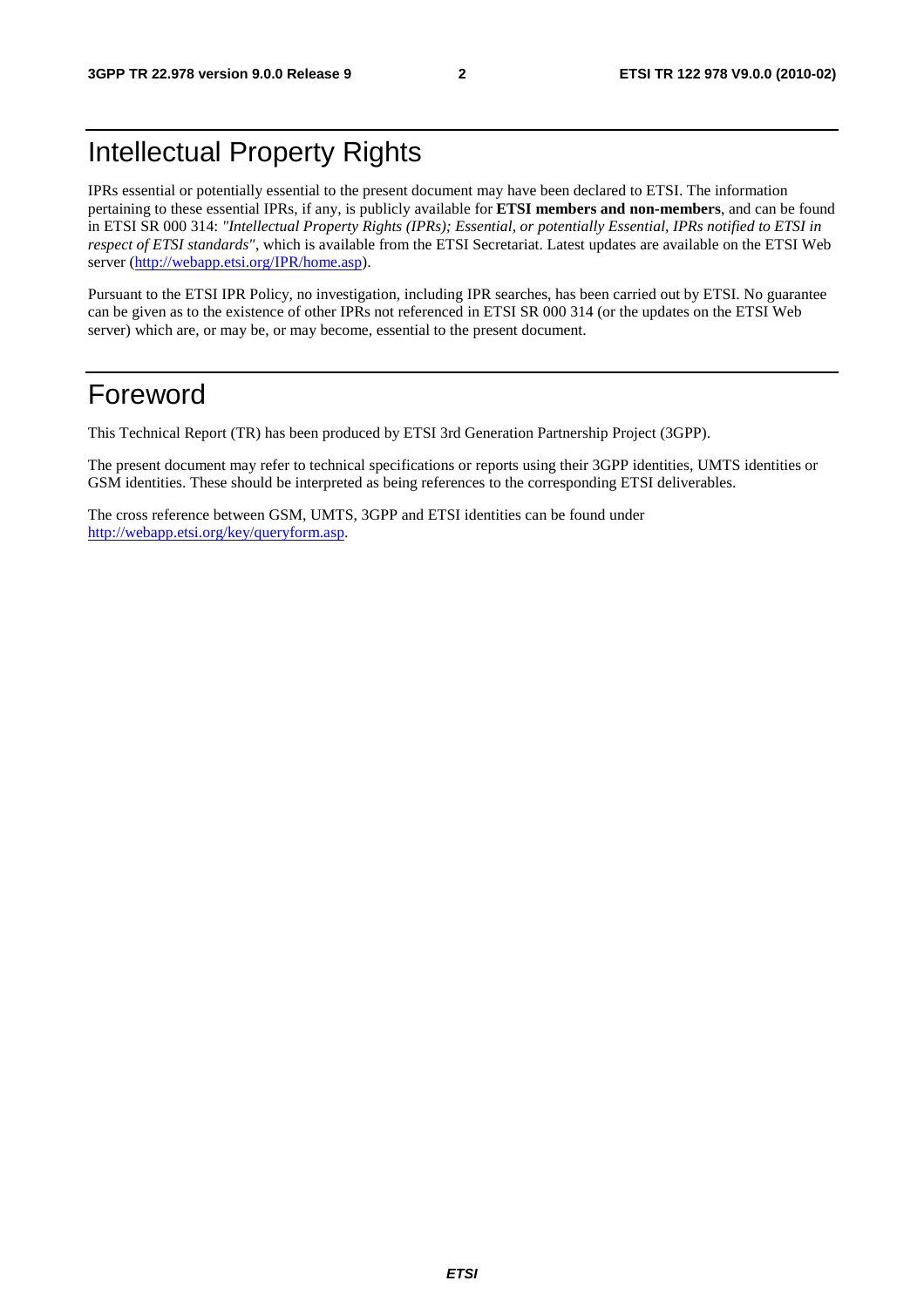# Intellectual Property Rights

IPRs essential or potentially essential to the present document may have been declared to ETSI. The information pertaining to these essential IPRs, if any, is publicly available for **ETSI members and non-members**, and can be found in ETSI SR 000 314: *"Intellectual Property Rights (IPRs); Essential, or potentially Essential, IPRs notified to ETSI in respect of ETSI standards"*, which is available from the ETSI Secretariat. Latest updates are available on the ETSI Web server (http://webapp.etsi.org/IPR/home.asp).

Pursuant to the ETSI IPR Policy, no investigation, including IPR searches, has been carried out by ETSI. No guarantee can be given as to the existence of other IPRs not referenced in ETSI SR 000 314 (or the updates on the ETSI Web server) which are, or may be, or may become, essential to the present document.

# Foreword

This Technical Report (TR) has been produced by ETSI 3rd Generation Partnership Project (3GPP).

The present document may refer to technical specifications or reports using their 3GPP identities, UMTS identities or GSM identities. These should be interpreted as being references to the corresponding ETSI deliverables.

The cross reference between GSM, UMTS, 3GPP and ETSI identities can be found under http://webapp.etsi.org/key/queryform.asp.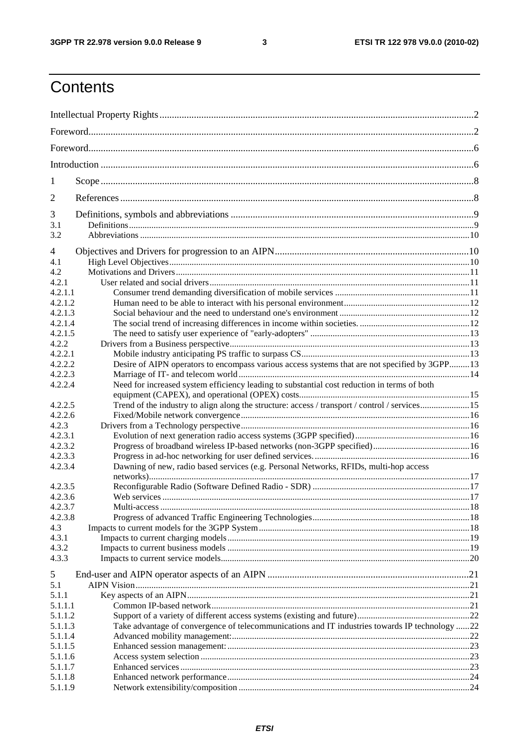# Contents

Intellectual Property Rights ..... 2

Foreword ..... 2

Foreword ..... 6

Introduction ..... 6

1 Scope ..... 8

2 References ..... 8

3 Definitions, symbols and abbreviations ..... 9

3.1 Definitions ..... 9

3.2 Abbreviations ..... 10

4 Objectives and Drivers for progression to an AIPN ..... 10

4.1 High Level Objectives ..... 10

4.2 Motivations and Drivers ..... 11

4.2.1 User related and social drivers ..... 11

4.2.1.1 Consumer trend demanding diversification of mobile services ..... 11

4.2.1.2 Human need to be able to interact with his personal environment ..... 12

4.2.1.3 Social behaviour and the need to understand one's environment ..... 12

4.2.1.4 The social trend of increasing differences in income within societies. ..... 12

4.2.1.5 The need to satisfy user experience of "early-adopters" ..... 13

4.2.2 Drivers from a Business perspective ..... 13

4.2.2.1 Mobile industry anticipating PS traffic to surpass CS ..... 13

4.2.2.2 Desire of AIPN operators to encompass various access systems that are not specified by 3GPP ..... 13

4.2.2.3 Marriage of IT- and telecom world ..... 14

4.2.2.4 Need for increased system efficiency leading to substantial cost reduction in terms of both equipment (CAPEX), and operational (OPEX) costs ..... 15

4.2.2.5 Trend of the industry to align along the structure: access / transport / control / services ..... 15

4.2.2.6 Fixed/Mobile network convergence ..... 16

4.2.3 Drivers from a Technology perspective ..... 16

4.2.3.1 Evolution of next generation radio access systems (3GPP specified) ..... 16

4.2.3.2 Progress of broadband wireless IP-based networks (non-3GPP specified) ..... 16

4.2.3.3 Progress in ad-hoc networking for user defined services. ..... 16

4.2.3.4 Dawning of new, radio based services (e.g. Personal Networks, RFIDs, multi-hop access networks) ..... 17

4.2.3.5 Reconfigurable Radio (Software Defined Radio - SDR) ..... 17

4.2.3.6 Web services ..... 17

4.2.3.7 Multi-access ..... 18

4.2.3.8 Progress of advanced Traffic Engineering Technologies ..... 18

4.3 Impacts to current models for the 3GPP System ..... 18

4.3.1 Impacts to current charging models ..... 19

4.3.2 Impacts to current business models ..... 19

4.3.3 Impacts to current service models ..... 20

5 End-user and AIPN operator aspects of an AIPN ..... 21

5.1 AIPN Vision ..... 21

5.1.1 Key aspects of an AIPN ..... 21

5.1.1.1 Common IP-based network ..... 21

5.1.1.2 Support of a variety of different access systems (existing and future) ..... 22

5.1.1.3 Take advantage of convergence of telecommunications and IT industries towards IP technology ..... 22

5.1.1.4 Advanced mobility management: ..... 22

5.1.1.5 Enhanced session management: ..... 23

5.1.1.6 Access system selection ..... 23

5.1.1.7 Enhanced services ..... 23

5.1.1.8 Enhanced network performance ..... 24

5.1.1.9 Network extensibility/composition ..... 24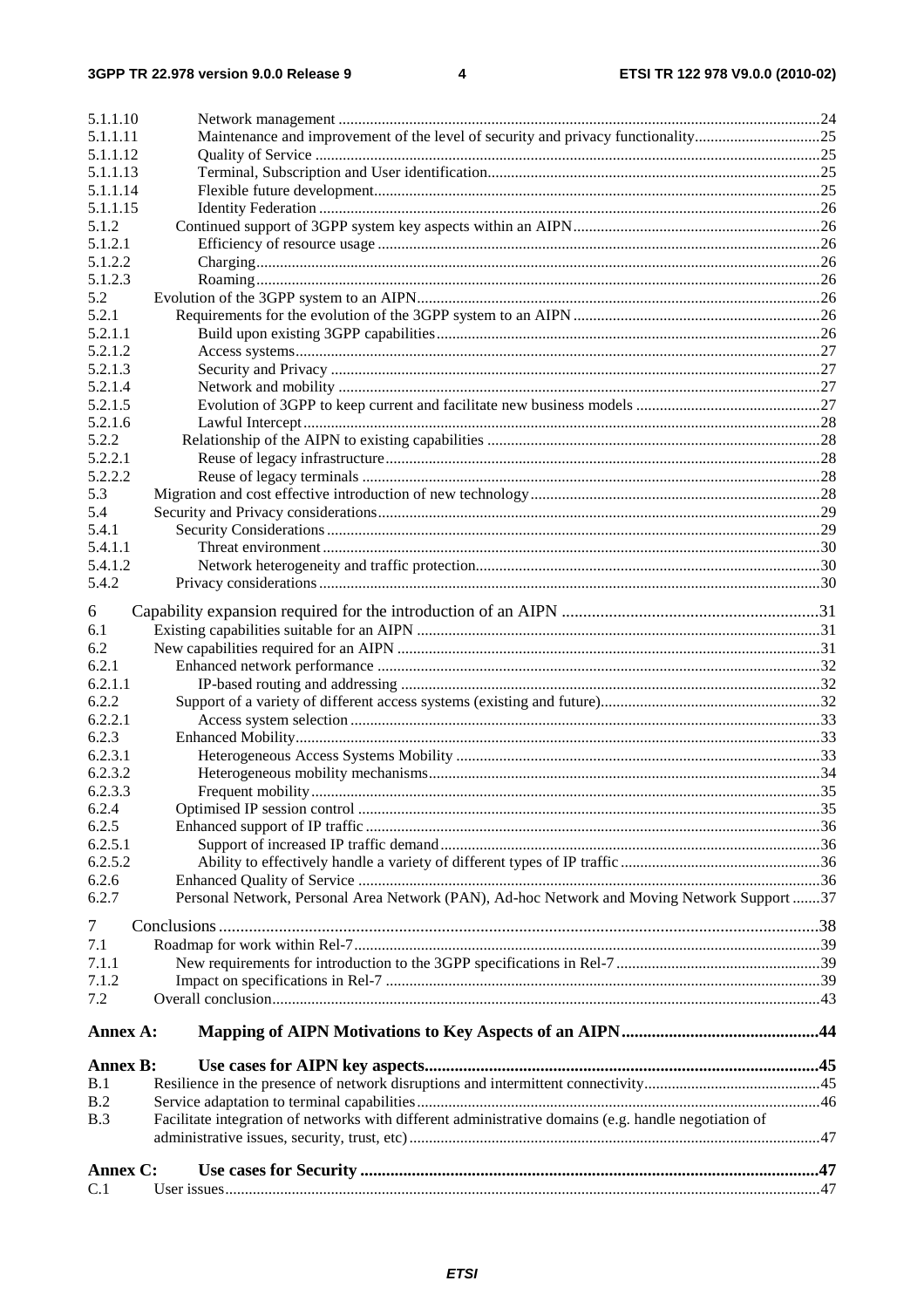5.1.1.10 Network management ........................................................................................................................24
5.1.1.11 Maintenance and improvement of the level of security and privacy functionality................................25
5.1.1.12 Quality of Service ................................................................................................................................25
5.1.1.13 Terminal, Subscription and User identification....................................................................................25
5.1.1.14 Flexible future development.................................................................................................................25
5.1.1.15 Identity Federation ...............................................................................................................................26
5.1.2 Continued support of 3GPP system key aspects within an AIPN...............................................................26
5.1.2.1 Efficiency of resource usage ................................................................................................................26
5.1.2.2 Charging...............................................................................................................................................26
5.1.2.3 Roaming...............................................................................................................................................26
5.2 Evolution of the 3GPP system to an AIPN.......................................................................................................26
5.2.1 Requirements for the evolution of the 3GPP system to an AIPN ...............................................................26
5.2.1.1 Build upon existing 3GPP capabilities.................................................................................................26
5.2.1.2 Access systems.....................................................................................................................................27
5.2.1.3 Security and Privacy ............................................................................................................................27
5.2.1.4 Network and mobility ..........................................................................................................................27
5.2.1.5 Evolution of 3GPP to keep current and facilitate new business models ..............................................27
5.2.1.6 Lawful Intercept...................................................................................................................................28
5.2.2 Relationship of the AIPN to existing capabilities ....................................................................................28
5.2.2.1 Reuse of legacy infrastructure..............................................................................................................28
5.2.2.2 Reuse of legacy terminals ....................................................................................................................28
5.3 Migration and cost effective introduction of new technology..........................................................................28
5.4 Security and Privacy considerations.................................................................................................................29
5.4.1 Security Considerations .............................................................................................................................29
5.4.1.1 Threat environment..............................................................................................................................30
5.4.1.2 Network heterogeneity and traffic protection.......................................................................................30
5.4.2 Privacy considerations ...............................................................................................................................30

6 Capability expansion required for the introduction of an AIPN ............................................................31
6.1 Existing capabilities suitable for an AIPN ......................................................................................................31
6.2 New capabilities required for an AIPN ...........................................................................................................31
6.2.1 Enhanced network performance ................................................................................................................32
6.2.1.1 IP-based routing and addressing ..........................................................................................................32
6.2.2 Support of a variety of different access systems (existing and future)........................................................32
6.2.2.1 Access system selection .......................................................................................................................33
6.2.3 Enhanced Mobility.....................................................................................................................................33
6.2.3.1 Heterogeneous Access Systems Mobility ............................................................................................33
6.2.3.2 Heterogeneous mobility mechanisms...................................................................................................34
6.2.3.3 Frequent mobility.................................................................................................................................35
6.2.4 Optimised IP session control .....................................................................................................................35
6.2.5 Enhanced support of IP traffic ...................................................................................................................36
6.2.5.1 Support of increased IP traffic demand................................................................................................36
6.2.5.2 Ability to effectively handle a variety of different types of IP traffic...................................................36
6.2.6 Enhanced Quality of Service .....................................................................................................................36
6.2.7 Personal Network, Personal Area Network (PAN), Ad-hoc Network and Moving Network Support .......37

7 Conclusions ...........................................................................................................................................38
7.1 Roadmap for work within Rel-7.......................................................................................................................39
7.1.1 New requirements for introduction to the 3GPP specifications in Rel-7 ...................................................39
7.1.2 Impact on specifications in Rel-7 ..............................................................................................................39
7.2 Overall conclusion...........................................................................................................................................43

**Annex A: Mapping of AIPN Motivations to Key Aspects of an AIPN.............................................44**

**Annex B: Use cases for AIPN key aspects...........................................................................................45**
B.1 Resilience in the presence of network disruptions and intermittent connectivity.............................................45
B.2 Service adaptation to terminal capabilities......................................................................................................46
B.3 Facilitate integration of networks with different administrative domains (e.g. handle negotiation of administrative issues, security, trust, etc)........................................................................................................47

**Annex C: Use cases for Security ..........................................................................................................47**
C.1 User issues......................................................................................................................................................47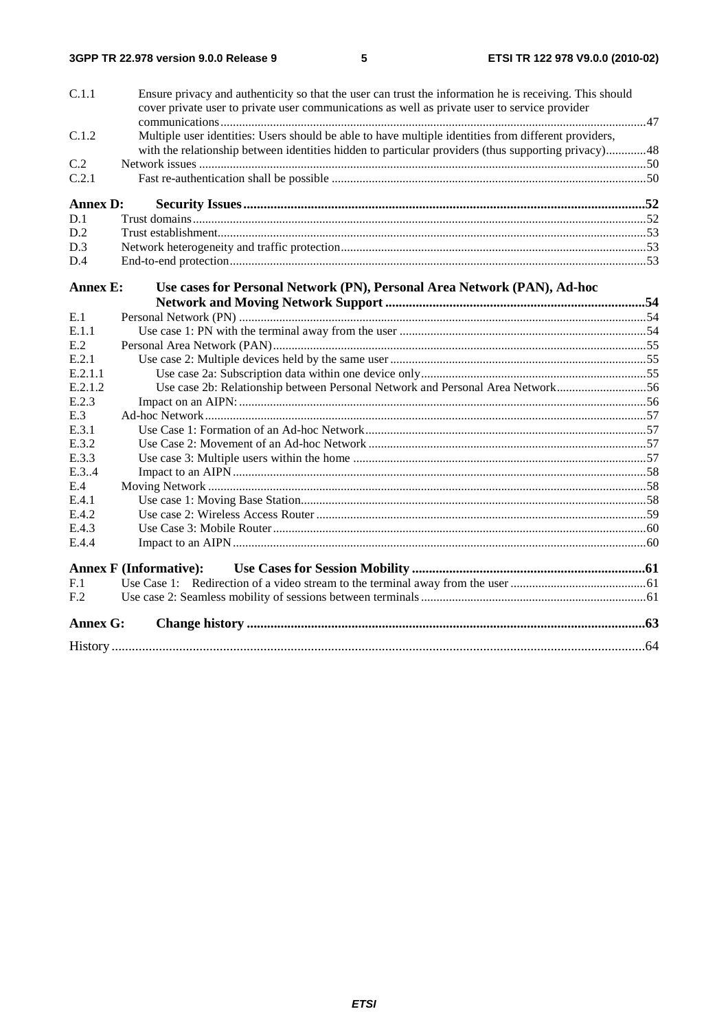C.1.1 Ensure privacy and authenticity so that the user can trust the information he is receiving. This should cover private user to private user communications as well as private user to service provider communications ........................................................................................................................................47

C.1.2 Multiple user identities: Users should be able to have multiple identities from different providers, with the relationship between identities hidden to particular providers (thus supporting privacy).............48

C.2 Network issues ................................................................................................................................50

C.2.1 Fast re-authentication shall be possible .....................................................................................50

**Annex D: Security Issues.....................................................................................................................52**

D.1 Trust domains...................................................................................................................................52

D.2 Trust establishment..........................................................................................................................53

D.3 Network heterogeneity and traffic protection..................................................................................53

D.4 End-to-end protection......................................................................................................................53

**Annex E: Use cases for Personal Network (PN), Personal Area Network (PAN), Ad-hoc Network and Moving Network Support.............................................................................54**

E.1 Personal Network (PN) ...................................................................................................................54

E.1.1 Use case 1: PN with the terminal away from the user ................................................................54

E.2 Personal Area Network (PAN)........................................................................................................55

E.2.1 Use case 2: Multiple devices held by the same user ...................................................................55

E.2.1.1 Use case 2a: Subscription data within one device only.........................................................55

E.2.1.2 Use case 2b: Relationship between Personal Network and Personal Area Network.............56

E.2.3 Impact on an AIPN: ...................................................................................................................56

E.3 Ad-hoc Network..............................................................................................................................57

E.3.1 Use Case 1: Formation of an Ad-hoc Network...........................................................................57

E.3.2 Use Case 2: Movement of an Ad-hoc Network ..........................................................................57

E.3.3 Use case 3: Multiple users within the home ...............................................................................57

E.3..4 Impact to an AIPN.....................................................................................................................58

E.4 Moving Network .............................................................................................................................58

E.4.1 Use case 1: Moving Base Station................................................................................................58

E.4.2 Use case 2: Wireless Access Router ...........................................................................................59

E.4.3 Use Case 3: Mobile Router.........................................................................................................60

E.4.4 Impact to an AIPN.....................................................................................................................60

**Annex F (Informative): Use Cases for Session Mobility ....................................................................61**

F.1 Use Case 1: Redirection of a video stream to the terminal away from the user ............................61

F.2 Use case 2: Seamless mobility of sessions between terminals ........................................................61

**Annex G: Change history .....................................................................................................................63**

History ..................................................................................................................................................64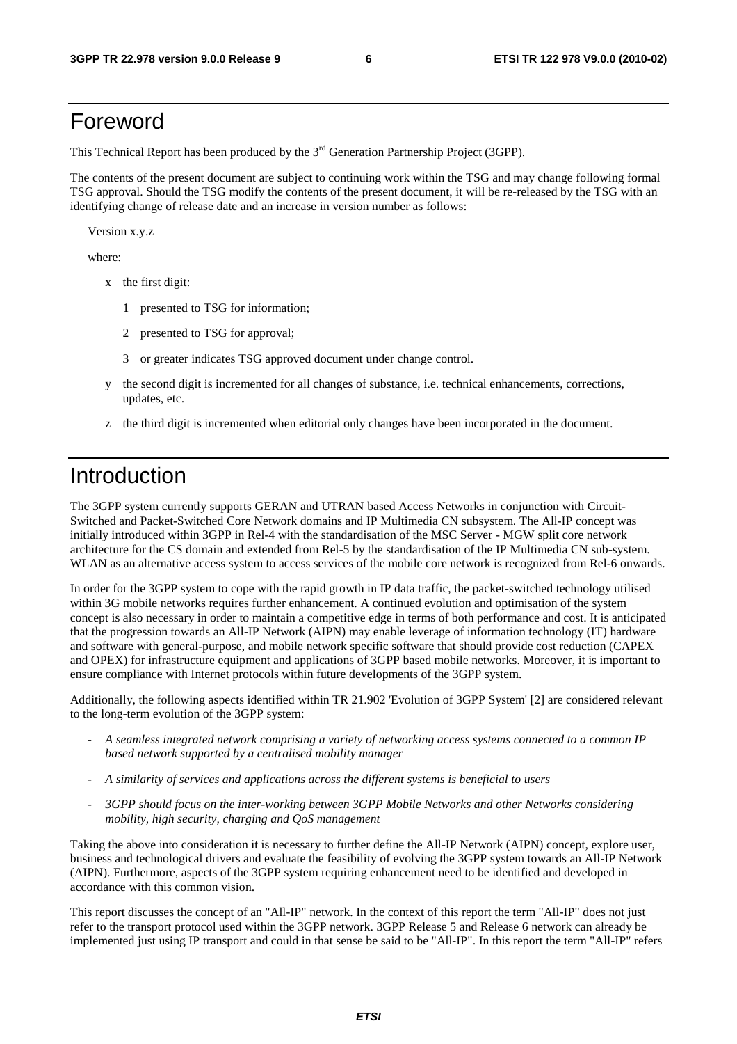# Foreword

This Technical Report has been produced by the 3rd Generation Partnership Project (3GPP).

The contents of the present document are subject to continuing work within the TSG and may change following formal TSG approval. Should the TSG modify the contents of the present document, it will be re-released by the TSG with an identifying change of release date and an increase in version number as follows:

Version x.y.z

where:

- x the first digit:
  - 1 presented to TSG for information;
  - 2 presented to TSG for approval;
  - 3 or greater indicates TSG approved document under change control.
- y the second digit is incremented for all changes of substance, i.e. technical enhancements, corrections, updates, etc.
- z the third digit is incremented when editorial only changes have been incorporated in the document.

# Introduction

The 3GPP system currently supports GERAN and UTRAN based Access Networks in conjunction with Circuit-Switched and Packet-Switched Core Network domains and IP Multimedia CN subsystem. The All-IP concept was initially introduced within 3GPP in Rel-4 with the standardisation of the MSC Server - MGW split core network architecture for the CS domain and extended from Rel-5 by the standardisation of the IP Multimedia CN sub-system. WLAN as an alternative access system to access services of the mobile core network is recognized from Rel-6 onwards.

In order for the 3GPP system to cope with the rapid growth in IP data traffic, the packet-switched technology utilised within 3G mobile networks requires further enhancement. A continued evolution and optimisation of the system concept is also necessary in order to maintain a competitive edge in terms of both performance and cost. It is anticipated that the progression towards an All-IP Network (AIPN) may enable leverage of information technology (IT) hardware and software with general-purpose, and mobile network specific software that should provide cost reduction (CAPEX and OPEX) for infrastructure equipment and applications of 3GPP based mobile networks. Moreover, it is important to ensure compliance with Internet protocols within future developments of the 3GPP system.

Additionally, the following aspects identified within TR 21.902 'Evolution of 3GPP System' [2] are considered relevant to the long-term evolution of the 3GPP system:

- *A seamless integrated network comprising a variety of networking access systems connected to a common IP based network supported by a centralised mobility manager*
- *A similarity of services and applications across the different systems is beneficial to users*
- *3GPP should focus on the inter-working between 3GPP Mobile Networks and other Networks considering mobility, high security, charging and QoS management*

Taking the above into consideration it is necessary to further define the All-IP Network (AIPN) concept, explore user, business and technological drivers and evaluate the feasibility of evolving the 3GPP system towards an All-IP Network (AIPN). Furthermore, aspects of the 3GPP system requiring enhancement need to be identified and developed in accordance with this common vision.

This report discusses the concept of an "All-IP" network. In the context of this report the term "All-IP" does not just refer to the transport protocol used within the 3GPP network. 3GPP Release 5 and Release 6 network can already be implemented just using IP transport and could in that sense be said to be "All-IP". In this report the term "All-IP" refers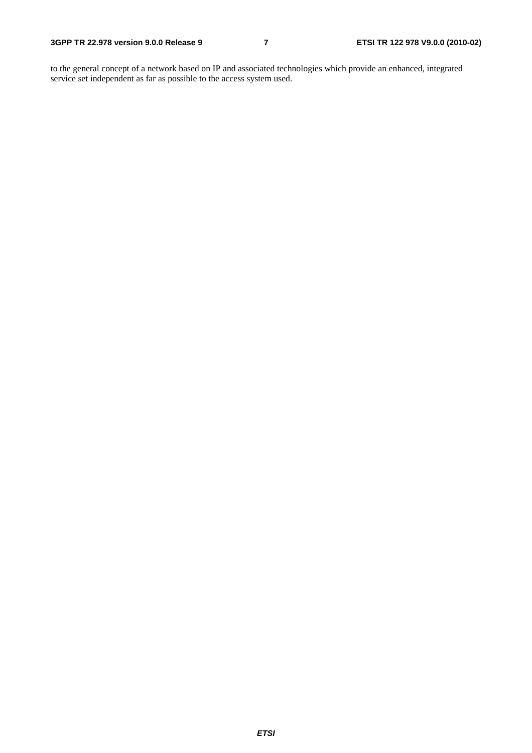to the general concept of a network based on IP and associated technologies which provide an enhanced, integrated service set independent as far as possible to the access system used.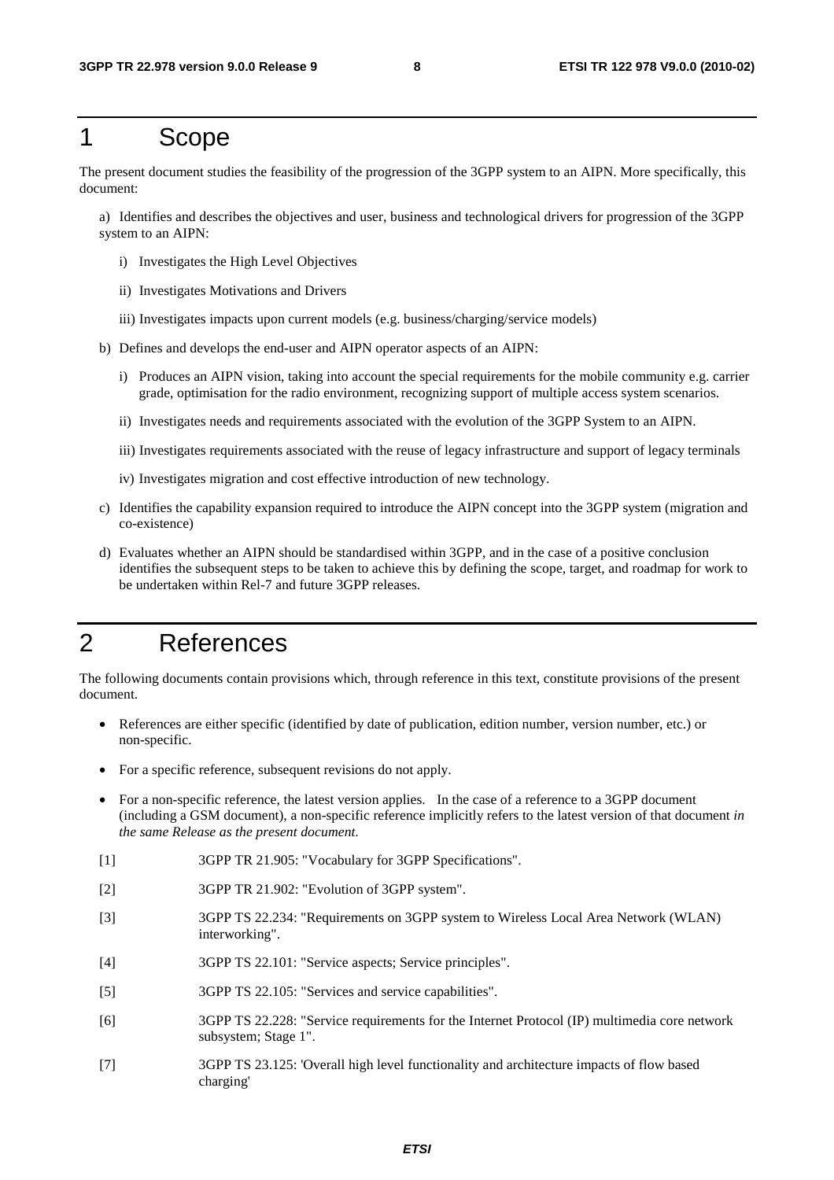# 1 Scope

The present document studies the feasibility of the progression of the 3GPP system to an AIPN. More specifically, this document:

a) Identifies and describes the objectives and user, business and technological drivers for progression of the 3GPP system to an AIPN:

- i) Investigates the High Level Objectives
- ii) Investigates Motivations and Drivers
- iii) Investigates impacts upon current models (e.g. business/charging/service models)

b) Defines and develops the end-user and AIPN operator aspects of an AIPN:

- i) Produces an AIPN vision, taking into account the special requirements for the mobile community e.g. carrier grade, optimisation for the radio environment, recognizing support of multiple access system scenarios.
- ii) Investigates needs and requirements associated with the evolution of the 3GPP System to an AIPN.
- iii) Investigates requirements associated with the reuse of legacy infrastructure and support of legacy terminals
- iv) Investigates migration and cost effective introduction of new technology.

c) Identifies the capability expansion required to introduce the AIPN concept into the 3GPP system (migration and co-existence)

d) Evaluates whether an AIPN should be standardised within 3GPP, and in the case of a positive conclusion identifies the subsequent steps to be taken to achieve this by defining the scope, target, and roadmap for work to be undertaken within Rel-7 and future 3GPP releases.

# 2 References

The following documents contain provisions which, through reference in this text, constitute provisions of the present document.

- References are either specific (identified by date of publication, edition number, version number, etc.) or non-specific.
- For a specific reference, subsequent revisions do not apply.
- For a non-specific reference, the latest version applies. In the case of a reference to a 3GPP document (including a GSM document), a non-specific reference implicitly refers to the latest version of that document *in the same Release as the present document.*

[1] 3GPP TR 21.905: "Vocabulary for 3GPP Specifications".

[2] 3GPP TR 21.902: "Evolution of 3GPP system".

[3] 3GPP TS 22.234: "Requirements on 3GPP system to Wireless Local Area Network (WLAN) interworking".

[4] 3GPP TS 22.101: "Service aspects; Service principles".

[5] 3GPP TS 22.105: "Services and service capabilities".

[6] 3GPP TS 22.228: "Service requirements for the Internet Protocol (IP) multimedia core network subsystem; Stage 1".

[7] 3GPP TS 23.125: 'Overall high level functionality and architecture impacts of flow based charging'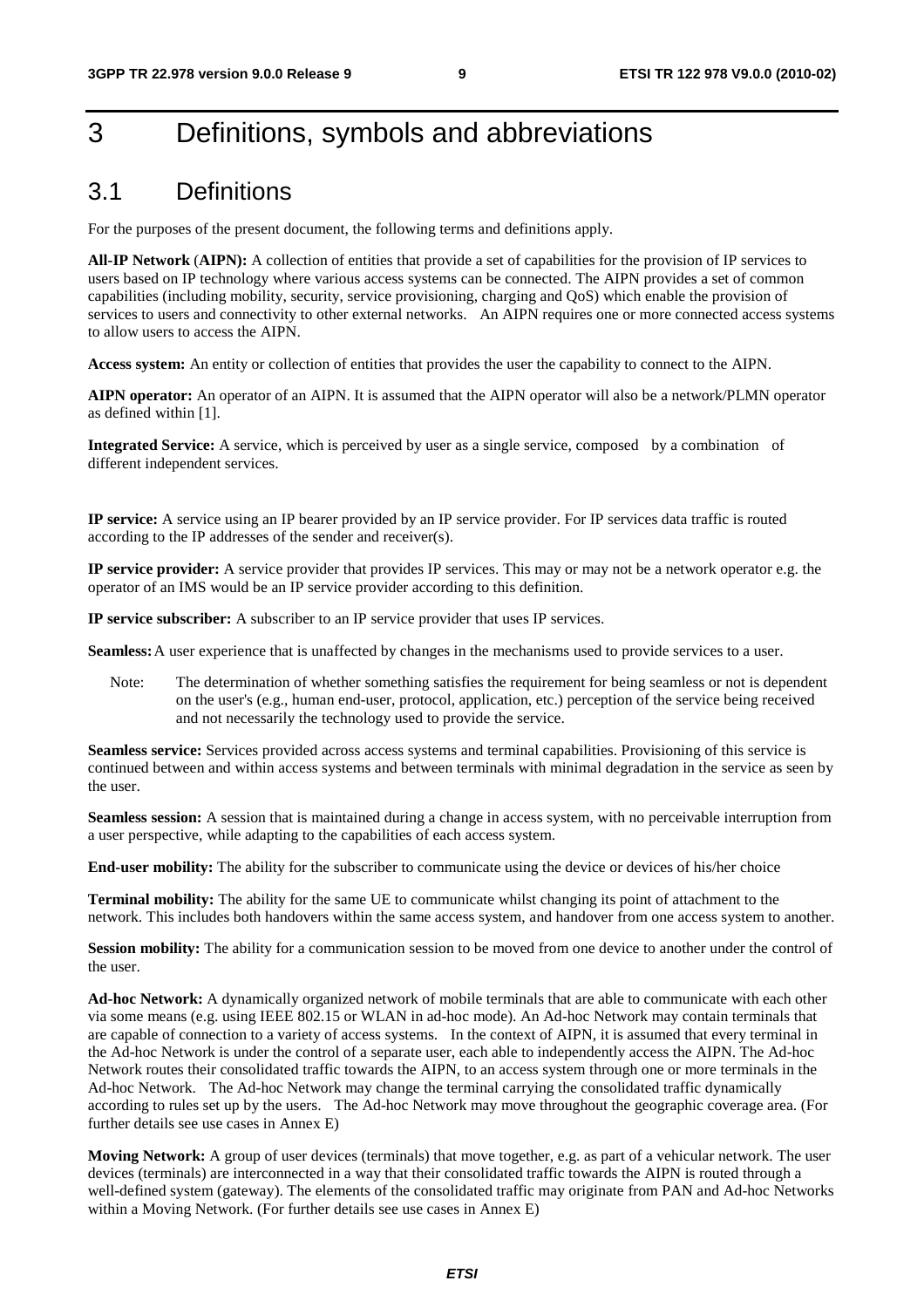# 3 Definitions, symbols and abbreviations

## 3.1 Definitions

For the purposes of the present document, the following terms and definitions apply.

**All-IP Network (AIPN):** A collection of entities that provide a set of capabilities for the provision of IP services to users based on IP technology where various access systems can be connected. The AIPN provides a set of common capabilities (including mobility, security, service provisioning, charging and QoS) which enable the provision of services to users and connectivity to other external networks. An AIPN requires one or more connected access systems to allow users to access the AIPN.

**Access system:** An entity or collection of entities that provides the user the capability to connect to the AIPN.

**AIPN operator:** An operator of an AIPN. It is assumed that the AIPN operator will also be a network/PLMN operator as defined within [1].

**Integrated Service:** A service, which is perceived by user as a single service, composed by a combination of different independent services.

**IP service:** A service using an IP bearer provided by an IP service provider. For IP services data traffic is routed according to the IP addresses of the sender and receiver(s).

**IP service provider:** A service provider that provides IP services. This may or may not be a network operator e.g. the operator of an IMS would be an IP service provider according to this definition.

**IP service subscriber:** A subscriber to an IP service provider that uses IP services.

**Seamless:** A user experience that is unaffected by changes in the mechanisms used to provide services to a user.

> Note: The determination of whether something satisfies the requirement for being seamless or not is dependent on the user's (e.g., human end-user, protocol, application, etc.) perception of the service being received and not necessarily the technology used to provide the service.

**Seamless service:** Services provided across access systems and terminal capabilities. Provisioning of this service is continued between and within access systems and between terminals with minimal degradation in the service as seen by the user.

**Seamless session:** A session that is maintained during a change in access system, with no perceivable interruption from a user perspective, while adapting to the capabilities of each access system.

**End-user mobility:** The ability for the subscriber to communicate using the device or devices of his/her choice

**Terminal mobility:** The ability for the same UE to communicate whilst changing its point of attachment to the network. This includes both handovers within the same access system, and handover from one access system to another.

**Session mobility:** The ability for a communication session to be moved from one device to another under the control of the user.

**Ad-hoc Network:** A dynamically organized network of mobile terminals that are able to communicate with each other via some means (e.g. using IEEE 802.15 or WLAN in ad-hoc mode). An Ad-hoc Network may contain terminals that are capable of connection to a variety of access systems. In the context of AIPN, it is assumed that every terminal in the Ad-hoc Network is under the control of a separate user, each able to independently access the AIPN. The Ad-hoc Network routes their consolidated traffic towards the AIPN, to an access system through one or more terminals in the Ad-hoc Network. The Ad-hoc Network may change the terminal carrying the consolidated traffic dynamically according to rules set up by the users. The Ad-hoc Network may move throughout the geographic coverage area. (For further details see use cases in Annex E)

**Moving Network:** A group of user devices (terminals) that move together, e.g. as part of a vehicular network. The user devices (terminals) are interconnected in a way that their consolidated traffic towards the AIPN is routed through a well-defined system (gateway). The elements of the consolidated traffic may originate from PAN and Ad-hoc Networks within a Moving Network. (For further details see use cases in Annex E)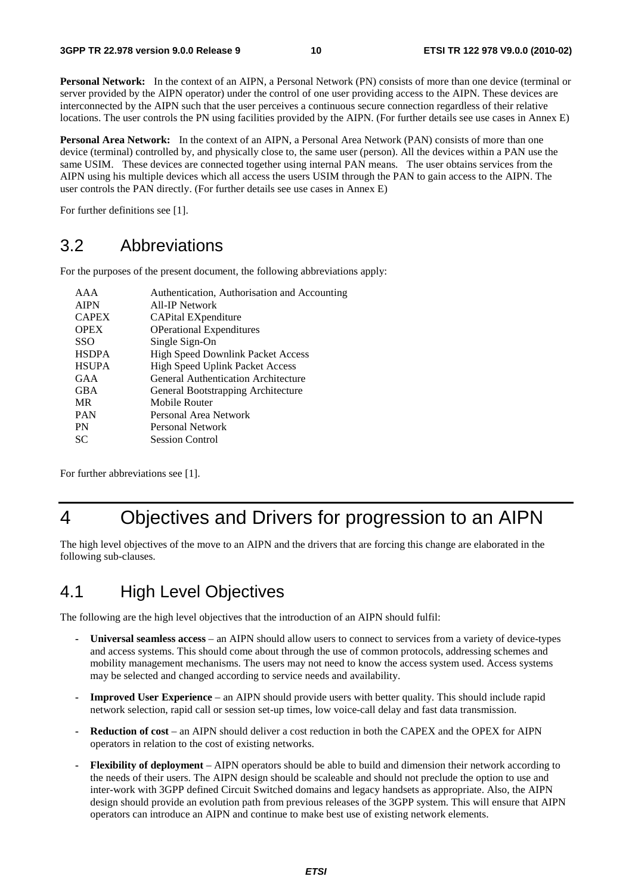**Personal Network:** In the context of an AIPN, a Personal Network (PN) consists of more than one device (terminal or server provided by the AIPN operator) under the control of one user providing access to the AIPN. These devices are interconnected by the AIPN such that the user perceives a continuous secure connection regardless of their relative locations. The user controls the PN using facilities provided by the AIPN. (For further details see use cases in Annex E)

**Personal Area Network:** In the context of an AIPN, a Personal Area Network (PAN) consists of more than one device (terminal) controlled by, and physically close to, the same user (person). All the devices within a PAN use the same USIM. These devices are connected together using internal PAN means. The user obtains services from the AIPN using his multiple devices which all access the users USIM through the PAN to gain access to the AIPN. The user controls the PAN directly. (For further details see use cases in Annex E)

For further definitions see [1].

## 3.2 Abbreviations

For the purposes of the present document, the following abbreviations apply:

| | |
|---|---|
| AAA | Authentication, Authorisation and Accounting |
| AIPN | All-IP Network |
| CAPEX | CAPital EXpenditure |
| OPEX | OPerational Expenditures |
| SSO | Single Sign-On |
| HSDPA | High Speed Downlink Packet Access |
| HSUPA | High Speed Uplink Packet Access |
| GAA | General Authentication Architecture |
| GBA | General Bootstrapping Architecture |
| MR | Mobile Router |
| PAN | Personal Area Network |
| PN | Personal Network |
| SC | Session Control |

For further abbreviations see [1].

# 4 Objectives and Drivers for progression to an AIPN

The high level objectives of the move to an AIPN and the drivers that are forcing this change are elaborated in the following sub-clauses.

## 4.1 High Level Objectives

The following are the high level objectives that the introduction of an AIPN should fulfil:

- **Universal seamless access** – an AIPN should allow users to connect to services from a variety of device-types and access systems. This should come about through the use of common protocols, addressing schemes and mobility management mechanisms. The users may not need to know the access system used. Access systems may be selected and changed according to service needs and availability.
- **Improved User Experience** – an AIPN should provide users with better quality. This should include rapid network selection, rapid call or session set-up times, low voice-call delay and fast data transmission.
- **Reduction of cost** – an AIPN should deliver a cost reduction in both the CAPEX and the OPEX for AIPN operators in relation to the cost of existing networks.
- **Flexibility of deployment** – AIPN operators should be able to build and dimension their network according to the needs of their users. The AIPN design should be scaleable and should not preclude the option to use and inter-work with 3GPP defined Circuit Switched domains and legacy handsets as appropriate. Also, the AIPN design should provide an evolution path from previous releases of the 3GPP system. This will ensure that AIPN operators can introduce an AIPN and continue to make best use of existing network elements.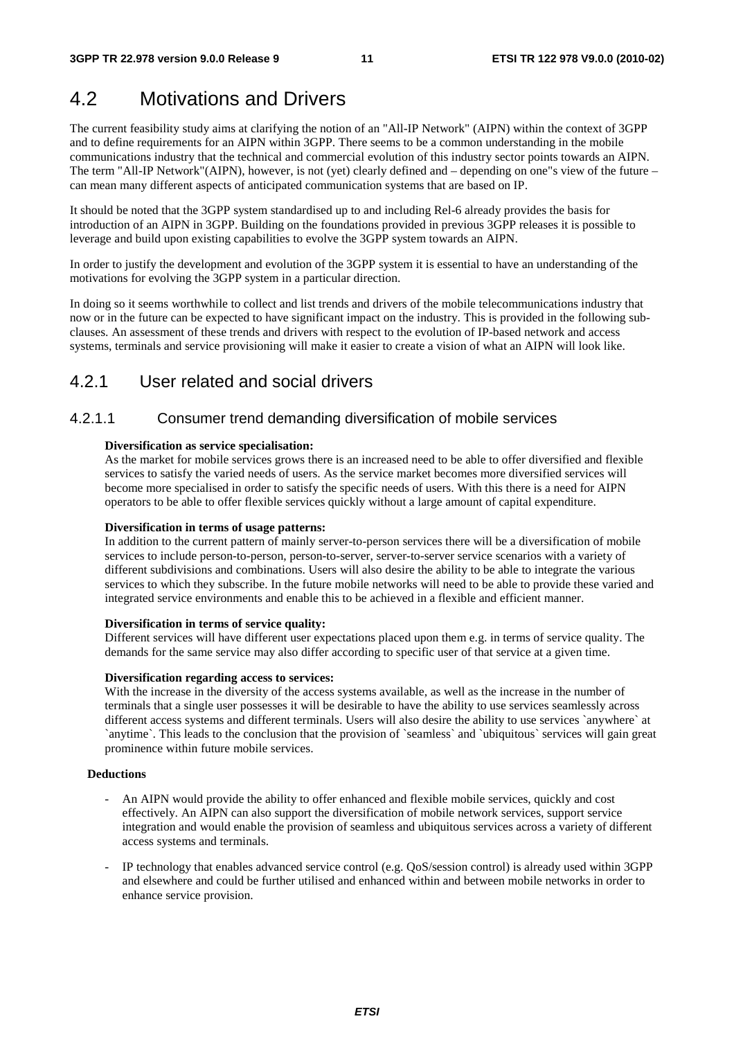## 4.2 Motivations and Drivers

The current feasibility study aims at clarifying the notion of an "All-IP Network" (AIPN) within the context of 3GPP and to define requirements for an AIPN within 3GPP. There seems to be a common understanding in the mobile communications industry that the technical and commercial evolution of this industry sector points towards an AIPN. The term "All-IP Network"(AIPN), however, is not (yet) clearly defined and – depending on one"s view of the future – can mean many different aspects of anticipated communication systems that are based on IP.

It should be noted that the 3GPP system standardised up to and including Rel-6 already provides the basis for introduction of an AIPN in 3GPP. Building on the foundations provided in previous 3GPP releases it is possible to leverage and build upon existing capabilities to evolve the 3GPP system towards an AIPN.

In order to justify the development and evolution of the 3GPP system it is essential to have an understanding of the motivations for evolving the 3GPP system in a particular direction.

In doing so it seems worthwhile to collect and list trends and drivers of the mobile telecommunications industry that now or in the future can be expected to have significant impact on the industry. This is provided in the following sub-clauses. An assessment of these trends and drivers with respect to the evolution of IP-based network and access systems, terminals and service provisioning will make it easier to create a vision of what an AIPN will look like.

### 4.2.1 User related and social drivers

#### 4.2.1.1 Consumer trend demanding diversification of mobile services

**Diversification as service specialisation:**
As the market for mobile services grows there is an increased need to be able to offer diversified and flexible services to satisfy the varied needs of users. As the service market becomes more diversified services will become more specialised in order to satisfy the specific needs of users. With this there is a need for AIPN operators to be able to offer flexible services quickly without a large amount of capital expenditure.

**Diversification in terms of usage patterns:**
In addition to the current pattern of mainly server-to-person services there will be a diversification of mobile services to include person-to-person, person-to-server, server-to-server service scenarios with a variety of different subdivisions and combinations. Users will also desire the ability to be able to integrate the various services to which they subscribe. In the future mobile networks will need to be able to provide these varied and integrated service environments and enable this to be achieved in a flexible and efficient manner.

**Diversification in terms of service quality:**
Different services will have different user expectations placed upon them e.g. in terms of service quality. The demands for the same service may also differ according to specific user of that service at a given time.

**Diversification regarding access to services:**
With the increase in the diversity of the access systems available, as well as the increase in the number of terminals that a single user possesses it will be desirable to have the ability to use services seamlessly across different access systems and different terminals. Users will also desire the ability to use services `anywhere` at `anytime`. This leads to the conclusion that the provision of `seamless` and `ubiquitous` services will gain great prominence within future mobile services.

**Deductions**

- An AIPN would provide the ability to offer enhanced and flexible mobile services, quickly and cost effectively. An AIPN can also support the diversification of mobile network services, support service integration and would enable the provision of seamless and ubiquitous services across a variety of different access systems and terminals.
- IP technology that enables advanced service control (e.g. QoS/session control) is already used within 3GPP and elsewhere and could be further utilised and enhanced within and between mobile networks in order to enhance service provision.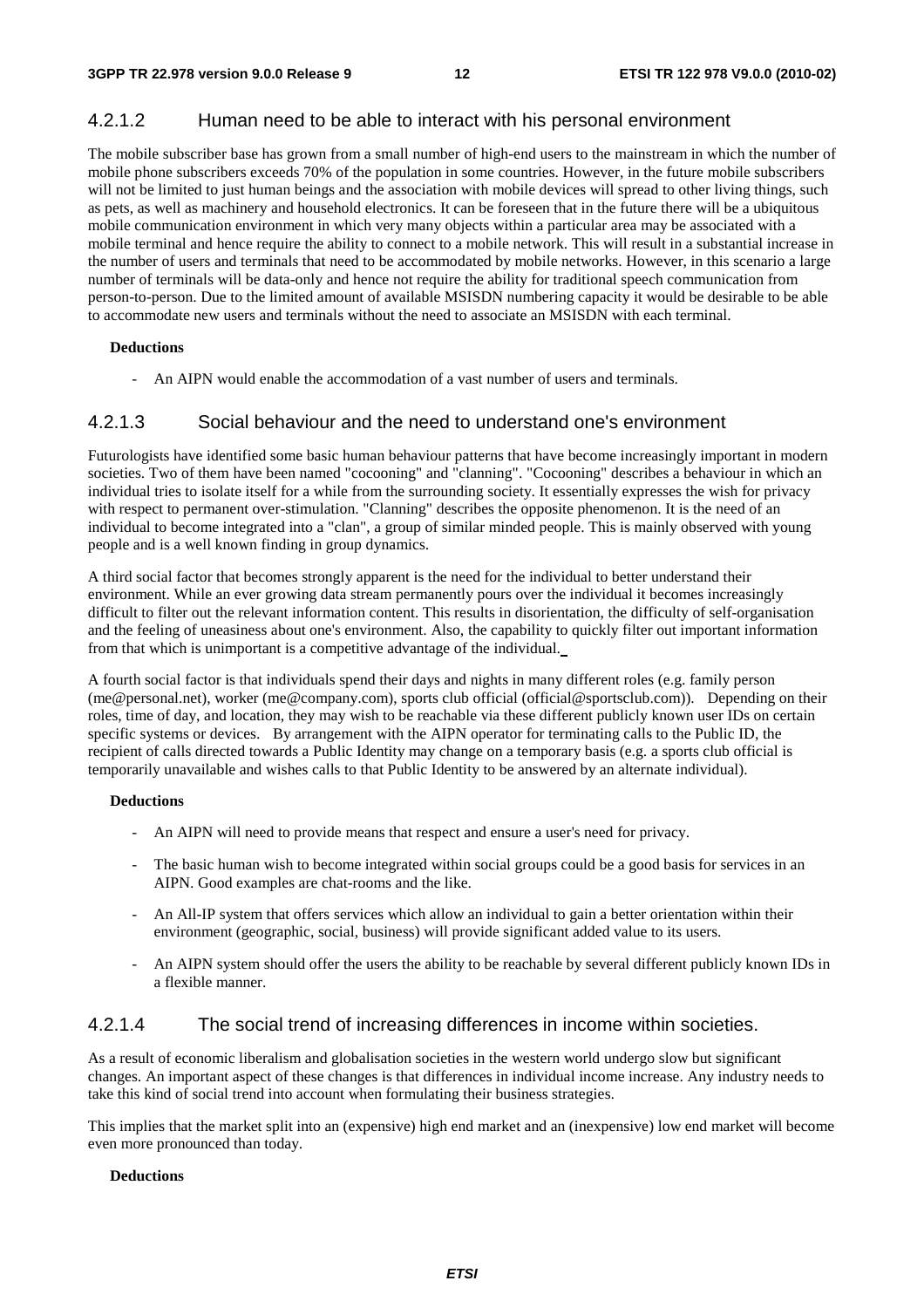#### 4.2.1.2 Human need to be able to interact with his personal environment

The mobile subscriber base has grown from a small number of high-end users to the mainstream in which the number of mobile phone subscribers exceeds 70% of the population in some countries. However, in the future mobile subscribers will not be limited to just human beings and the association with mobile devices will spread to other living things, such as pets, as well as machinery and household electronics. It can be foreseen that in the future there will be a ubiquitous mobile communication environment in which very many objects within a particular area may be associated with a mobile terminal and hence require the ability to connect to a mobile network. This will result in a substantial increase in the number of users and terminals that need to be accommodated by mobile networks. However, in this scenario a large number of terminals will be data-only and hence not require the ability for traditional speech communication from person-to-person. Due to the limited amount of available MSISDN numbering capacity it would be desirable to be able to accommodate new users and terminals without the need to associate an MSISDN with each terminal.

**Deductions**

- An AIPN would enable the accommodation of a vast number of users and terminals.

#### 4.2.1.3 Social behaviour and the need to understand one's environment

Futurologists have identified some basic human behaviour patterns that have become increasingly important in modern societies. Two of them have been named "cocooning" and "clanning". "Cocooning" describes a behaviour in which an individual tries to isolate itself for a while from the surrounding society. It essentially expresses the wish for privacy with respect to permanent over-stimulation. "Clanning" describes the opposite phenomenon. It is the need of an individual to become integrated into a "clan", a group of similar minded people. This is mainly observed with young people and is a well known finding in group dynamics.

A third social factor that becomes strongly apparent is the need for the individual to better understand their environment. While an ever growing data stream permanently pours over the individual it becomes increasingly difficult to filter out the relevant information content. This results in disorientation, the difficulty of self-organisation and the feeling of uneasiness about one's environment. Also, the capability to quickly filter out important information from that which is unimportant is a competitive advantage of the individual.

A fourth social factor is that individuals spend their days and nights in many different roles (e.g. family person (me@personal.net), worker (me@company.com), sports club official (official@sportsclub.com)). Depending on their roles, time of day, and location, they may wish to be reachable via these different publicly known user IDs on certain specific systems or devices. By arrangement with the AIPN operator for terminating calls to the Public ID, the recipient of calls directed towards a Public Identity may change on a temporary basis (e.g. a sports club official is temporarily unavailable and wishes calls to that Public Identity to be answered by an alternate individual).

**Deductions**

- An AIPN will need to provide means that respect and ensure a user's need for privacy.
- The basic human wish to become integrated within social groups could be a good basis for services in an AIPN. Good examples are chat-rooms and the like.
- An All-IP system that offers services which allow an individual to gain a better orientation within their environment (geographic, social, business) will provide significant added value to its users.
- An AIPN system should offer the users the ability to be reachable by several different publicly known IDs in a flexible manner.

#### 4.2.1.4 The social trend of increasing differences in income within societies.

As a result of economic liberalism and globalisation societies in the western world undergo slow but significant changes. An important aspect of these changes is that differences in individual income increase. Any industry needs to take this kind of social trend into account when formulating their business strategies.

This implies that the market split into an (expensive) high end market and an (inexpensive) low end market will become even more pronounced than today.

**Deductions**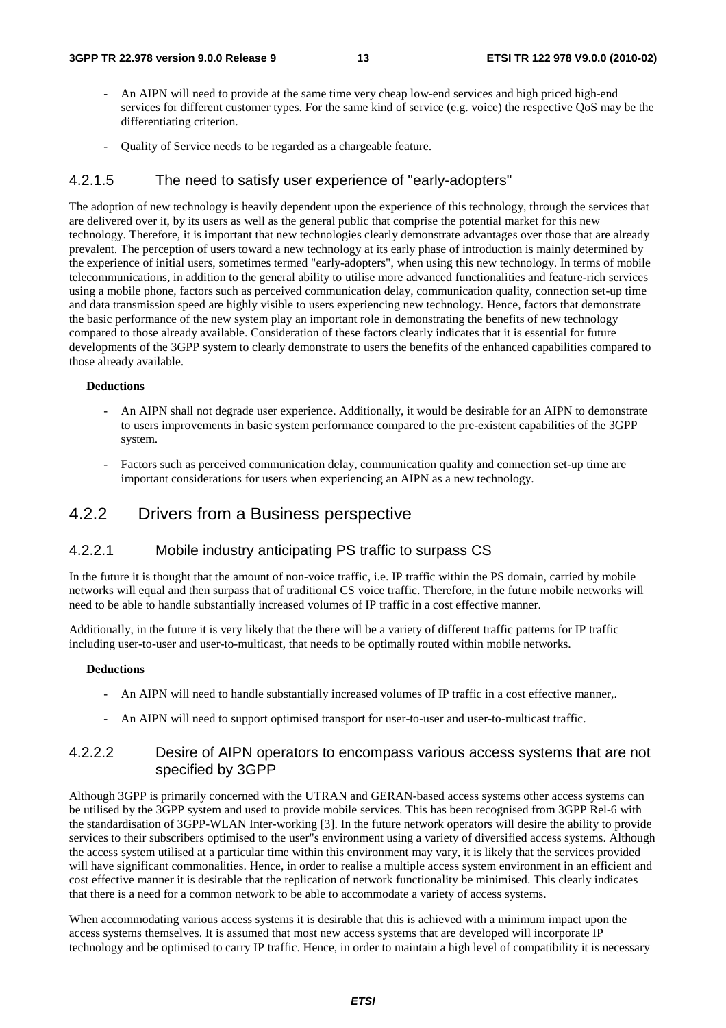- An AIPN will need to provide at the same time very cheap low-end services and high priced high-end services for different customer types. For the same kind of service (e.g. voice) the respective QoS may be the differentiating criterion.

- Quality of Service needs to be regarded as a chargeable feature.

#### 4.2.1.5 The need to satisfy user experience of "early-adopters"

The adoption of new technology is heavily dependent upon the experience of this technology, through the services that are delivered over it, by its users as well as the general public that comprise the potential market for this new technology. Therefore, it is important that new technologies clearly demonstrate advantages over those that are already prevalent. The perception of users toward a new technology at its early phase of introduction is mainly determined by the experience of initial users, sometimes termed "early-adopters", when using this new technology. In terms of mobile telecommunications, in addition to the general ability to utilise more advanced functionalities and feature-rich services using a mobile phone, factors such as perceived communication delay, communication quality, connection set-up time and data transmission speed are highly visible to users experiencing new technology. Hence, factors that demonstrate the basic performance of the new system play an important role in demonstrating the benefits of new technology compared to those already available. Consideration of these factors clearly indicates that it is essential for future developments of the 3GPP system to clearly demonstrate to users the benefits of the enhanced capabilities compared to those already available.

**Deductions**

- An AIPN shall not degrade user experience. Additionally, it would be desirable for an AIPN to demonstrate to users improvements in basic system performance compared to the pre-existent capabilities of the 3GPP system.

- Factors such as perceived communication delay, communication quality and connection set-up time are important considerations for users when experiencing an AIPN as a new technology.

### 4.2.2 Drivers from a Business perspective

#### 4.2.2.1 Mobile industry anticipating PS traffic to surpass CS

In the future it is thought that the amount of non-voice traffic, i.e. IP traffic within the PS domain, carried by mobile networks will equal and then surpass that of traditional CS voice traffic. Therefore, in the future mobile networks will need to be able to handle substantially increased volumes of IP traffic in a cost effective manner.

Additionally, in the future it is very likely that the there will be a variety of different traffic patterns for IP traffic including user-to-user and user-to-multicast, that needs to be optimally routed within mobile networks.

**Deductions**

- An AIPN will need to handle substantially increased volumes of IP traffic in a cost effective manner,.

- An AIPN will need to support optimised transport for user-to-user and user-to-multicast traffic.

#### 4.2.2.2 Desire of AIPN operators to encompass various access systems that are not specified by 3GPP

Although 3GPP is primarily concerned with the UTRAN and GERAN-based access systems other access systems can be utilised by the 3GPP system and used to provide mobile services. This has been recognised from 3GPP Rel-6 with the standardisation of 3GPP-WLAN Inter-working [3]. In the future network operators will desire the ability to provide services to their subscribers optimised to the user"s environment using a variety of diversified access systems. Although the access system utilised at a particular time within this environment may vary, it is likely that the services provided will have significant commonalities. Hence, in order to realise a multiple access system environment in an efficient and cost effective manner it is desirable that the replication of network functionality be minimised. This clearly indicates that there is a need for a common network to be able to accommodate a variety of access systems.

When accommodating various access systems it is desirable that this is achieved with a minimum impact upon the access systems themselves. It is assumed that most new access systems that are developed will incorporate IP technology and be optimised to carry IP traffic. Hence, in order to maintain a high level of compatibility it is necessary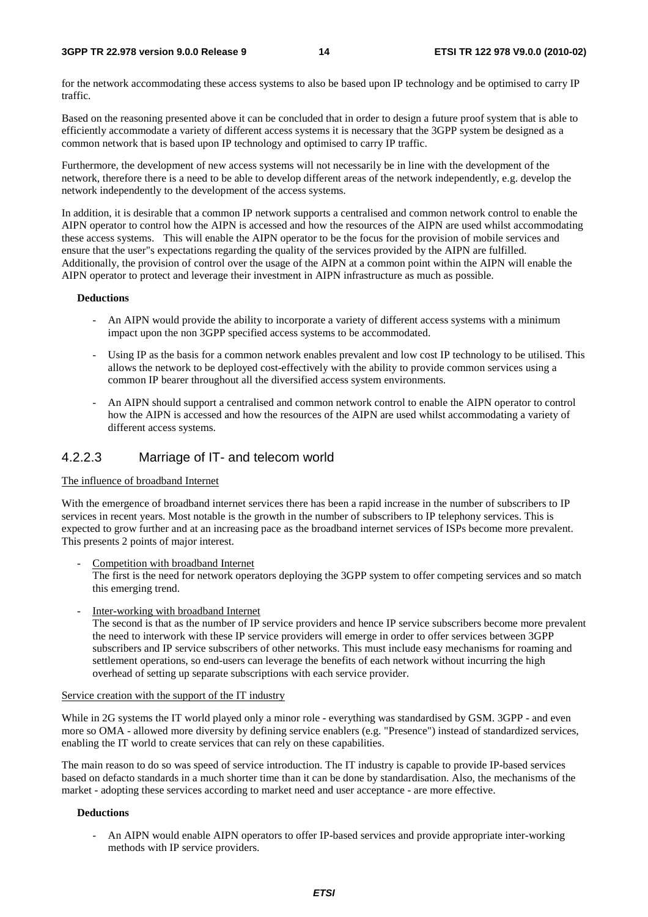for the network accommodating these access systems to also be based upon IP technology and be optimised to carry IP traffic.

Based on the reasoning presented above it can be concluded that in order to design a future proof system that is able to efficiently accommodate a variety of different access systems it is necessary that the 3GPP system be designed as a common network that is based upon IP technology and optimised to carry IP traffic.

Furthermore, the development of new access systems will not necessarily be in line with the development of the network, therefore there is a need to be able to develop different areas of the network independently, e.g. develop the network independently to the development of the access systems.

In addition, it is desirable that a common IP network supports a centralised and common network control to enable the AIPN operator to control how the AIPN is accessed and how the resources of the AIPN are used whilst accommodating these access systems. This will enable the AIPN operator to be the focus for the provision of mobile services and ensure that the user"s expectations regarding the quality of the services provided by the AIPN are fulfilled. Additionally, the provision of control over the usage of the AIPN at a common point within the AIPN will enable the AIPN operator to protect and leverage their investment in AIPN infrastructure as much as possible.

**Deductions**

- An AIPN would provide the ability to incorporate a variety of different access systems with a minimum impact upon the non 3GPP specified access systems to be accommodated.
- Using IP as the basis for a common network enables prevalent and low cost IP technology to be utilised. This allows the network to be deployed cost-effectively with the ability to provide common services using a common IP bearer throughout all the diversified access system environments.
- An AIPN should support a centralised and common network control to enable the AIPN operator to control how the AIPN is accessed and how the resources of the AIPN are used whilst accommodating a variety of different access systems.

### 4.2.2.3 Marriage of IT- and telecom world

The influence of broadband Internet

With the emergence of broadband internet services there has been a rapid increase in the number of subscribers to IP services in recent years. Most notable is the growth in the number of subscribers to IP telephony services. This is expected to grow further and at an increasing pace as the broadband internet services of ISPs become more prevalent. This presents 2 points of major interest.

- Competition with broadband Internet
  The first is the need for network operators deploying the 3GPP system to offer competing services and so match this emerging trend.
- Inter-working with broadband Internet
  The second is that as the number of IP service providers and hence IP service subscribers become more prevalent the need to interwork with these IP service providers will emerge in order to offer services between 3GPP subscribers and IP service subscribers of other networks. This must include easy mechanisms for roaming and settlement operations, so end-users can leverage the benefits of each network without incurring the high overhead of setting up separate subscriptions with each service provider.

Service creation with the support of the IT industry

While in 2G systems the IT world played only a minor role - everything was standardised by GSM. 3GPP - and even more so OMA - allowed more diversity by defining service enablers (e.g. "Presence") instead of standardized services, enabling the IT world to create services that can rely on these capabilities.

The main reason to do so was speed of service introduction. The IT industry is capable to provide IP-based services based on defacto standards in a much shorter time than it can be done by standardisation. Also, the mechanisms of the market - adopting these services according to market need and user acceptance - are more effective.

**Deductions**

- An AIPN would enable AIPN operators to offer IP-based services and provide appropriate inter-working methods with IP service providers.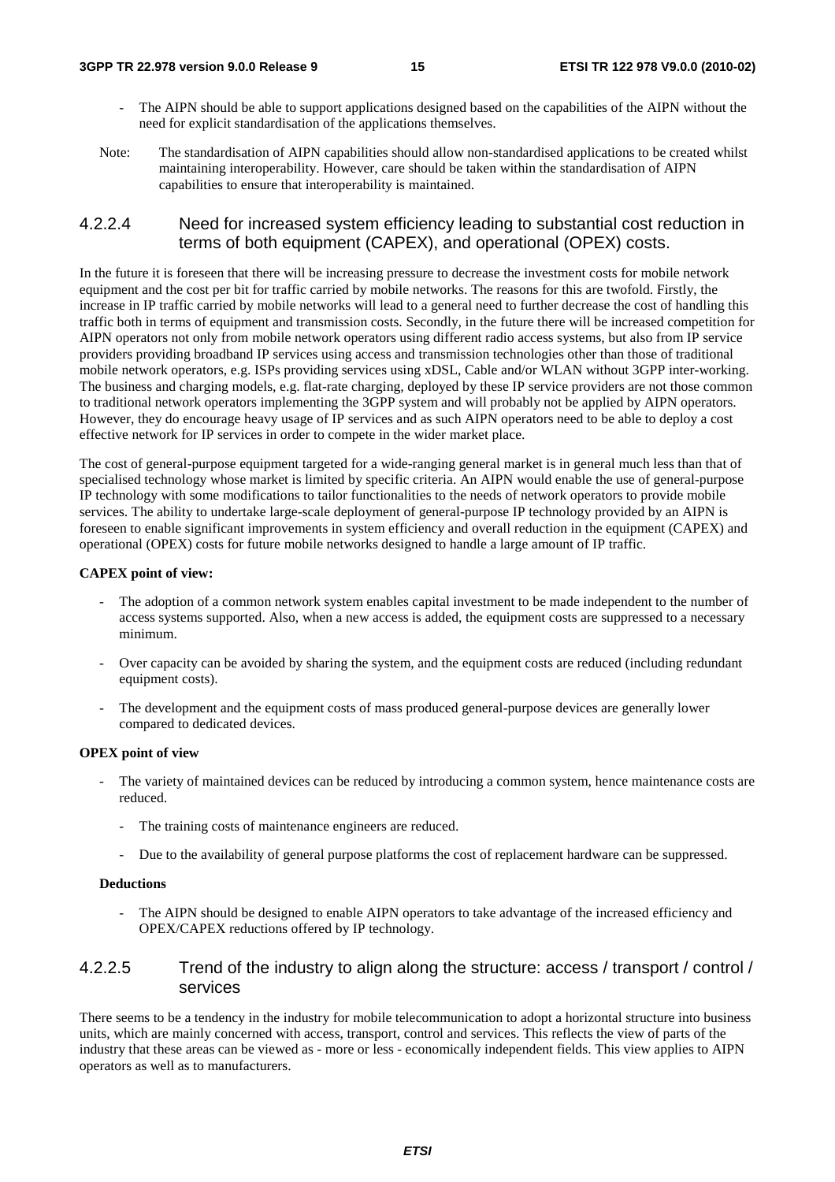- The AIPN should be able to support applications designed based on the capabilities of the AIPN without the need for explicit standardisation of the applications themselves.

Note: The standardisation of AIPN capabilities should allow non-standardised applications to be created whilst maintaining interoperability. However, care should be taken within the standardisation of AIPN capabilities to ensure that interoperability is maintained.

#### 4.2.2.4 Need for increased system efficiency leading to substantial cost reduction in terms of both equipment (CAPEX), and operational (OPEX) costs.

In the future it is foreseen that there will be increasing pressure to decrease the investment costs for mobile network equipment and the cost per bit for traffic carried by mobile networks. The reasons for this are twofold. Firstly, the increase in IP traffic carried by mobile networks will lead to a general need to further decrease the cost of handling this traffic both in terms of equipment and transmission costs. Secondly, in the future there will be increased competition for AIPN operators not only from mobile network operators using different radio access systems, but also from IP service providers providing broadband IP services using access and transmission technologies other than those of traditional mobile network operators, e.g. ISPs providing services using xDSL, Cable and/or WLAN without 3GPP inter-working. The business and charging models, e.g. flat-rate charging, deployed by these IP service providers are not those common to traditional network operators implementing the 3GPP system and will probably not be applied by AIPN operators. However, they do encourage heavy usage of IP services and as such AIPN operators need to be able to deploy a cost effective network for IP services in order to compete in the wider market place.

The cost of general-purpose equipment targeted for a wide-ranging general market is in general much less than that of specialised technology whose market is limited by specific criteria. An AIPN would enable the use of general-purpose IP technology with some modifications to tailor functionalities to the needs of network operators to provide mobile services. The ability to undertake large-scale deployment of general-purpose IP technology provided by an AIPN is foreseen to enable significant improvements in system efficiency and overall reduction in the equipment (CAPEX) and operational (OPEX) costs for future mobile networks designed to handle a large amount of IP traffic.

**CAPEX point of view:**

- The adoption of a common network system enables capital investment to be made independent to the number of access systems supported. Also, when a new access is added, the equipment costs are suppressed to a necessary minimum.
- Over capacity can be avoided by sharing the system, and the equipment costs are reduced (including redundant equipment costs).
- The development and the equipment costs of mass produced general-purpose devices are generally lower compared to dedicated devices.

**OPEX point of view**

- The variety of maintained devices can be reduced by introducing a common system, hence maintenance costs are reduced.
  - The training costs of maintenance engineers are reduced.
  - Due to the availability of general purpose platforms the cost of replacement hardware can be suppressed.

**Deductions**

- The AIPN should be designed to enable AIPN operators to take advantage of the increased efficiency and OPEX/CAPEX reductions offered by IP technology.

#### 4.2.2.5 Trend of the industry to align along the structure: access / transport / control / services

There seems to be a tendency in the industry for mobile telecommunication to adopt a horizontal structure into business units, which are mainly concerned with access, transport, control and services. This reflects the view of parts of the industry that these areas can be viewed as - more or less - economically independent fields. This view applies to AIPN operators as well as to manufacturers.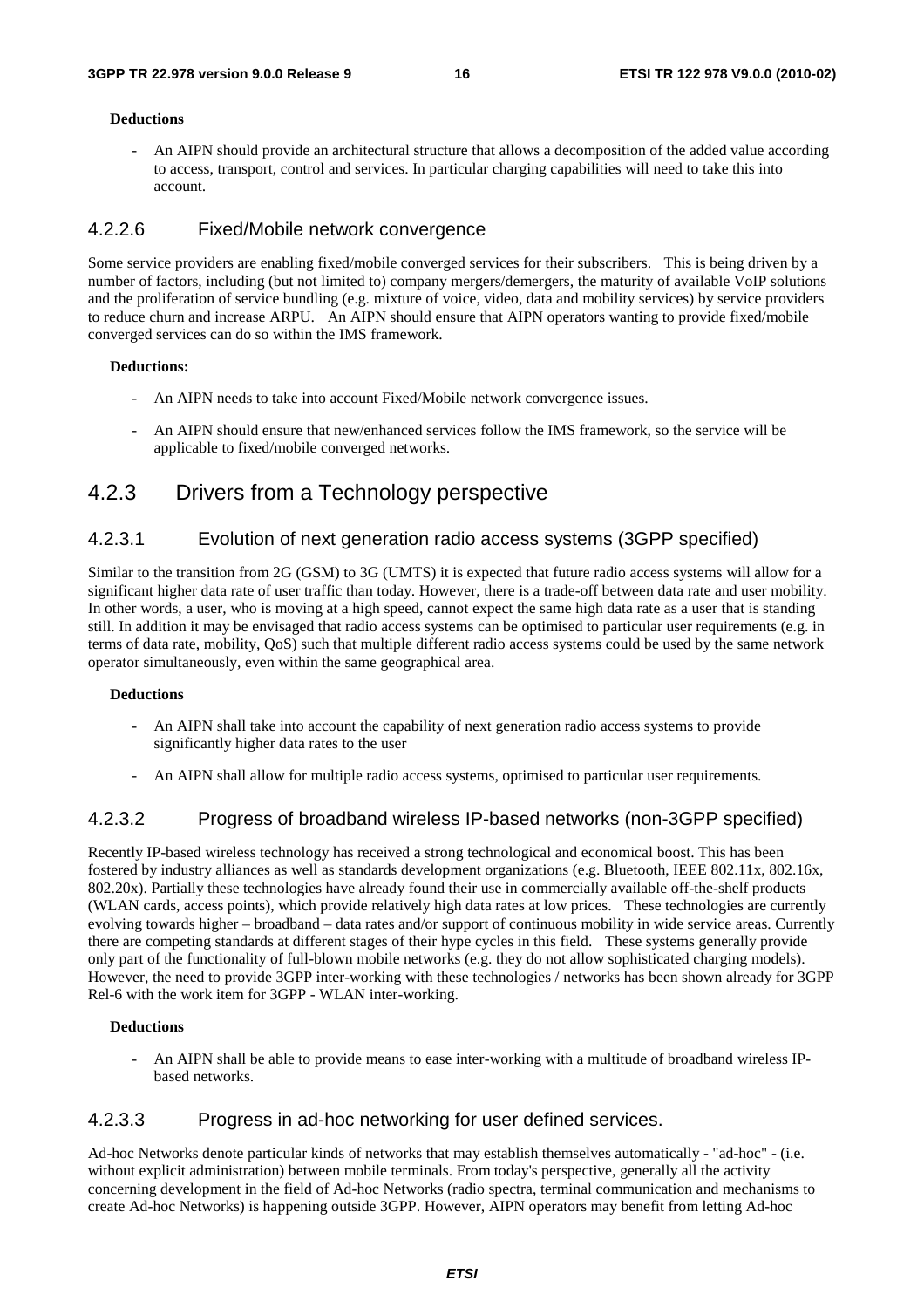**Deductions**

- An AIPN should provide an architectural structure that allows a decomposition of the added value according to access, transport, control and services. In particular charging capabilities will need to take this into account.

#### 4.2.2.6 Fixed/Mobile network convergence

Some service providers are enabling fixed/mobile converged services for their subscribers. This is being driven by a number of factors, including (but not limited to) company mergers/demergers, the maturity of available VoIP solutions and the proliferation of service bundling (e.g. mixture of voice, video, data and mobility services) by service providers to reduce churn and increase ARPU. An AIPN should ensure that AIPN operators wanting to provide fixed/mobile converged services can do so within the IMS framework.

**Deductions:**

- An AIPN needs to take into account Fixed/Mobile network convergence issues.
- An AIPN should ensure that new/enhanced services follow the IMS framework, so the service will be applicable to fixed/mobile converged networks.

### 4.2.3 Drivers from a Technology perspective

#### 4.2.3.1 Evolution of next generation radio access systems (3GPP specified)

Similar to the transition from 2G (GSM) to 3G (UMTS) it is expected that future radio access systems will allow for a significant higher data rate of user traffic than today. However, there is a trade-off between data rate and user mobility. In other words, a user, who is moving at a high speed, cannot expect the same high data rate as a user that is standing still. In addition it may be envisaged that radio access systems can be optimised to particular user requirements (e.g. in terms of data rate, mobility, QoS) such that multiple different radio access systems could be used by the same network operator simultaneously, even within the same geographical area.

**Deductions**

- An AIPN shall take into account the capability of next generation radio access systems to provide significantly higher data rates to the user
- An AIPN shall allow for multiple radio access systems, optimised to particular user requirements.

#### 4.2.3.2 Progress of broadband wireless IP-based networks (non-3GPP specified)

Recently IP-based wireless technology has received a strong technological and economical boost. This has been fostered by industry alliances as well as standards development organizations (e.g. Bluetooth, IEEE 802.11x, 802.16x, 802.20x). Partially these technologies have already found their use in commercially available off-the-shelf products (WLAN cards, access points), which provide relatively high data rates at low prices. These technologies are currently evolving towards higher – broadband – data rates and/or support of continuous mobility in wide service areas. Currently there are competing standards at different stages of their hype cycles in this field. These systems generally provide only part of the functionality of full-blown mobile networks (e.g. they do not allow sophisticated charging models). However, the need to provide 3GPP inter-working with these technologies / networks has been shown already for 3GPP Rel-6 with the work item for 3GPP - WLAN inter-working.

**Deductions**

- An AIPN shall be able to provide means to ease inter-working with a multitude of broadband wireless IP-based networks.

#### 4.2.3.3 Progress in ad-hoc networking for user defined services.

Ad-hoc Networks denote particular kinds of networks that may establish themselves automatically - "ad-hoc" - (i.e. without explicit administration) between mobile terminals. From today's perspective, generally all the activity concerning development in the field of Ad-hoc Networks (radio spectra, terminal communication and mechanisms to create Ad-hoc Networks) is happening outside 3GPP. However, AIPN operators may benefit from letting Ad-hoc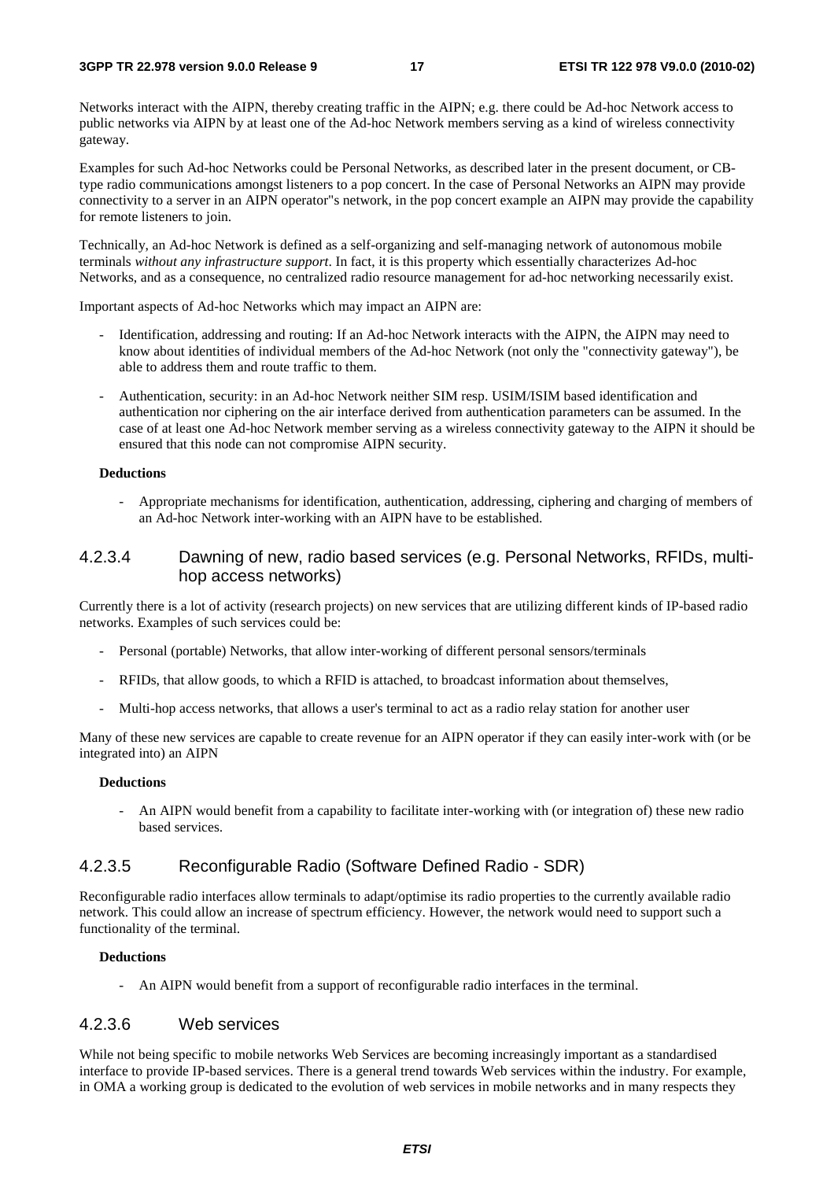Networks interact with the AIPN, thereby creating traffic in the AIPN; e.g. there could be Ad-hoc Network access to public networks via AIPN by at least one of the Ad-hoc Network members serving as a kind of wireless connectivity gateway.

Examples for such Ad-hoc Networks could be Personal Networks, as described later in the present document, or CB-type radio communications amongst listeners to a pop concert. In the case of Personal Networks an AIPN may provide connectivity to a server in an AIPN operator"s network, in the pop concert example an AIPN may provide the capability for remote listeners to join.

Technically, an Ad-hoc Network is defined as a self-organizing and self-managing network of autonomous mobile terminals *without any infrastructure support*. In fact, it is this property which essentially characterizes Ad-hoc Networks, and as a consequence, no centralized radio resource management for ad-hoc networking necessarily exist.

Important aspects of Ad-hoc Networks which may impact an AIPN are:

- Identification, addressing and routing: If an Ad-hoc Network interacts with the AIPN, the AIPN may need to know about identities of individual members of the Ad-hoc Network (not only the "connectivity gateway"), be able to address them and route traffic to them.
- Authentication, security: in an Ad-hoc Network neither SIM resp. USIM/ISIM based identification and authentication nor ciphering on the air interface derived from authentication parameters can be assumed. In the case of at least one Ad-hoc Network member serving as a wireless connectivity gateway to the AIPN it should be ensured that this node can not compromise AIPN security.

**Deductions**

- Appropriate mechanisms for identification, authentication, addressing, ciphering and charging of members of an Ad-hoc Network inter-working with an AIPN have to be established.

#### 4.2.3.4 Dawning of new, radio based services (e.g. Personal Networks, RFIDs, multi-hop access networks)

Currently there is a lot of activity (research projects) on new services that are utilizing different kinds of IP-based radio networks. Examples of such services could be:

- Personal (portable) Networks, that allow inter-working of different personal sensors/terminals
- RFIDs, that allow goods, to which a RFID is attached, to broadcast information about themselves,
- Multi-hop access networks, that allows a user's terminal to act as a radio relay station for another user

Many of these new services are capable to create revenue for an AIPN operator if they can easily inter-work with (or be integrated into) an AIPN

**Deductions**

- An AIPN would benefit from a capability to facilitate inter-working with (or integration of) these new radio based services.

#### 4.2.3.5 Reconfigurable Radio (Software Defined Radio - SDR)

Reconfigurable radio interfaces allow terminals to adapt/optimise its radio properties to the currently available radio network. This could allow an increase of spectrum efficiency. However, the network would need to support such a functionality of the terminal.

**Deductions**

- An AIPN would benefit from a support of reconfigurable radio interfaces in the terminal.

#### 4.2.3.6 Web services

While not being specific to mobile networks Web Services are becoming increasingly important as a standardised interface to provide IP-based services. There is a general trend towards Web services within the industry. For example, in OMA a working group is dedicated to the evolution of web services in mobile networks and in many respects they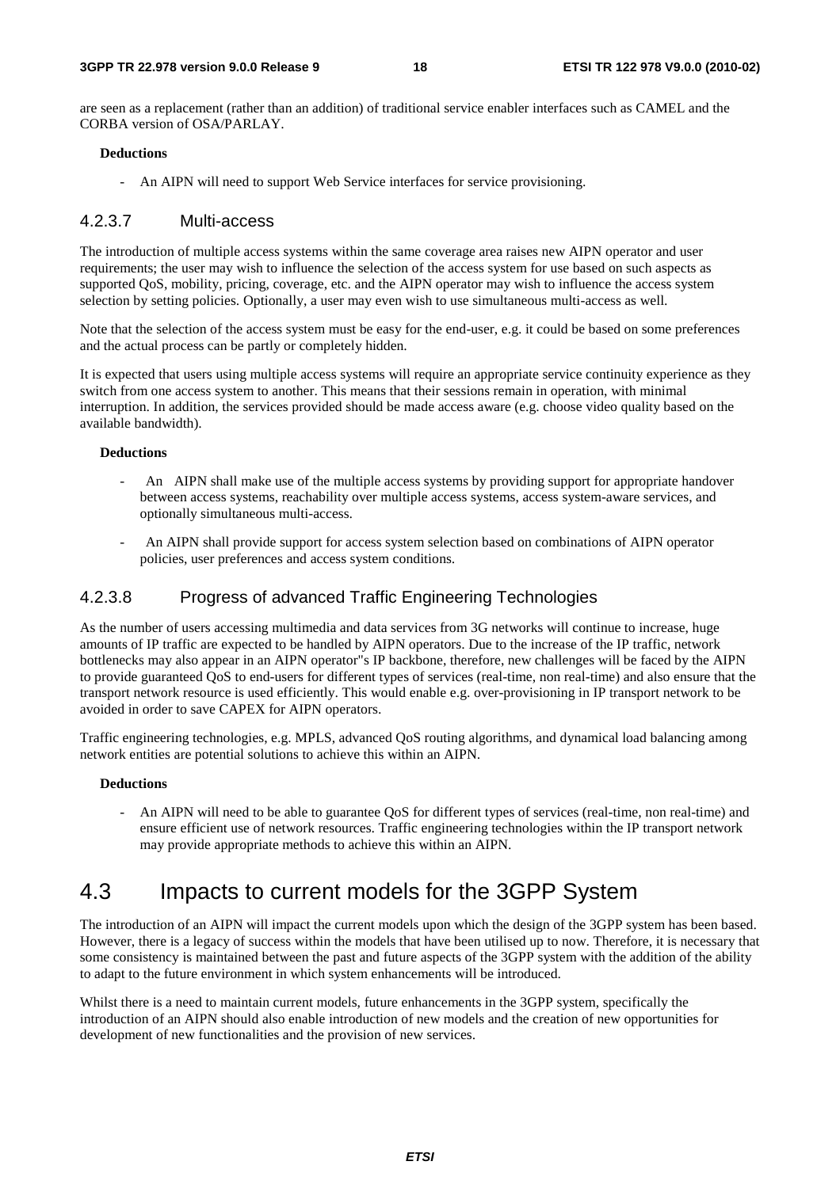are seen as a replacement (rather than an addition) of traditional service enabler interfaces such as CAMEL and the CORBA version of OSA/PARLAY.

**Deductions**

- An AIPN will need to support Web Service interfaces for service provisioning.

#### 4.2.3.7 Multi-access

The introduction of multiple access systems within the same coverage area raises new AIPN operator and user requirements; the user may wish to influence the selection of the access system for use based on such aspects as supported QoS, mobility, pricing, coverage, etc. and the AIPN operator may wish to influence the access system selection by setting policies. Optionally, a user may even wish to use simultaneous multi-access as well.

Note that the selection of the access system must be easy for the end-user, e.g. it could be based on some preferences and the actual process can be partly or completely hidden.

It is expected that users using multiple access systems will require an appropriate service continuity experience as they switch from one access system to another. This means that their sessions remain in operation, with minimal interruption. In addition, the services provided should be made access aware (e.g. choose video quality based on the available bandwidth).

**Deductions**

- An AIPN shall make use of the multiple access systems by providing support for appropriate handover between access systems, reachability over multiple access systems, access system-aware services, and optionally simultaneous multi-access.
- An AIPN shall provide support for access system selection based on combinations of AIPN operator policies, user preferences and access system conditions.

#### 4.2.3.8 Progress of advanced Traffic Engineering Technologies

As the number of users accessing multimedia and data services from 3G networks will continue to increase, huge amounts of IP traffic are expected to be handled by AIPN operators. Due to the increase of the IP traffic, network bottlenecks may also appear in an AIPN operator"s IP backbone, therefore, new challenges will be faced by the AIPN to provide guaranteed QoS to end-users for different types of services (real-time, non real-time) and also ensure that the transport network resource is used efficiently. This would enable e.g. over-provisioning in IP transport network to be avoided in order to save CAPEX for AIPN operators.

Traffic engineering technologies, e.g. MPLS, advanced QoS routing algorithms, and dynamical load balancing among network entities are potential solutions to achieve this within an AIPN.

**Deductions**

- An AIPN will need to be able to guarantee QoS for different types of services (real-time, non real-time) and ensure efficient use of network resources. Traffic engineering technologies within the IP transport network may provide appropriate methods to achieve this within an AIPN.

## 4.3 Impacts to current models for the 3GPP System

The introduction of an AIPN will impact the current models upon which the design of the 3GPP system has been based. However, there is a legacy of success within the models that have been utilised up to now. Therefore, it is necessary that some consistency is maintained between the past and future aspects of the 3GPP system with the addition of the ability to adapt to the future environment in which system enhancements will be introduced.

Whilst there is a need to maintain current models, future enhancements in the 3GPP system, specifically the introduction of an AIPN should also enable introduction of new models and the creation of new opportunities for development of new functionalities and the provision of new services.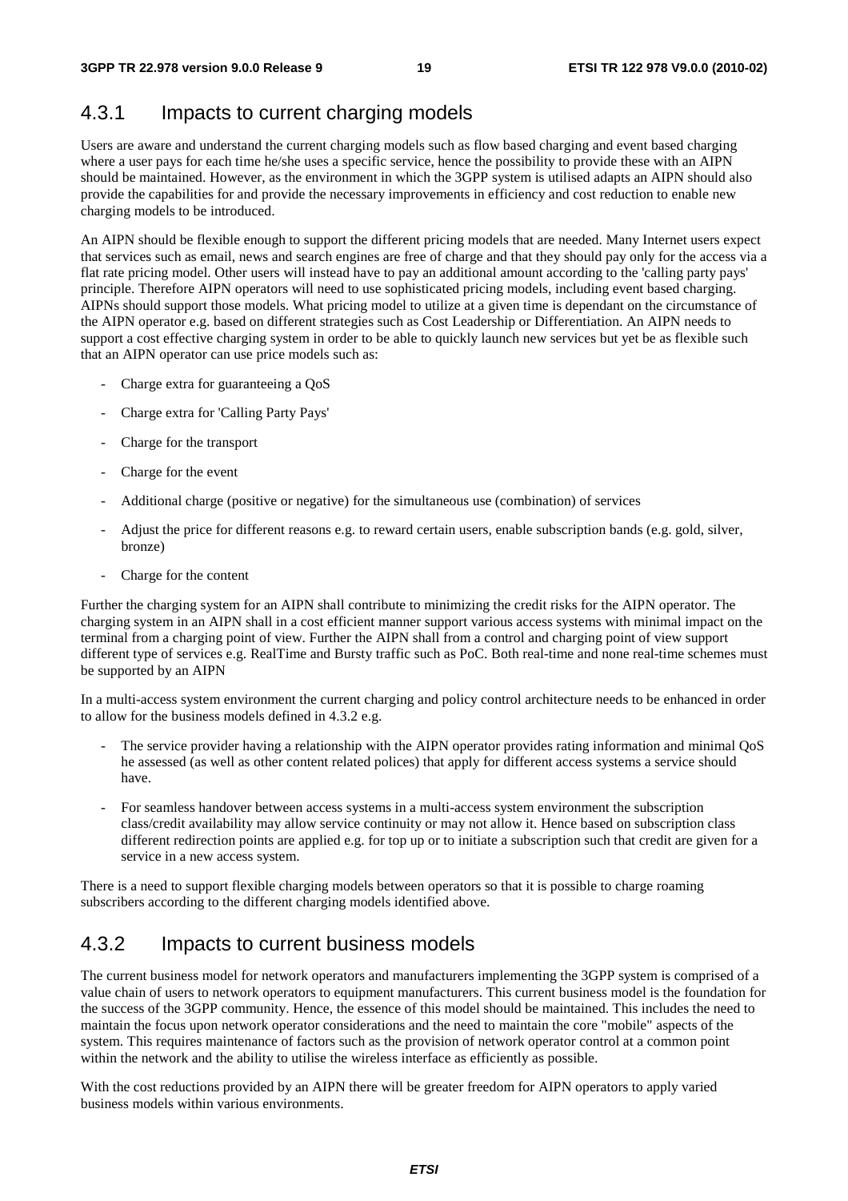### 4.3.1 Impacts to current charging models

Users are aware and understand the current charging models such as flow based charging and event based charging where a user pays for each time he/she uses a specific service, hence the possibility to provide these with an AIPN should be maintained. However, as the environment in which the 3GPP system is utilised adapts an AIPN should also provide the capabilities for and provide the necessary improvements in efficiency and cost reduction to enable new charging models to be introduced.

An AIPN should be flexible enough to support the different pricing models that are needed. Many Internet users expect that services such as email, news and search engines are free of charge and that they should pay only for the access via a flat rate pricing model. Other users will instead have to pay an additional amount according to the 'calling party pays' principle. Therefore AIPN operators will need to use sophisticated pricing models, including event based charging. AIPNs should support those models. What pricing model to utilize at a given time is dependant on the circumstance of the AIPN operator e.g. based on different strategies such as Cost Leadership or Differentiation. An AIPN needs to support a cost effective charging system in order to be able to quickly launch new services but yet be as flexible such that an AIPN operator can use price models such as:

- Charge extra for guaranteeing a QoS
- Charge extra for 'Calling Party Pays'
- Charge for the transport
- Charge for the event
- Additional charge (positive or negative) for the simultaneous use (combination) of services
- Adjust the price for different reasons e.g. to reward certain users, enable subscription bands (e.g. gold, silver, bronze)
- Charge for the content

Further the charging system for an AIPN shall contribute to minimizing the credit risks for the AIPN operator. The charging system in an AIPN shall in a cost efficient manner support various access systems with minimal impact on the terminal from a charging point of view. Further the AIPN shall from a control and charging point of view support different type of services e.g. RealTime and Bursty traffic such as PoC. Both real-time and none real-time schemes must be supported by an AIPN

In a multi-access system environment the current charging and policy control architecture needs to be enhanced in order to allow for the business models defined in 4.3.2 e.g.

- The service provider having a relationship with the AIPN operator provides rating information and minimal QoS he assessed (as well as other content related polices) that apply for different access systems a service should have.
- For seamless handover between access systems in a multi-access system environment the subscription class/credit availability may allow service continuity or may not allow it. Hence based on subscription class different redirection points are applied e.g. for top up or to initiate a subscription such that credit are given for a service in a new access system.

There is a need to support flexible charging models between operators so that it is possible to charge roaming subscribers according to the different charging models identified above.

### 4.3.2 Impacts to current business models

The current business model for network operators and manufacturers implementing the 3GPP system is comprised of a value chain of users to network operators to equipment manufacturers. This current business model is the foundation for the success of the 3GPP community. Hence, the essence of this model should be maintained. This includes the need to maintain the focus upon network operator considerations and the need to maintain the core "mobile" aspects of the system. This requires maintenance of factors such as the provision of network operator control at a common point within the network and the ability to utilise the wireless interface as efficiently as possible.

With the cost reductions provided by an AIPN there will be greater freedom for AIPN operators to apply varied business models within various environments.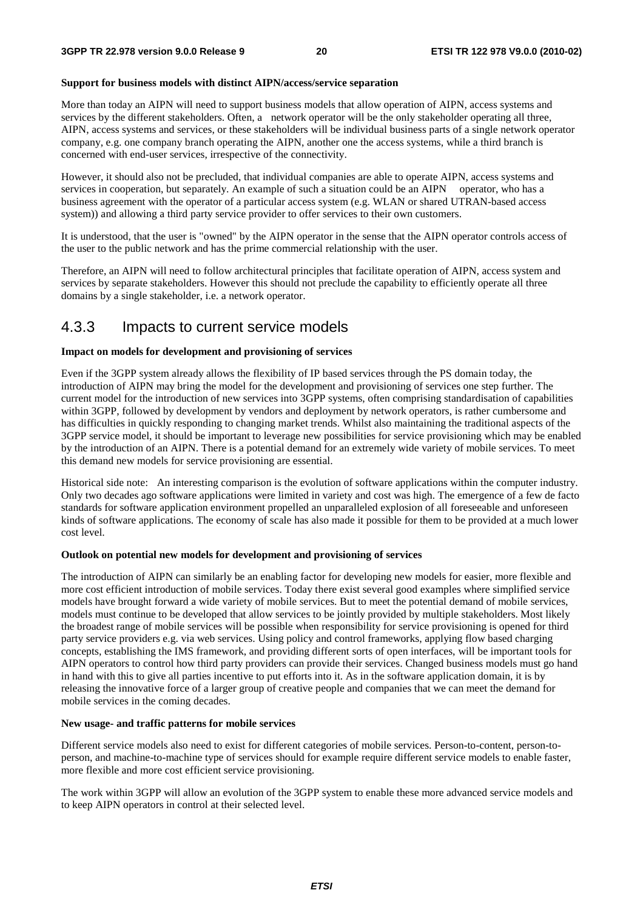**Support for business models with distinct AIPN/access/service separation**

More than today an AIPN will need to support business models that allow operation of AIPN, access systems and services by the different stakeholders. Often, a network operator will be the only stakeholder operating all three, AIPN, access systems and services, or these stakeholders will be individual business parts of a single network operator company, e.g. one company branch operating the AIPN, another one the access systems, while a third branch is concerned with end-user services, irrespective of the connectivity.

However, it should also not be precluded, that individual companies are able to operate AIPN, access systems and services in cooperation, but separately. An example of such a situation could be an AIPN operator, who has a business agreement with the operator of a particular access system (e.g. WLAN or shared UTRAN-based access system)) and allowing a third party service provider to offer services to their own customers.

It is understood, that the user is "owned" by the AIPN operator in the sense that the AIPN operator controls access of the user to the public network and has the prime commercial relationship with the user.

Therefore, an AIPN will need to follow architectural principles that facilitate operation of AIPN, access system and services by separate stakeholders. However this should not preclude the capability to efficiently operate all three domains by a single stakeholder, i.e. a network operator.

## 4.3.3 Impacts to current service models

**Impact on models for development and provisioning of services**

Even if the 3GPP system already allows the flexibility of IP based services through the PS domain today, the introduction of AIPN may bring the model for the development and provisioning of services one step further. The current model for the introduction of new services into 3GPP systems, often comprising standardisation of capabilities within 3GPP, followed by development by vendors and deployment by network operators, is rather cumbersome and has difficulties in quickly responding to changing market trends. Whilst also maintaining the traditional aspects of the 3GPP service model, it should be important to leverage new possibilities for service provisioning which may be enabled by the introduction of an AIPN. There is a potential demand for an extremely wide variety of mobile services. To meet this demand new models for service provisioning are essential.

Historical side note: An interesting comparison is the evolution of software applications within the computer industry. Only two decades ago software applications were limited in variety and cost was high. The emergence of a few de facto standards for software application environment propelled an unparalleled explosion of all foreseeable and unforeseen kinds of software applications. The economy of scale has also made it possible for them to be provided at a much lower cost level.

**Outlook on potential new models for development and provisioning of services**

The introduction of AIPN can similarly be an enabling factor for developing new models for easier, more flexible and more cost efficient introduction of mobile services. Today there exist several good examples where simplified service models have brought forward a wide variety of mobile services. But to meet the potential demand of mobile services, models must continue to be developed that allow services to be jointly provided by multiple stakeholders. Most likely the broadest range of mobile services will be possible when responsibility for service provisioning is opened for third party service providers e.g. via web services. Using policy and control frameworks, applying flow based charging concepts, establishing the IMS framework, and providing different sorts of open interfaces, will be important tools for AIPN operators to control how third party providers can provide their services. Changed business models must go hand in hand with this to give all parties incentive to put efforts into it. As in the software application domain, it is by releasing the innovative force of a larger group of creative people and companies that we can meet the demand for mobile services in the coming decades.

**New usage- and traffic patterns for mobile services**

Different service models also need to exist for different categories of mobile services. Person-to-content, person-to-person, and machine-to-machine type of services should for example require different service models to enable faster, more flexible and more cost efficient service provisioning.

The work within 3GPP will allow an evolution of the 3GPP system to enable these more advanced service models and to keep AIPN operators in control at their selected level.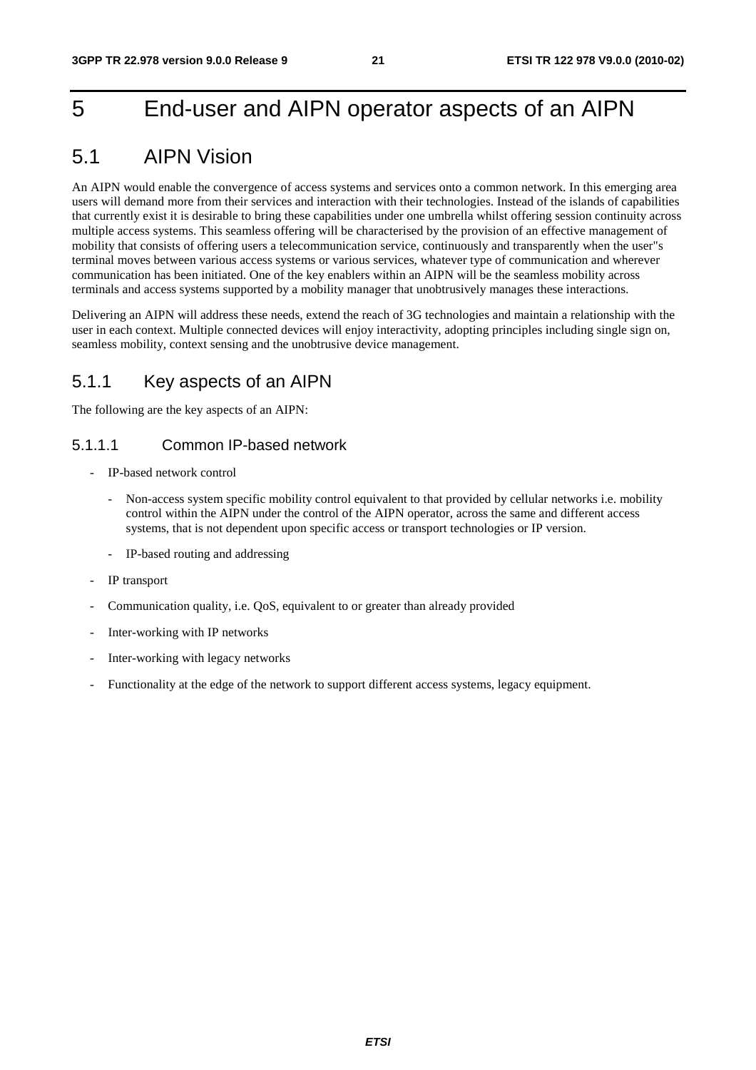# 5 End-user and AIPN operator aspects of an AIPN

## 5.1 AIPN Vision

An AIPN would enable the convergence of access systems and services onto a common network. In this emerging area users will demand more from their services and interaction with their technologies. Instead of the islands of capabilities that currently exist it is desirable to bring these capabilities under one umbrella whilst offering session continuity across multiple access systems. This seamless offering will be characterised by the provision of an effective management of mobility that consists of offering users a telecommunication service, continuously and transparently when the user"s terminal moves between various access systems or various services, whatever type of communication and wherever communication has been initiated. One of the key enablers within an AIPN will be the seamless mobility across terminals and access systems supported by a mobility manager that unobtrusively manages these interactions.

Delivering an AIPN will address these needs, extend the reach of 3G technologies and maintain a relationship with the user in each context. Multiple connected devices will enjoy interactivity, adopting principles including single sign on, seamless mobility, context sensing and the unobtrusive device management.

### 5.1.1 Key aspects of an AIPN

The following are the key aspects of an AIPN:

#### 5.1.1.1 Common IP-based network

- IP-based network control
  - Non-access system specific mobility control equivalent to that provided by cellular networks i.e. mobility control within the AIPN under the control of the AIPN operator, across the same and different access systems, that is not dependent upon specific access or transport technologies or IP version.
  - IP-based routing and addressing
- IP transport
- Communication quality, i.e. QoS, equivalent to or greater than already provided
- Inter-working with IP networks
- Inter-working with legacy networks
- Functionality at the edge of the network to support different access systems, legacy equipment.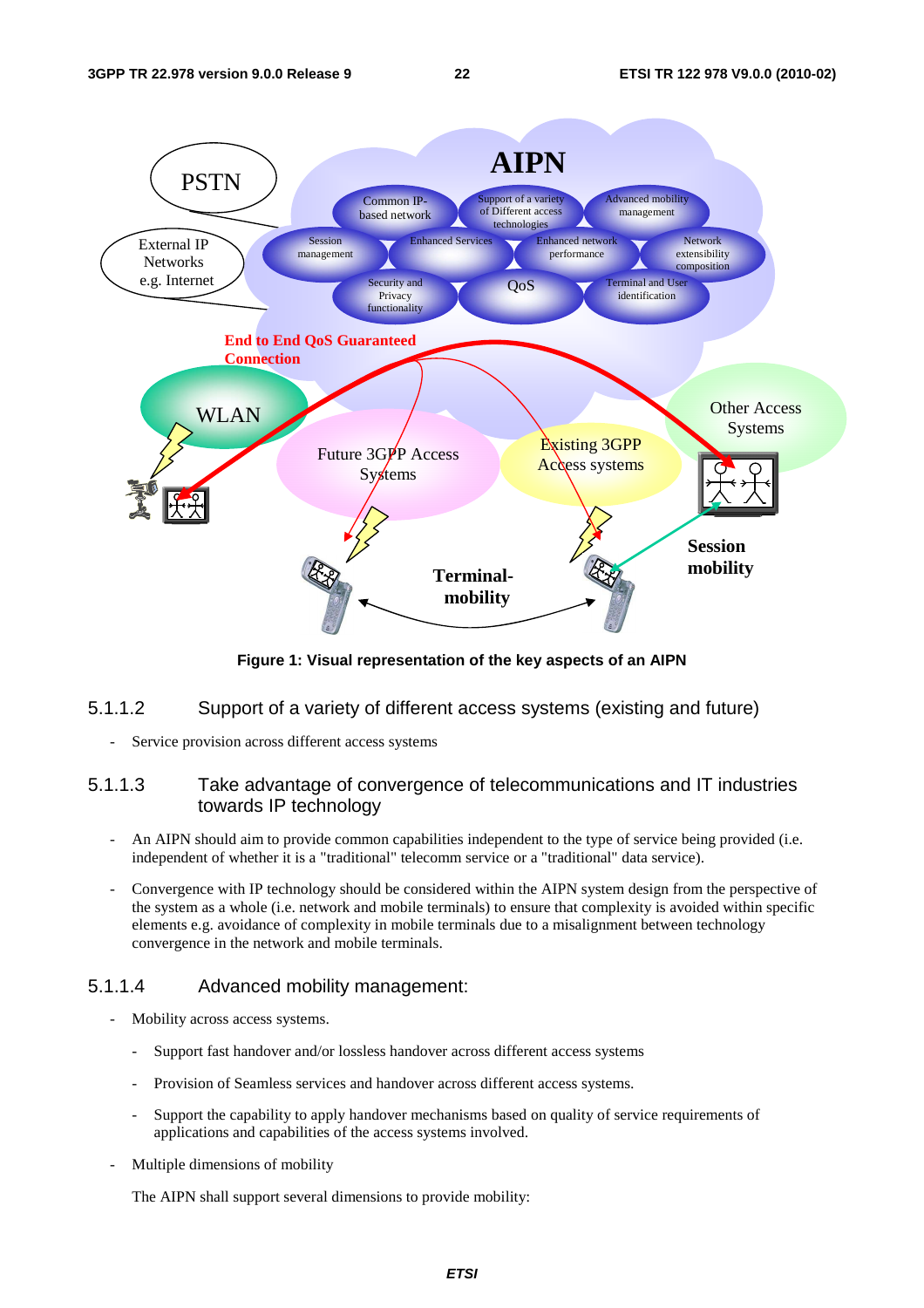**Figure 1: Visual representation of the key aspects of an AIPN**

### 5.1.1.2 Support of a variety of different access systems (existing and future)

- Service provision across different access systems

### 5.1.1.3 Take advantage of convergence of telecommunications and IT industries towards IP technology

- An AIPN should aim to provide common capabilities independent to the type of service being provided (i.e. independent of whether it is a "traditional" telecomm service or a "traditional" data service).
- Convergence with IP technology should be considered within the AIPN system design from the perspective of the system as a whole (i.e. network and mobile terminals) to ensure that complexity is avoided within specific elements e.g. avoidance of complexity in mobile terminals due to a misalignment between technology convergence in the network and mobile terminals.

### 5.1.1.4 Advanced mobility management:

- Mobility across access systems.
  - Support fast handover and/or lossless handover across different access systems
  - Provision of Seamless services and handover across different access systems.
  - Support the capability to apply handover mechanisms based on quality of service requirements of applications and capabilities of the access systems involved.
- Multiple dimensions of mobility

The AIPN shall support several dimensions to provide mobility: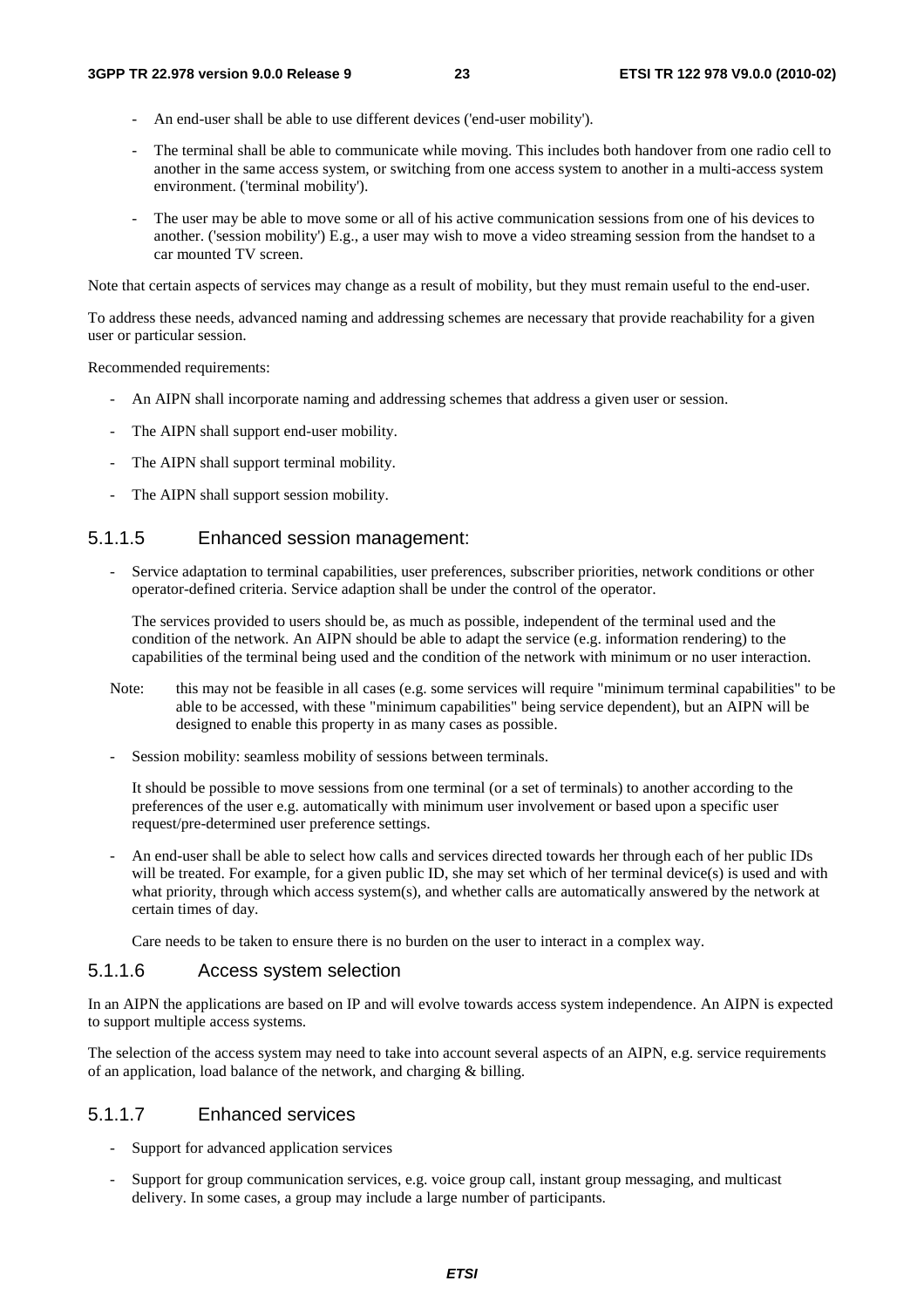- An end-user shall be able to use different devices ('end-user mobility').

- The terminal shall be able to communicate while moving. This includes both handover from one radio cell to another in the same access system, or switching from one access system to another in a multi-access system environment. ('terminal mobility').

- The user may be able to move some or all of his active communication sessions from one of his devices to another. ('session mobility') E.g., a user may wish to move a video streaming session from the handset to a car mounted TV screen.

Note that certain aspects of services may change as a result of mobility, but they must remain useful to the end-user.

To address these needs, advanced naming and addressing schemes are necessary that provide reachability for a given user or particular session.

Recommended requirements:

- An AIPN shall incorporate naming and addressing schemes that address a given user or session.

- The AIPN shall support end-user mobility.

- The AIPN shall support terminal mobility.

- The AIPN shall support session mobility.

#### 5.1.1.5 Enhanced session management:

- Service adaptation to terminal capabilities, user preferences, subscriber priorities, network conditions or other operator-defined criteria. Service adaption shall be under the control of the operator.

  The services provided to users should be, as much as possible, independent of the terminal used and the condition of the network. An AIPN should be able to adapt the service (e.g. information rendering) to the capabilities of the terminal being used and the condition of the network with minimum or no user interaction.

Note: this may not be feasible in all cases (e.g. some services will require "minimum terminal capabilities" to be able to be accessed, with these "minimum capabilities" being service dependent), but an AIPN will be designed to enable this property in as many cases as possible.

- Session mobility: seamless mobility of sessions between terminals.

  It should be possible to move sessions from one terminal (or a set of terminals) to another according to the preferences of the user e.g. automatically with minimum user involvement or based upon a specific user request/pre-determined user preference settings.

- An end-user shall be able to select how calls and services directed towards her through each of her public IDs will be treated. For example, for a given public ID, she may set which of her terminal device(s) is used and with what priority, through which access system(s), and whether calls are automatically answered by the network at certain times of day.

  Care needs to be taken to ensure there is no burden on the user to interact in a complex way.

#### 5.1.1.6 Access system selection

In an AIPN the applications are based on IP and will evolve towards access system independence. An AIPN is expected to support multiple access systems.

The selection of the access system may need to take into account several aspects of an AIPN, e.g. service requirements of an application, load balance of the network, and charging & billing.

#### 5.1.1.7 Enhanced services

- Support for advanced application services

- Support for group communication services, e.g. voice group call, instant group messaging, and multicast delivery. In some cases, a group may include a large number of participants.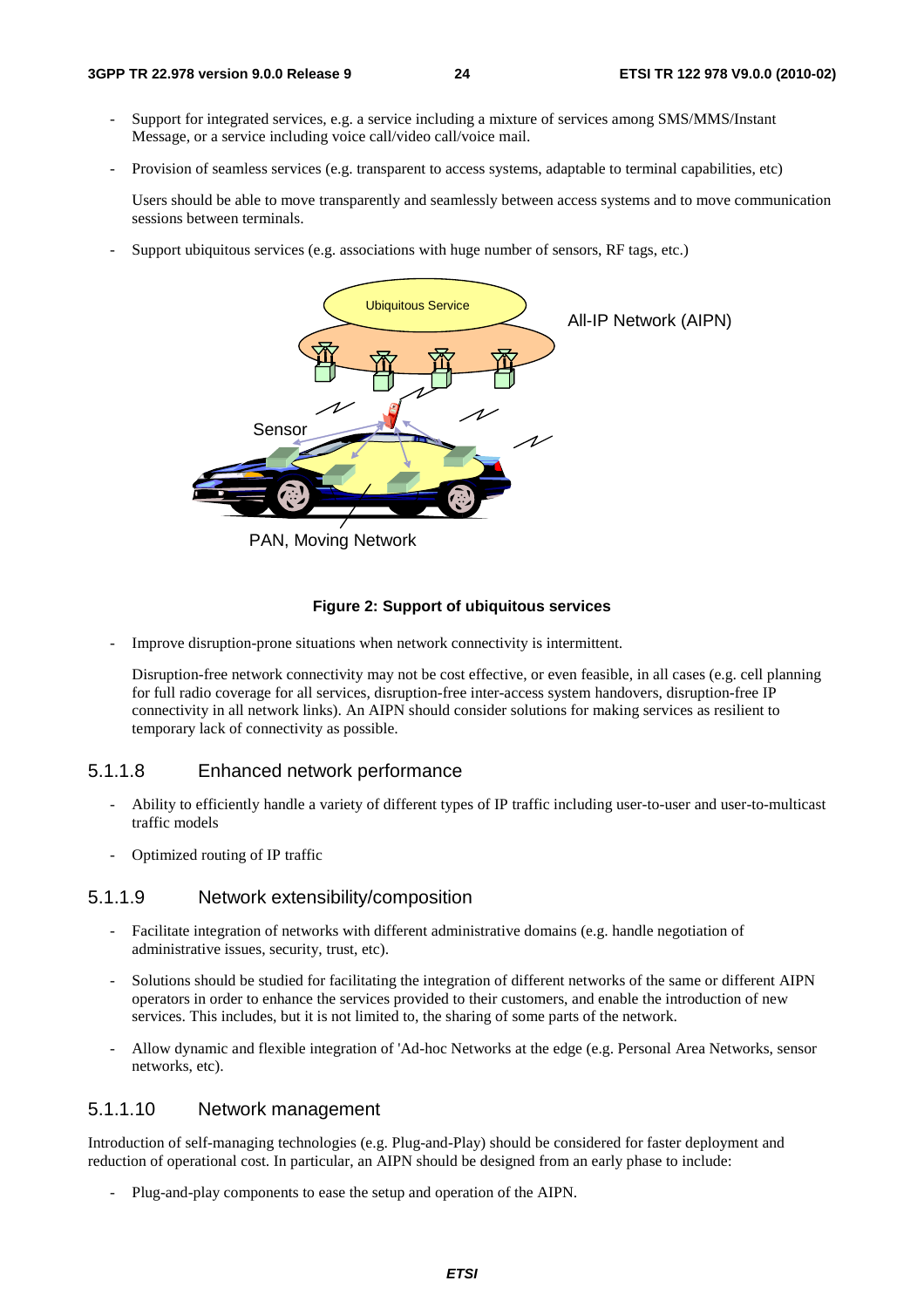- Support for integrated services, e.g. a service including a mixture of services among SMS/MMS/Instant Message, or a service including voice call/video call/voice mail.
- Provision of seamless services (e.g. transparent to access systems, adaptable to terminal capabilities, etc)

  Users should be able to move transparently and seamlessly between access systems and to move communication sessions between terminals.
- Support ubiquitous services (e.g. associations with huge number of sensors, RF tags, etc.)

**Figure 2: Support of ubiquitous services**

- Improve disruption-prone situations when network connectivity is intermittent.

  Disruption-free network connectivity may not be cost effective, or even feasible, in all cases (e.g. cell planning for full radio coverage for all services, disruption-free inter-access system handovers, disruption-free IP connectivity in all network links). An AIPN should consider solutions for making services as resilient to temporary lack of connectivity as possible.

### 5.1.1.8 Enhanced network performance

- Ability to efficiently handle a variety of different types of IP traffic including user-to-user and user-to-multicast traffic models
- Optimized routing of IP traffic

### 5.1.1.9 Network extensibility/composition

- Facilitate integration of networks with different administrative domains (e.g. handle negotiation of administrative issues, security, trust, etc).
- Solutions should be studied for facilitating the integration of different networks of the same or different AIPN operators in order to enhance the services provided to their customers, and enable the introduction of new services. This includes, but it is not limited to, the sharing of some parts of the network.
- Allow dynamic and flexible integration of 'Ad-hoc Networks at the edge (e.g. Personal Area Networks, sensor networks, etc).

### 5.1.1.10 Network management

Introduction of self-managing technologies (e.g. Plug-and-Play) should be considered for faster deployment and reduction of operational cost. In particular, an AIPN should be designed from an early phase to include:

- Plug-and-play components to ease the setup and operation of the AIPN.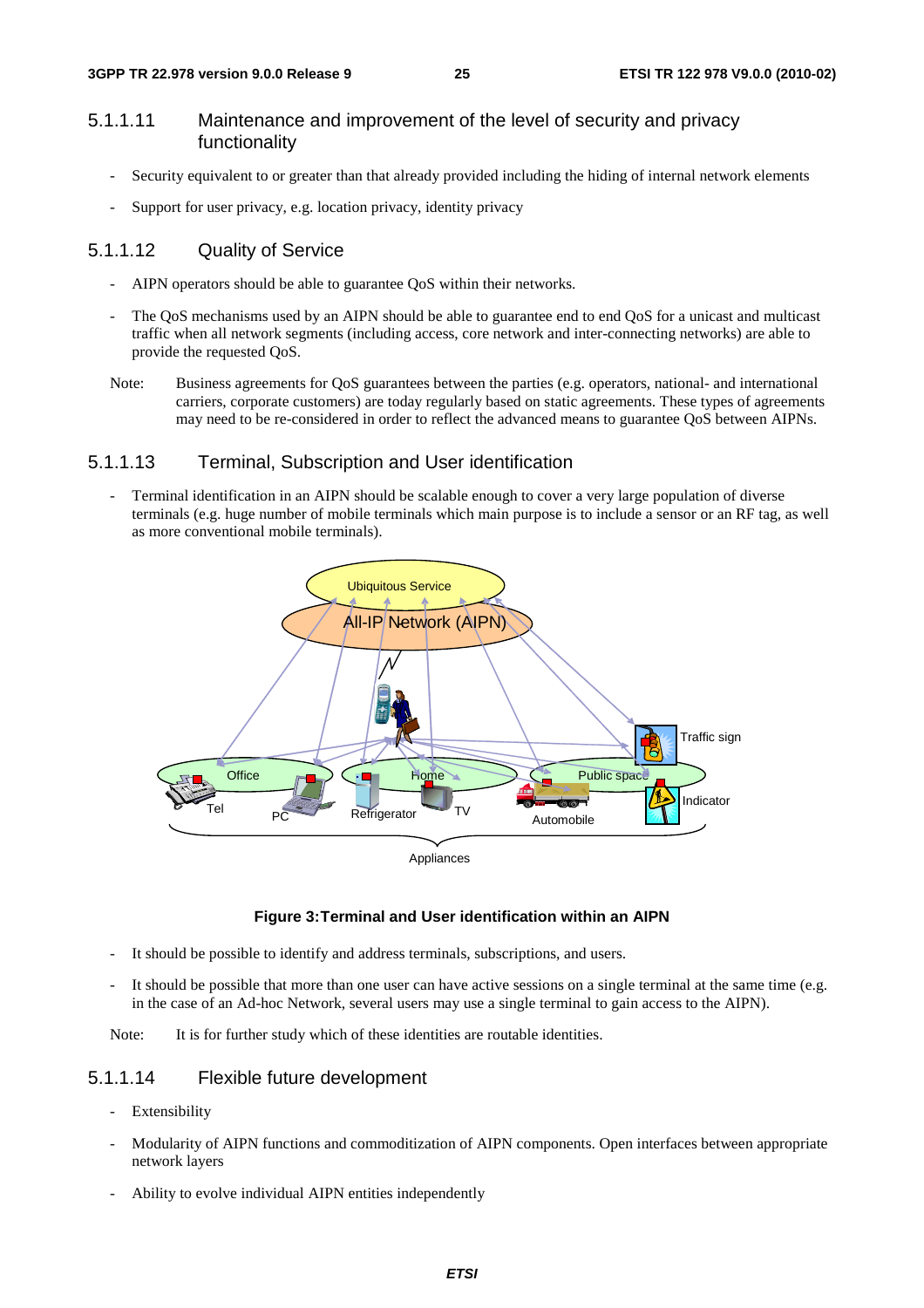### 5.1.1.11 Maintenance and improvement of the level of security and privacy functionality

- Security equivalent to or greater than that already provided including the hiding of internal network elements
- Support for user privacy, e.g. location privacy, identity privacy

### 5.1.1.12 Quality of Service

- AIPN operators should be able to guarantee QoS within their networks.
- The QoS mechanisms used by an AIPN should be able to guarantee end to end QoS for a unicast and multicast traffic when all network segments (including access, core network and inter-connecting networks) are able to provide the requested QoS.

Note: Business agreements for QoS guarantees between the parties (e.g. operators, national- and international carriers, corporate customers) are today regularly based on static agreements. These types of agreements may need to be re-considered in order to reflect the advanced means to guarantee QoS between AIPNs.

### 5.1.1.13 Terminal, Subscription and User identification

- Terminal identification in an AIPN should be scalable enough to cover a very large population of diverse terminals (e.g. huge number of mobile terminals which main purpose is to include a sensor or an RF tag, as well as more conventional mobile terminals).

**Figure 3: Terminal and User identification within an AIPN**

- It should be possible to identify and address terminals, subscriptions, and users.
- It should be possible that more than one user can have active sessions on a single terminal at the same time (e.g. in the case of an Ad-hoc Network, several users may use a single terminal to gain access to the AIPN).

Note: It is for further study which of these identities are routable identities.

### 5.1.1.14 Flexible future development

- Extensibility
- Modularity of AIPN functions and commoditization of AIPN components. Open interfaces between appropriate network layers
- Ability to evolve individual AIPN entities independently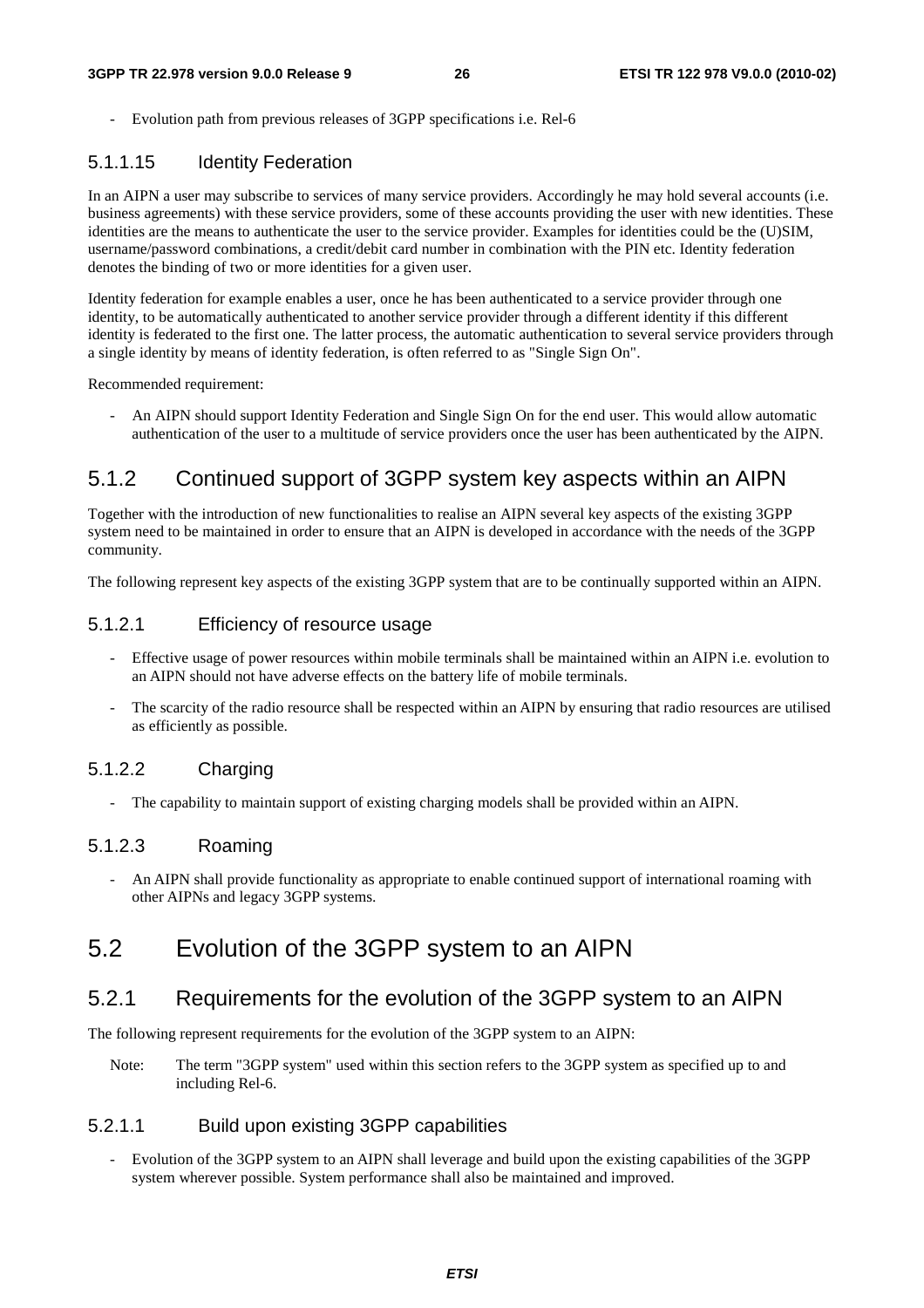- Evolution path from previous releases of 3GPP specifications i.e. Rel-6

#### 5.1.1.15 Identity Federation

In an AIPN a user may subscribe to services of many service providers. Accordingly he may hold several accounts (i.e. business agreements) with these service providers, some of these accounts providing the user with new identities. These identities are the means to authenticate the user to the service provider. Examples for identities could be the (U)SIM, username/password combinations, a credit/debit card number in combination with the PIN etc. Identity federation denotes the binding of two or more identities for a given user.

Identity federation for example enables a user, once he has been authenticated to a service provider through one identity, to be automatically authenticated to another service provider through a different identity if this different identity is federated to the first one. The latter process, the automatic authentication to several service providers through a single identity by means of identity federation, is often referred to as "Single Sign On".

Recommended requirement:

- An AIPN should support Identity Federation and Single Sign On for the end user. This would allow automatic authentication of the user to a multitude of service providers once the user has been authenticated by the AIPN.

### 5.1.2 Continued support of 3GPP system key aspects within an AIPN

Together with the introduction of new functionalities to realise an AIPN several key aspects of the existing 3GPP system need to be maintained in order to ensure that an AIPN is developed in accordance with the needs of the 3GPP community.

The following represent key aspects of the existing 3GPP system that are to be continually supported within an AIPN.

#### 5.1.2.1 Efficiency of resource usage

- Effective usage of power resources within mobile terminals shall be maintained within an AIPN i.e. evolution to an AIPN should not have adverse effects on the battery life of mobile terminals.
- The scarcity of the radio resource shall be respected within an AIPN by ensuring that radio resources are utilised as efficiently as possible.

#### 5.1.2.2 Charging

- The capability to maintain support of existing charging models shall be provided within an AIPN.

#### 5.1.2.3 Roaming

- An AIPN shall provide functionality as appropriate to enable continued support of international roaming with other AIPNs and legacy 3GPP systems.

## 5.2 Evolution of the 3GPP system to an AIPN

### 5.2.1 Requirements for the evolution of the 3GPP system to an AIPN

The following represent requirements for the evolution of the 3GPP system to an AIPN:

Note: The term "3GPP system" used within this section refers to the 3GPP system as specified up to and including Rel-6.

#### 5.2.1.1 Build upon existing 3GPP capabilities

- Evolution of the 3GPP system to an AIPN shall leverage and build upon the existing capabilities of the 3GPP system wherever possible. System performance shall also be maintained and improved.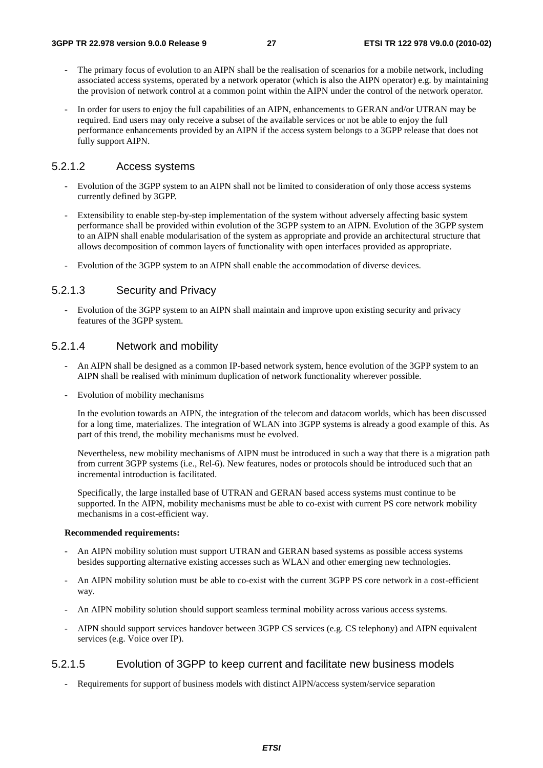- The primary focus of evolution to an AIPN shall be the realisation of scenarios for a mobile network, including associated access systems, operated by a network operator (which is also the AIPN operator) e.g. by maintaining the provision of network control at a common point within the AIPN under the control of the network operator.

- In order for users to enjoy the full capabilities of an AIPN, enhancements to GERAN and/or UTRAN may be required. End users may only receive a subset of the available services or not be able to enjoy the full performance enhancements provided by an AIPN if the access system belongs to a 3GPP release that does not fully support AIPN.

#### 5.2.1.2 Access systems

- Evolution of the 3GPP system to an AIPN shall not be limited to consideration of only those access systems currently defined by 3GPP.

- Extensibility to enable step-by-step implementation of the system without adversely affecting basic system performance shall be provided within evolution of the 3GPP system to an AIPN. Evolution of the 3GPP system to an AIPN shall enable modularisation of the system as appropriate and provide an architectural structure that allows decomposition of common layers of functionality with open interfaces provided as appropriate.

- Evolution of the 3GPP system to an AIPN shall enable the accommodation of diverse devices.

#### 5.2.1.3 Security and Privacy

- Evolution of the 3GPP system to an AIPN shall maintain and improve upon existing security and privacy features of the 3GPP system.

#### 5.2.1.4 Network and mobility

- An AIPN shall be designed as a common IP-based network system, hence evolution of the 3GPP system to an AIPN shall be realised with minimum duplication of network functionality wherever possible.

- Evolution of mobility mechanisms

  In the evolution towards an AIPN, the integration of the telecom and datacom worlds, which has been discussed for a long time, materializes. The integration of WLAN into 3GPP systems is already a good example of this. As part of this trend, the mobility mechanisms must be evolved.

  Nevertheless, new mobility mechanisms of AIPN must be introduced in such a way that there is a migration path from current 3GPP systems (i.e., Rel-6). New features, nodes or protocols should be introduced such that an incremental introduction is facilitated.

  Specifically, the large installed base of UTRAN and GERAN based access systems must continue to be supported. In the AIPN, mobility mechanisms must be able to co-exist with current PS core network mobility mechanisms in a cost-efficient way.

**Recommended requirements:**

- An AIPN mobility solution must support UTRAN and GERAN based systems as possible access systems besides supporting alternative existing accesses such as WLAN and other emerging new technologies.

- An AIPN mobility solution must be able to co-exist with the current 3GPP PS core network in a cost-efficient way.

- An AIPN mobility solution should support seamless terminal mobility across various access systems.

- AIPN should support services handover between 3GPP CS services (e.g. CS telephony) and AIPN equivalent services (e.g. Voice over IP).

#### 5.2.1.5 Evolution of 3GPP to keep current and facilitate new business models

- Requirements for support of business models with distinct AIPN/access system/service separation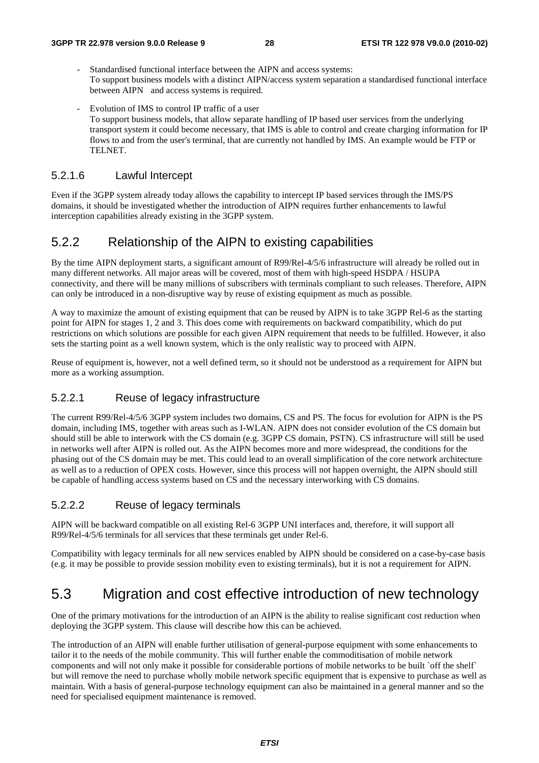- Standardised functional interface between the AIPN and access systems:
  To support business models with a distinct AIPN/access system separation a standardised functional interface between AIPN and access systems is required.

- Evolution of IMS to control IP traffic of a user
  To support business models, that allow separate handling of IP based user services from the underlying transport system it could become necessary, that IMS is able to control and create charging information for IP flows to and from the user's terminal, that are currently not handled by IMS. An example would be FTP or TELNET.

#### 5.2.1.6 Lawful Intercept

Even if the 3GPP system already today allows the capability to intercept IP based services through the IMS/PS domains, it should be investigated whether the introduction of AIPN requires further enhancements to lawful interception capabilities already existing in the 3GPP system.

### 5.2.2 Relationship of the AIPN to existing capabilities

By the time AIPN deployment starts, a significant amount of R99/Rel-4/5/6 infrastructure will already be rolled out in many different networks. All major areas will be covered, most of them with high-speed HSDPA / HSUPA connectivity, and there will be many millions of subscribers with terminals compliant to such releases. Therefore, AIPN can only be introduced in a non-disruptive way by reuse of existing equipment as much as possible.

A way to maximize the amount of existing equipment that can be reused by AIPN is to take 3GPP Rel-6 as the starting point for AIPN for stages 1, 2 and 3. This does come with requirements on backward compatibility, which do put restrictions on which solutions are possible for each given AIPN requirement that needs to be fulfilled. However, it also sets the starting point as a well known system, which is the only realistic way to proceed with AIPN.

Reuse of equipment is, however, not a well defined term, so it should not be understood as a requirement for AIPN but more as a working assumption.

#### 5.2.2.1 Reuse of legacy infrastructure

The current R99/Rel-4/5/6 3GPP system includes two domains, CS and PS. The focus for evolution for AIPN is the PS domain, including IMS, together with areas such as I-WLAN. AIPN does not consider evolution of the CS domain but should still be able to interwork with the CS domain (e.g. 3GPP CS domain, PSTN). CS infrastructure will still be used in networks well after AIPN is rolled out. As the AIPN becomes more and more widespread, the conditions for the phasing out of the CS domain may be met. This could lead to an overall simplification of the core network architecture as well as to a reduction of OPEX costs. However, since this process will not happen overnight, the AIPN should still be capable of handling access systems based on CS and the necessary interworking with CS domains.

#### 5.2.2.2 Reuse of legacy terminals

AIPN will be backward compatible on all existing Rel-6 3GPP UNI interfaces and, therefore, it will support all R99/Rel-4/5/6 terminals for all services that these terminals get under Rel-6.

Compatibility with legacy terminals for all new services enabled by AIPN should be considered on a case-by-case basis (e.g. it may be possible to provide session mobility even to existing terminals), but it is not a requirement for AIPN.

## 5.3 Migration and cost effective introduction of new technology

One of the primary motivations for the introduction of an AIPN is the ability to realise significant cost reduction when deploying the 3GPP system. This clause will describe how this can be achieved.

The introduction of an AIPN will enable further utilisation of general-purpose equipment with some enhancements to tailor it to the needs of the mobile community. This will further enable the commoditisation of mobile network components and will not only make it possible for considerable portions of mobile networks to be built `off the shelf` but will remove the need to purchase wholly mobile network specific equipment that is expensive to purchase as well as maintain. With a basis of general-purpose technology equipment can also be maintained in a general manner and so the need for specialised equipment maintenance is removed.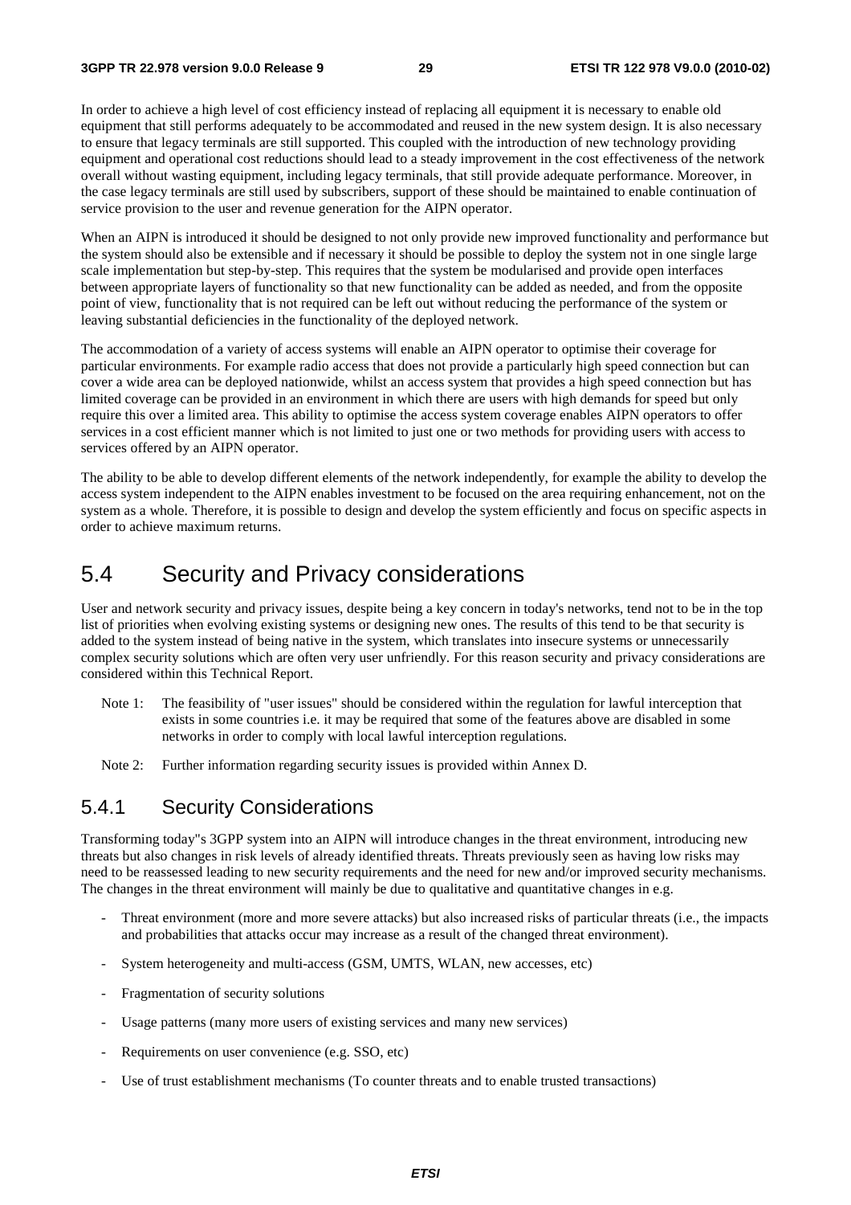In order to achieve a high level of cost efficiency instead of replacing all equipment it is necessary to enable old equipment that still performs adequately to be accommodated and reused in the new system design. It is also necessary to ensure that legacy terminals are still supported. This coupled with the introduction of new technology providing equipment and operational cost reductions should lead to a steady improvement in the cost effectiveness of the network overall without wasting equipment, including legacy terminals, that still provide adequate performance. Moreover, in the case legacy terminals are still used by subscribers, support of these should be maintained to enable continuation of service provision to the user and revenue generation for the AIPN operator.

When an AIPN is introduced it should be designed to not only provide new improved functionality and performance but the system should also be extensible and if necessary it should be possible to deploy the system not in one single large scale implementation but step-by-step. This requires that the system be modularised and provide open interfaces between appropriate layers of functionality so that new functionality can be added as needed, and from the opposite point of view, functionality that is not required can be left out without reducing the performance of the system or leaving substantial deficiencies in the functionality of the deployed network.

The accommodation of a variety of access systems will enable an AIPN operator to optimise their coverage for particular environments. For example radio access that does not provide a particularly high speed connection but can cover a wide area can be deployed nationwide, whilst an access system that provides a high speed connection but has limited coverage can be provided in an environment in which there are users with high demands for speed but only require this over a limited area. This ability to optimise the access system coverage enables AIPN operators to offer services in a cost efficient manner which is not limited to just one or two methods for providing users with access to services offered by an AIPN operator.

The ability to be able to develop different elements of the network independently, for example the ability to develop the access system independent to the AIPN enables investment to be focused on the area requiring enhancement, not on the system as a whole. Therefore, it is possible to design and develop the system efficiently and focus on specific aspects in order to achieve maximum returns.

# 5.4 Security and Privacy considerations

User and network security and privacy issues, despite being a key concern in today's networks, tend not to be in the top list of priorities when evolving existing systems or designing new ones. The results of this tend to be that security is added to the system instead of being native in the system, which translates into insecure systems or unnecessarily complex security solutions which are often very user unfriendly. For this reason security and privacy considerations are considered within this Technical Report.

Note 1: The feasibility of "user issues" should be considered within the regulation for lawful interception that exists in some countries i.e. it may be required that some of the features above are disabled in some networks in order to comply with local lawful interception regulations.

Note 2: Further information regarding security issues is provided within Annex D.

## 5.4.1 Security Considerations

Transforming today"s 3GPP system into an AIPN will introduce changes in the threat environment, introducing new threats but also changes in risk levels of already identified threats. Threats previously seen as having low risks may need to be reassessed leading to new security requirements and the need for new and/or improved security mechanisms. The changes in the threat environment will mainly be due to qualitative and quantitative changes in e.g.

- Threat environment (more and more severe attacks) but also increased risks of particular threats (i.e., the impacts and probabilities that attacks occur may increase as a result of the changed threat environment).
- System heterogeneity and multi-access (GSM, UMTS, WLAN, new accesses, etc)
- Fragmentation of security solutions
- Usage patterns (many more users of existing services and many new services)
- Requirements on user convenience (e.g. SSO, etc)
- Use of trust establishment mechanisms (To counter threats and to enable trusted transactions)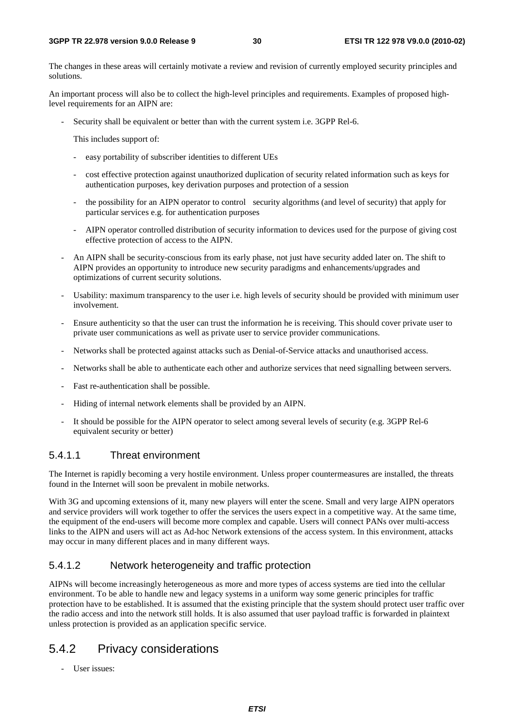The changes in these areas will certainly motivate a review and revision of currently employed security principles and solutions.

An important process will also be to collect the high-level principles and requirements. Examples of proposed high-level requirements for an AIPN are:

- Security shall be equivalent or better than with the current system i.e. 3GPP Rel-6.

  This includes support of:

  - easy portability of subscriber identities to different UEs
  - cost effective protection against unauthorized duplication of security related information such as keys for authentication purposes, key derivation purposes and protection of a session
  - the possibility for an AIPN operator to control security algorithms (and level of security) that apply for particular services e.g. for authentication purposes
  - AIPN operator controlled distribution of security information to devices used for the purpose of giving cost effective protection of access to the AIPN.

- An AIPN shall be security-conscious from its early phase, not just have security added later on. The shift to AIPN provides an opportunity to introduce new security paradigms and enhancements/upgrades and optimizations of current security solutions.
- Usability: maximum transparency to the user i.e. high levels of security should be provided with minimum user involvement.
- Ensure authenticity so that the user can trust the information he is receiving. This should cover private user to private user communications as well as private user to service provider communications.
- Networks shall be protected against attacks such as Denial-of-Service attacks and unauthorised access.
- Networks shall be able to authenticate each other and authorize services that need signalling between servers.
- Fast re-authentication shall be possible.
- Hiding of internal network elements shall be provided by an AIPN.
- It should be possible for the AIPN operator to select among several levels of security (e.g. 3GPP Rel-6 equivalent security or better)

#### 5.4.1.1 Threat environment

The Internet is rapidly becoming a very hostile environment. Unless proper countermeasures are installed, the threats found in the Internet will soon be prevalent in mobile networks.

With 3G and upcoming extensions of it, many new players will enter the scene. Small and very large AIPN operators and service providers will work together to offer the services the users expect in a competitive way. At the same time, the equipment of the end-users will become more complex and capable. Users will connect PANs over multi-access links to the AIPN and users will act as Ad-hoc Network extensions of the access system. In this environment, attacks may occur in many different places and in many different ways.

#### 5.4.1.2 Network heterogeneity and traffic protection

AIPNs will become increasingly heterogeneous as more and more types of access systems are tied into the cellular environment. To be able to handle new and legacy systems in a uniform way some generic principles for traffic protection have to be established. It is assumed that the existing principle that the system should protect user traffic over the radio access and into the network still holds. It is also assumed that user payload traffic is forwarded in plaintext unless protection is provided as an application specific service.

### 5.4.2 Privacy considerations

- User issues: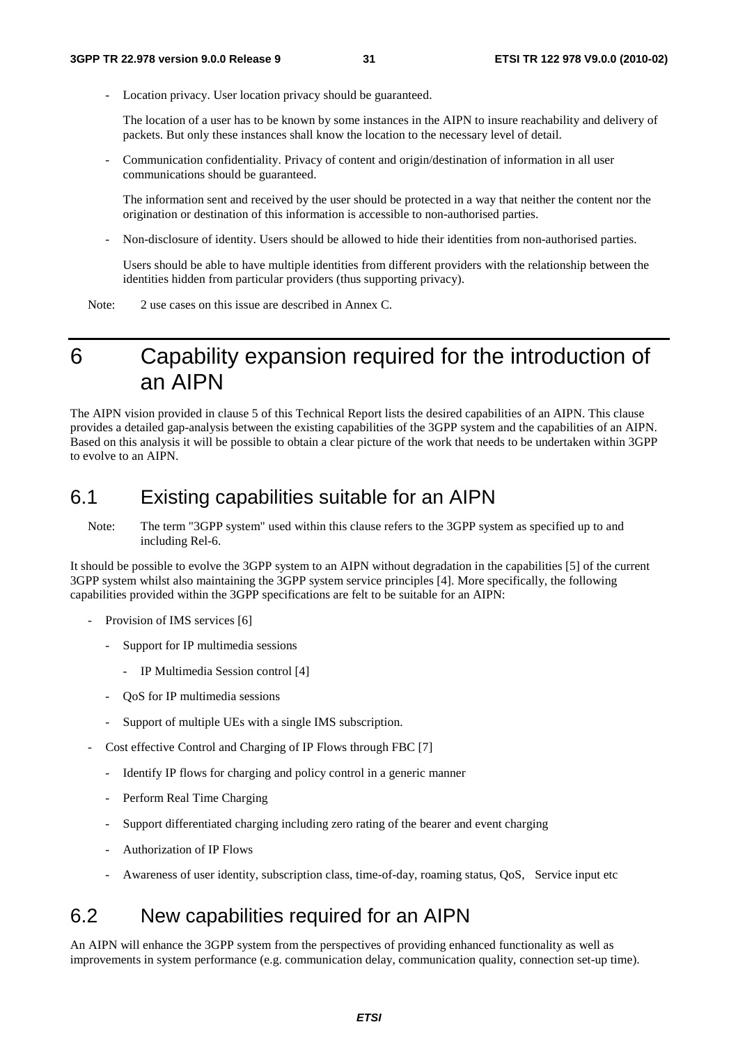- Location privacy. User location privacy should be guaranteed.

  The location of a user has to be known by some instances in the AIPN to insure reachability and delivery of packets. But only these instances shall know the location to the necessary level of detail.

- Communication confidentiality. Privacy of content and origin/destination of information in all user communications should be guaranteed.

  The information sent and received by the user should be protected in a way that neither the content nor the origination or destination of this information is accessible to non-authorised parties.

- Non-disclosure of identity. Users should be allowed to hide their identities from non-authorised parties.

  Users should be able to have multiple identities from different providers with the relationship between the identities hidden from particular providers (thus supporting privacy).

Note: 2 use cases on this issue are described in Annex C.

# 6 Capability expansion required for the introduction of an AIPN

The AIPN vision provided in clause 5 of this Technical Report lists the desired capabilities of an AIPN. This clause provides a detailed gap-analysis between the existing capabilities of the 3GPP system and the capabilities of an AIPN. Based on this analysis it will be possible to obtain a clear picture of the work that needs to be undertaken within 3GPP to evolve to an AIPN.

## 6.1 Existing capabilities suitable for an AIPN

Note: The term "3GPP system" used within this clause refers to the 3GPP system as specified up to and including Rel-6.

It should be possible to evolve the 3GPP system to an AIPN without degradation in the capabilities [5] of the current 3GPP system whilst also maintaining the 3GPP system service principles [4]. More specifically, the following capabilities provided within the 3GPP specifications are felt to be suitable for an AIPN:

- Provision of IMS services [6]
  - Support for IP multimedia sessions
    - IP Multimedia Session control [4]
  - QoS for IP multimedia sessions
  - Support of multiple UEs with a single IMS subscription.
- Cost effective Control and Charging of IP Flows through FBC [7]
  - Identify IP flows for charging and policy control in a generic manner
  - Perform Real Time Charging
  - Support differentiated charging including zero rating of the bearer and event charging
  - Authorization of IP Flows
  - Awareness of user identity, subscription class, time-of-day, roaming status, QoS, Service input etc

## 6.2 New capabilities required for an AIPN

An AIPN will enhance the 3GPP system from the perspectives of providing enhanced functionality as well as improvements in system performance (e.g. communication delay, communication quality, connection set-up time).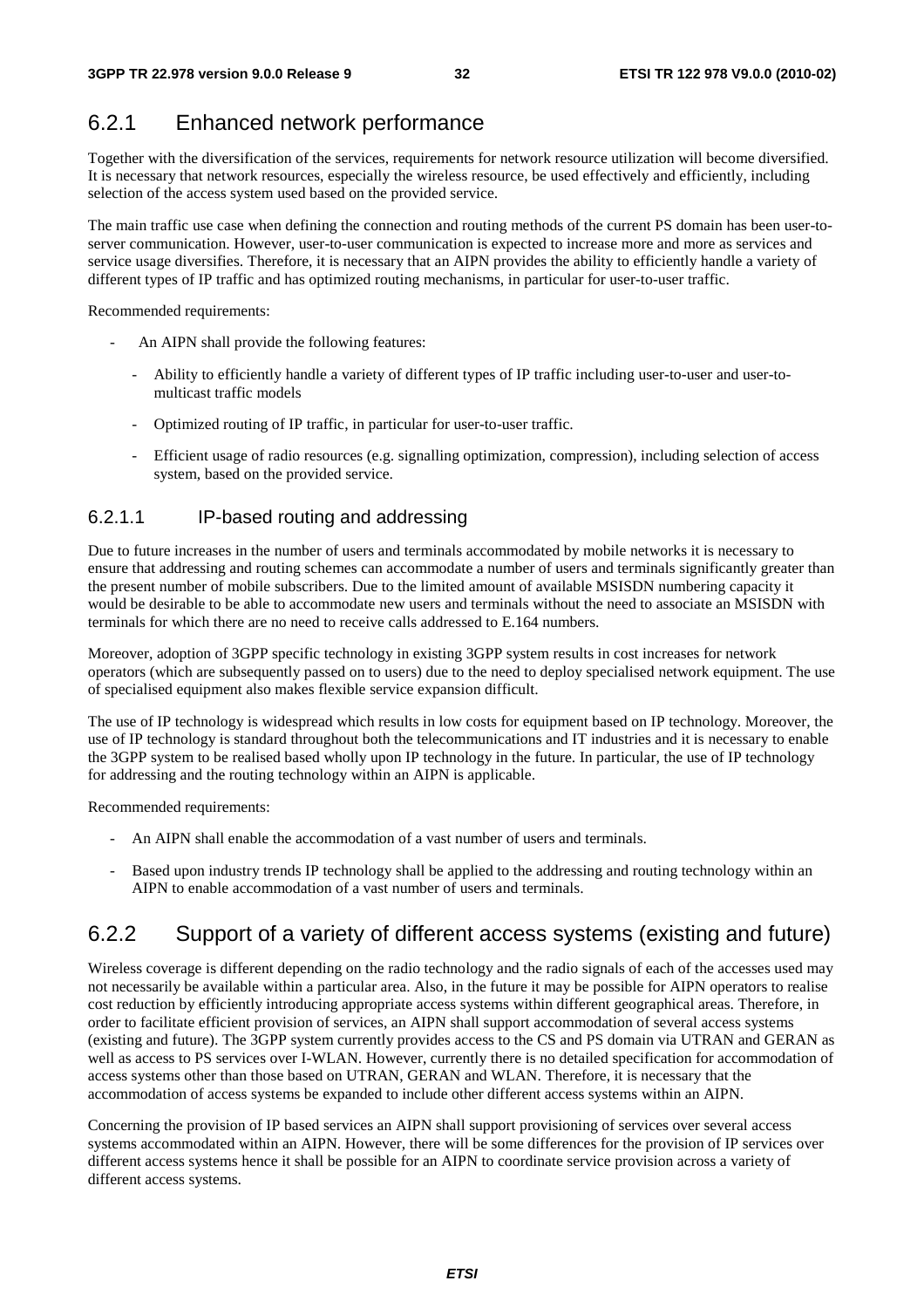## 6.2.1 Enhanced network performance

Together with the diversification of the services, requirements for network resource utilization will become diversified. It is necessary that network resources, especially the wireless resource, be used effectively and efficiently, including selection of the access system used based on the provided service.

The main traffic use case when defining the connection and routing methods of the current PS domain has been user-to-server communication. However, user-to-user communication is expected to increase more and more as services and service usage diversifies. Therefore, it is necessary that an AIPN provides the ability to efficiently handle a variety of different types of IP traffic and has optimized routing mechanisms, in particular for user-to-user traffic.

Recommended requirements:

- An AIPN shall provide the following features:
  - Ability to efficiently handle a variety of different types of IP traffic including user-to-user and user-to-multicast traffic models
  - Optimized routing of IP traffic, in particular for user-to-user traffic.
  - Efficient usage of radio resources (e.g. signalling optimization, compression), including selection of access system, based on the provided service.

### 6.2.1.1 IP-based routing and addressing

Due to future increases in the number of users and terminals accommodated by mobile networks it is necessary to ensure that addressing and routing schemes can accommodate a number of users and terminals significantly greater than the present number of mobile subscribers. Due to the limited amount of available MSISDN numbering capacity it would be desirable to be able to accommodate new users and terminals without the need to associate an MSISDN with terminals for which there are no need to receive calls addressed to E.164 numbers.

Moreover, adoption of 3GPP specific technology in existing 3GPP system results in cost increases for network operators (which are subsequently passed on to users) due to the need to deploy specialised network equipment. The use of specialised equipment also makes flexible service expansion difficult.

The use of IP technology is widespread which results in low costs for equipment based on IP technology. Moreover, the use of IP technology is standard throughout both the telecommunications and IT industries and it is necessary to enable the 3GPP system to be realised based wholly upon IP technology in the future. In particular, the use of IP technology for addressing and the routing technology within an AIPN is applicable.

Recommended requirements:

- An AIPN shall enable the accommodation of a vast number of users and terminals.
- Based upon industry trends IP technology shall be applied to the addressing and routing technology within an AIPN to enable accommodation of a vast number of users and terminals.

## 6.2.2 Support of a variety of different access systems (existing and future)

Wireless coverage is different depending on the radio technology and the radio signals of each of the accesses used may not necessarily be available within a particular area. Also, in the future it may be possible for AIPN operators to realise cost reduction by efficiently introducing appropriate access systems within different geographical areas. Therefore, in order to facilitate efficient provision of services, an AIPN shall support accommodation of several access systems (existing and future). The 3GPP system currently provides access to the CS and PS domain via UTRAN and GERAN as well as access to PS services over I-WLAN. However, currently there is no detailed specification for accommodation of access systems other than those based on UTRAN, GERAN and WLAN. Therefore, it is necessary that the accommodation of access systems be expanded to include other different access systems within an AIPN.

Concerning the provision of IP based services an AIPN shall support provisioning of services over several access systems accommodated within an AIPN. However, there will be some differences for the provision of IP services over different access systems hence it shall be possible for an AIPN to coordinate service provision across a variety of different access systems.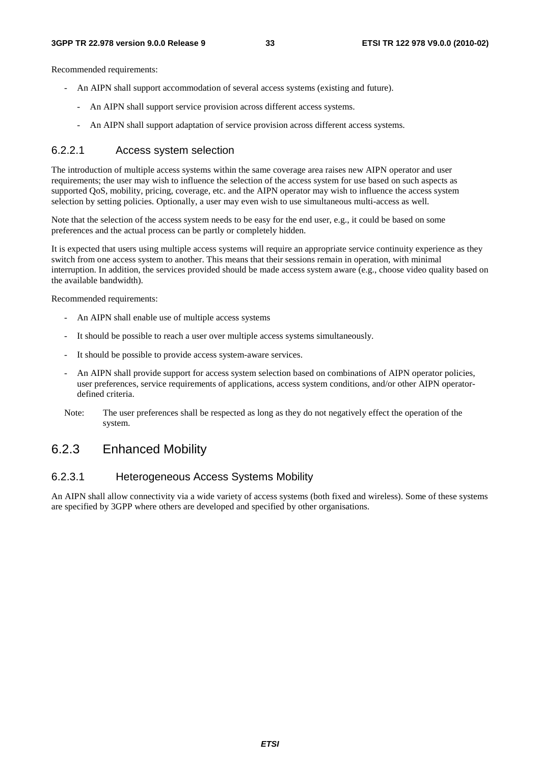Recommended requirements:

- An AIPN shall support accommodation of several access systems (existing and future).
  - An AIPN shall support service provision across different access systems.
  - An AIPN shall support adaptation of service provision across different access systems.

#### 6.2.2.1 Access system selection

The introduction of multiple access systems within the same coverage area raises new AIPN operator and user requirements; the user may wish to influence the selection of the access system for use based on such aspects as supported QoS, mobility, pricing, coverage, etc. and the AIPN operator may wish to influence the access system selection by setting policies. Optionally, a user may even wish to use simultaneous multi-access as well.

Note that the selection of the access system needs to be easy for the end user, e.g., it could be based on some preferences and the actual process can be partly or completely hidden.

It is expected that users using multiple access systems will require an appropriate service continuity experience as they switch from one access system to another. This means that their sessions remain in operation, with minimal interruption. In addition, the services provided should be made access system aware (e.g., choose video quality based on the available bandwidth).

Recommended requirements:

- An AIPN shall enable use of multiple access systems
- It should be possible to reach a user over multiple access systems simultaneously.
- It should be possible to provide access system-aware services.
- An AIPN shall provide support for access system selection based on combinations of AIPN operator policies, user preferences, service requirements of applications, access system conditions, and/or other AIPN operator-defined criteria.

Note: The user preferences shall be respected as long as they do not negatively effect the operation of the system.

### 6.2.3 Enhanced Mobility

#### 6.2.3.1 Heterogeneous Access Systems Mobility

An AIPN shall allow connectivity via a wide variety of access systems (both fixed and wireless). Some of these systems are specified by 3GPP where others are developed and specified by other organisations.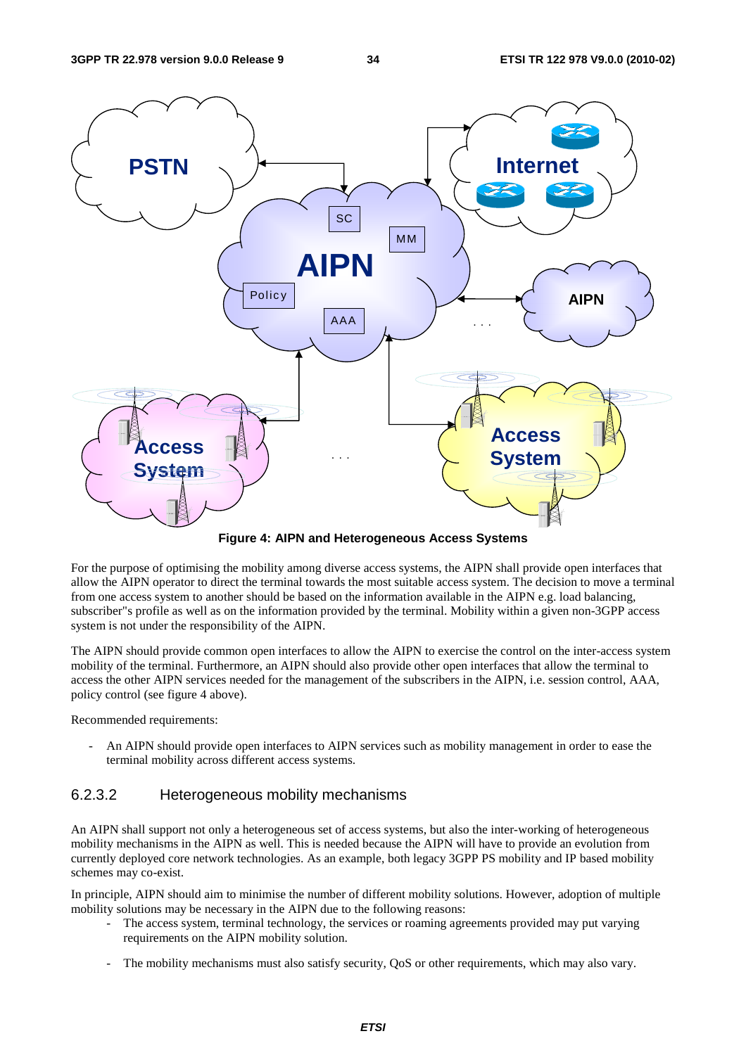**Figure 4: AIPN and Heterogeneous Access Systems**

For the purpose of optimising the mobility among diverse access systems, the AIPN shall provide open interfaces that allow the AIPN operator to direct the terminal towards the most suitable access system. The decision to move a terminal from one access system to another should be based on the information available in the AIPN e.g. load balancing, subscriber"s profile as well as on the information provided by the terminal. Mobility within a given non-3GPP access system is not under the responsibility of the AIPN.

The AIPN should provide common open interfaces to allow the AIPN to exercise the control on the inter-access system mobility of the terminal. Furthermore, an AIPN should also provide other open interfaces that allow the terminal to access the other AIPN services needed for the management of the subscribers in the AIPN, i.e. session control, AAA, policy control (see figure 4 above).

Recommended requirements:

- An AIPN should provide open interfaces to AIPN services such as mobility management in order to ease the terminal mobility across different access systems.

### 6.2.3.2 Heterogeneous mobility mechanisms

An AIPN shall support not only a heterogeneous set of access systems, but also the inter-working of heterogeneous mobility mechanisms in the AIPN as well. This is needed because the AIPN will have to provide an evolution from currently deployed core network technologies. As an example, both legacy 3GPP PS mobility and IP based mobility schemes may co-exist.

In principle, AIPN should aim to minimise the number of different mobility solutions. However, adoption of multiple mobility solutions may be necessary in the AIPN due to the following reasons:

- The access system, terminal technology, the services or roaming agreements provided may put varying requirements on the AIPN mobility solution.
- The mobility mechanisms must also satisfy security, QoS or other requirements, which may also vary.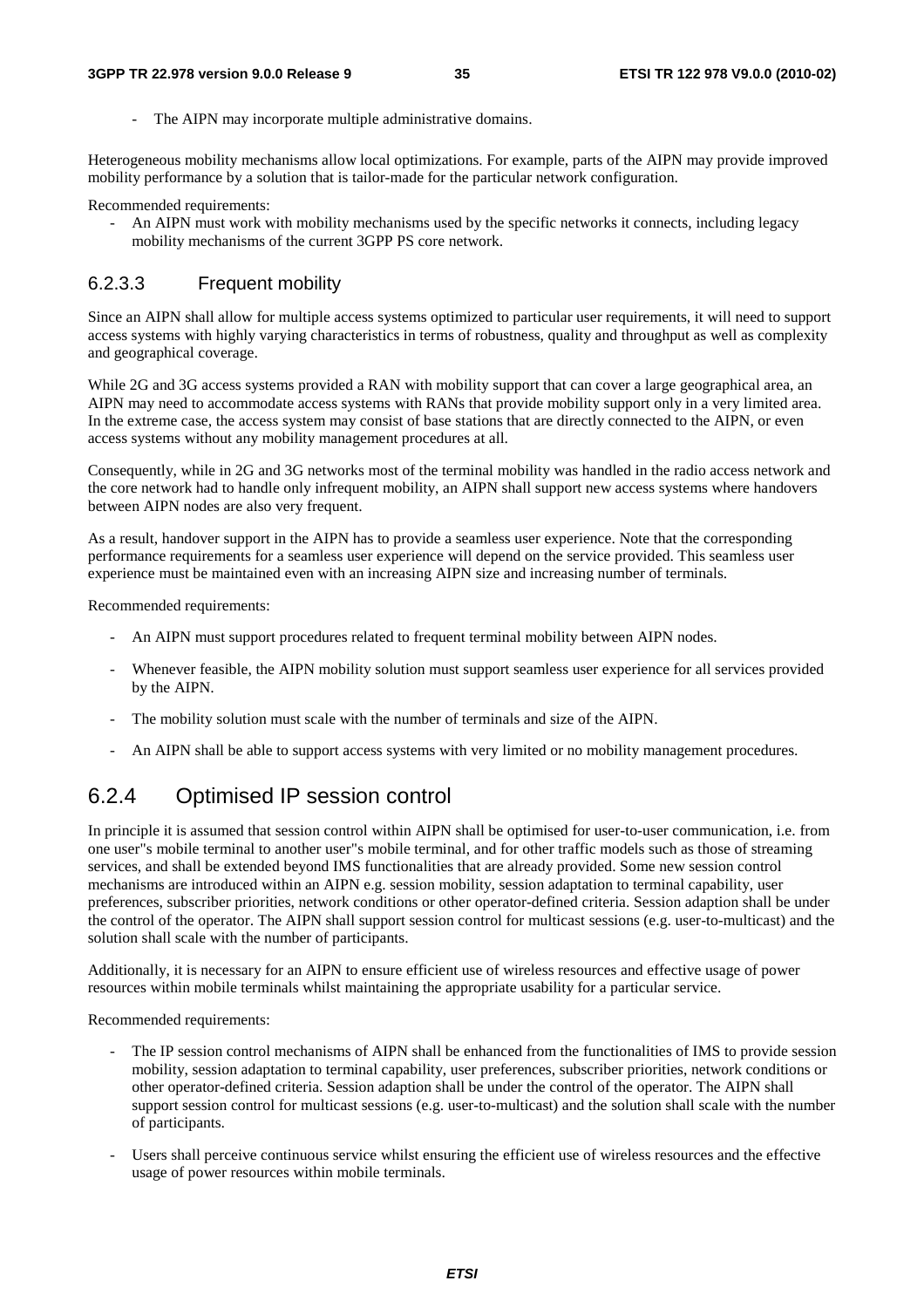- The AIPN may incorporate multiple administrative domains.

Heterogeneous mobility mechanisms allow local optimizations. For example, parts of the AIPN may provide improved mobility performance by a solution that is tailor-made for the particular network configuration.

Recommended requirements:

- An AIPN must work with mobility mechanisms used by the specific networks it connects, including legacy mobility mechanisms of the current 3GPP PS core network.

#### 6.2.3.3 Frequent mobility

Since an AIPN shall allow for multiple access systems optimized to particular user requirements, it will need to support access systems with highly varying characteristics in terms of robustness, quality and throughput as well as complexity and geographical coverage.

While 2G and 3G access systems provided a RAN with mobility support that can cover a large geographical area, an AIPN may need to accommodate access systems with RANs that provide mobility support only in a very limited area. In the extreme case, the access system may consist of base stations that are directly connected to the AIPN, or even access systems without any mobility management procedures at all.

Consequently, while in 2G and 3G networks most of the terminal mobility was handled in the radio access network and the core network had to handle only infrequent mobility, an AIPN shall support new access systems where handovers between AIPN nodes are also very frequent.

As a result, handover support in the AIPN has to provide a seamless user experience. Note that the corresponding performance requirements for a seamless user experience will depend on the service provided. This seamless user experience must be maintained even with an increasing AIPN size and increasing number of terminals.

Recommended requirements:

- An AIPN must support procedures related to frequent terminal mobility between AIPN nodes.
- Whenever feasible, the AIPN mobility solution must support seamless user experience for all services provided by the AIPN.
- The mobility solution must scale with the number of terminals and size of the AIPN.
- An AIPN shall be able to support access systems with very limited or no mobility management procedures.

### 6.2.4 Optimised IP session control

In principle it is assumed that session control within AIPN shall be optimised for user-to-user communication, i.e. from one user"s mobile terminal to another user"s mobile terminal, and for other traffic models such as those of streaming services, and shall be extended beyond IMS functionalities that are already provided. Some new session control mechanisms are introduced within an AIPN e.g. session mobility, session adaptation to terminal capability, user preferences, subscriber priorities, network conditions or other operator-defined criteria. Session adaption shall be under the control of the operator. The AIPN shall support session control for multicast sessions (e.g. user-to-multicast) and the solution shall scale with the number of participants.

Additionally, it is necessary for an AIPN to ensure efficient use of wireless resources and effective usage of power resources within mobile terminals whilst maintaining the appropriate usability for a particular service.

Recommended requirements:

- The IP session control mechanisms of AIPN shall be enhanced from the functionalities of IMS to provide session mobility, session adaptation to terminal capability, user preferences, subscriber priorities, network conditions or other operator-defined criteria. Session adaption shall be under the control of the operator. The AIPN shall support session control for multicast sessions (e.g. user-to-multicast) and the solution shall scale with the number of participants.
- Users shall perceive continuous service whilst ensuring the efficient use of wireless resources and the effective usage of power resources within mobile terminals.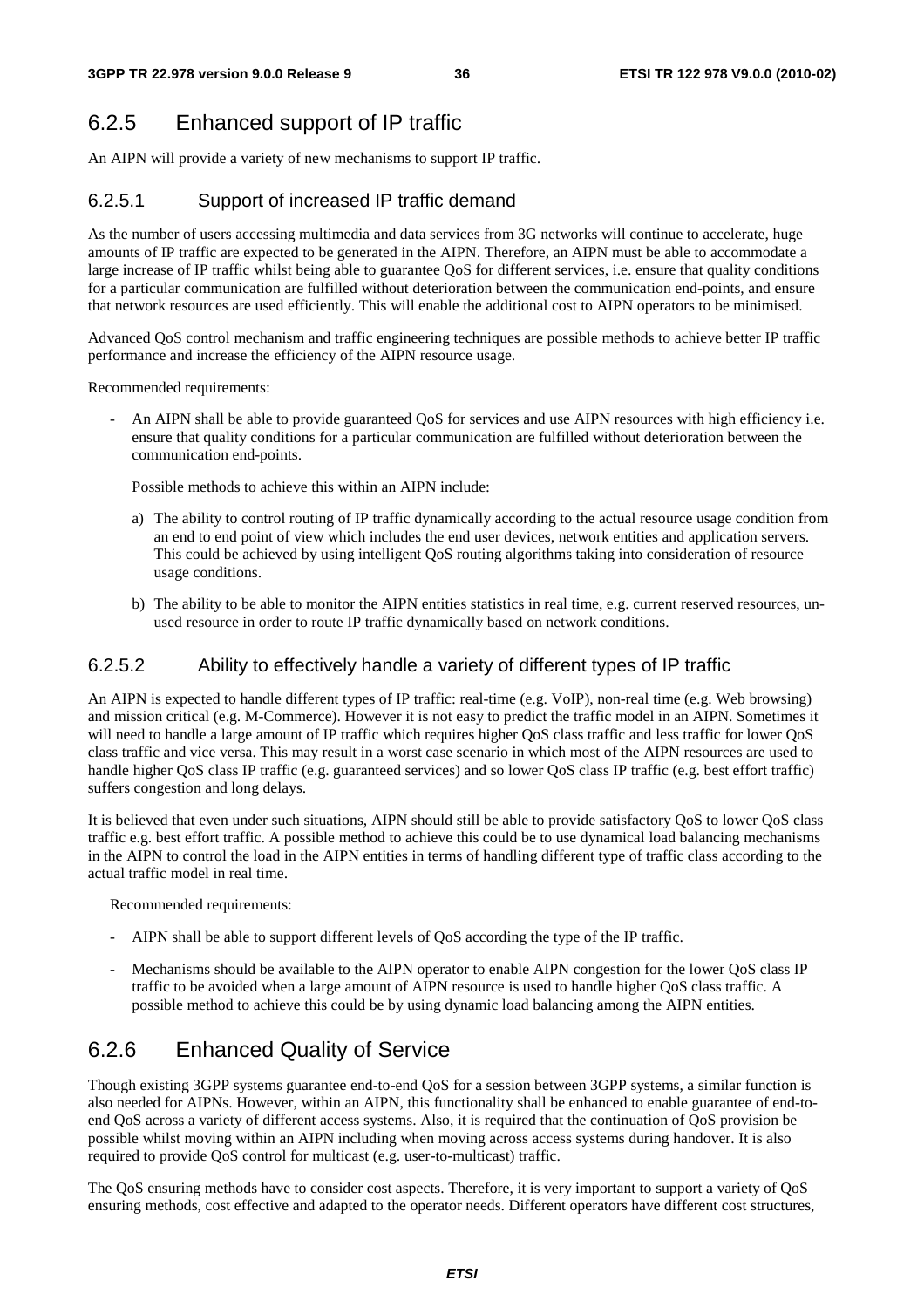## 6.2.5 Enhanced support of IP traffic

An AIPN will provide a variety of new mechanisms to support IP traffic.

### 6.2.5.1 Support of increased IP traffic demand

As the number of users accessing multimedia and data services from 3G networks will continue to accelerate, huge amounts of IP traffic are expected to be generated in the AIPN. Therefore, an AIPN must be able to accommodate a large increase of IP traffic whilst being able to guarantee QoS for different services, i.e. ensure that quality conditions for a particular communication are fulfilled without deterioration between the communication end-points, and ensure that network resources are used efficiently. This will enable the additional cost to AIPN operators to be minimised.

Advanced QoS control mechanism and traffic engineering techniques are possible methods to achieve better IP traffic performance and increase the efficiency of the AIPN resource usage.

Recommended requirements:

- An AIPN shall be able to provide guaranteed QoS for services and use AIPN resources with high efficiency i.e. ensure that quality conditions for a particular communication are fulfilled without deterioration between the communication end-points.

  Possible methods to achieve this within an AIPN include:

  a) The ability to control routing of IP traffic dynamically according to the actual resource usage condition from an end to end point of view which includes the end user devices, network entities and application servers. This could be achieved by using intelligent QoS routing algorithms taking into consideration of resource usage conditions.

  b) The ability to be able to monitor the AIPN entities statistics in real time, e.g. current reserved resources, un-used resource in order to route IP traffic dynamically based on network conditions.

### 6.2.5.2 Ability to effectively handle a variety of different types of IP traffic

An AIPN is expected to handle different types of IP traffic: real-time (e.g. VoIP), non-real time (e.g. Web browsing) and mission critical (e.g. M-Commerce). However it is not easy to predict the traffic model in an AIPN. Sometimes it will need to handle a large amount of IP traffic which requires higher QoS class traffic and less traffic for lower QoS class traffic and vice versa. This may result in a worst case scenario in which most of the AIPN resources are used to handle higher QoS class IP traffic (e.g. guaranteed services) and so lower QoS class IP traffic (e.g. best effort traffic) suffers congestion and long delays.

It is believed that even under such situations, AIPN should still be able to provide satisfactory QoS to lower QoS class traffic e.g. best effort traffic. A possible method to achieve this could be to use dynamical load balancing mechanisms in the AIPN to control the load in the AIPN entities in terms of handling different type of traffic class according to the actual traffic model in real time.

Recommended requirements:

- AIPN shall be able to support different levels of QoS according the type of the IP traffic.
- Mechanisms should be available to the AIPN operator to enable AIPN congestion for the lower QoS class IP traffic to be avoided when a large amount of AIPN resource is used to handle higher QoS class traffic. A possible method to achieve this could be by using dynamic load balancing among the AIPN entities.

## 6.2.6 Enhanced Quality of Service

Though existing 3GPP systems guarantee end-to-end QoS for a session between 3GPP systems, a similar function is also needed for AIPNs. However, within an AIPN, this functionality shall be enhanced to enable guarantee of end-to-end QoS across a variety of different access systems. Also, it is required that the continuation of QoS provision be possible whilst moving within an AIPN including when moving across access systems during handover. It is also required to provide QoS control for multicast (e.g. user-to-multicast) traffic.

The QoS ensuring methods have to consider cost aspects. Therefore, it is very important to support a variety of QoS ensuring methods, cost effective and adapted to the operator needs. Different operators have different cost structures,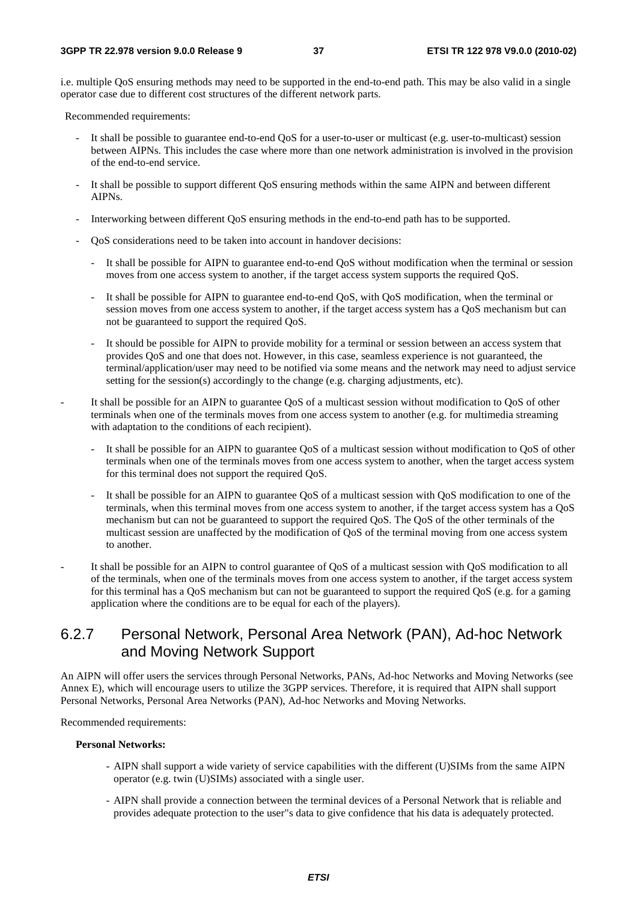i.e. multiple QoS ensuring methods may need to be supported in the end-to-end path. This may be also valid in a single operator case due to different cost structures of the different network parts.

Recommended requirements:

- It shall be possible to guarantee end-to-end QoS for a user-to-user or multicast (e.g. user-to-multicast) session between AIPNs. This includes the case where more than one network administration is involved in the provision of the end-to-end service.
- It shall be possible to support different QoS ensuring methods within the same AIPN and between different AIPNs.
- Interworking between different QoS ensuring methods in the end-to-end path has to be supported.
- QoS considerations need to be taken into account in handover decisions:
  - It shall be possible for AIPN to guarantee end-to-end QoS without modification when the terminal or session moves from one access system to another, if the target access system supports the required QoS.
  - It shall be possible for AIPN to guarantee end-to-end QoS, with QoS modification, when the terminal or session moves from one access system to another, if the target access system has a QoS mechanism but can not be guaranteed to support the required QoS.
  - It should be possible for AIPN to provide mobility for a terminal or session between an access system that provides QoS and one that does not. However, in this case, seamless experience is not guaranteed, the terminal/application/user may need to be notified via some means and the network may need to adjust service setting for the session(s) accordingly to the change (e.g. charging adjustments, etc).
- It shall be possible for an AIPN to guarantee QoS of a multicast session without modification to QoS of other terminals when one of the terminals moves from one access system to another (e.g. for multimedia streaming with adaptation to the conditions of each recipient).
  - It shall be possible for an AIPN to guarantee QoS of a multicast session without modification to QoS of other terminals when one of the terminals moves from one access system to another, when the target access system for this terminal does not support the required QoS.
  - It shall be possible for an AIPN to guarantee QoS of a multicast session with QoS modification to one of the terminals, when this terminal moves from one access system to another, if the target access system has a QoS mechanism but can not be guaranteed to support the required QoS. The QoS of the other terminals of the multicast session are unaffected by the modification of QoS of the terminal moving from one access system to another.
- It shall be possible for an AIPN to control guarantee of QoS of a multicast session with QoS modification to all of the terminals, when one of the terminals moves from one access system to another, if the target access system for this terminal has a QoS mechanism but can not be guaranteed to support the required QoS (e.g. for a gaming application where the conditions are to be equal for each of the players).

### 6.2.7 Personal Network, Personal Area Network (PAN), Ad-hoc Network and Moving Network Support

An AIPN will offer users the services through Personal Networks, PANs, Ad-hoc Networks and Moving Networks (see Annex E), which will encourage users to utilize the 3GPP services. Therefore, it is required that AIPN shall support Personal Networks, Personal Area Networks (PAN), Ad-hoc Networks and Moving Networks.

Recommended requirements:

**Personal Networks:**

- AIPN shall support a wide variety of service capabilities with the different (U)SIMs from the same AIPN operator (e.g. twin (U)SIMs) associated with a single user.
- AIPN shall provide a connection between the terminal devices of a Personal Network that is reliable and provides adequate protection to the user"s data to give confidence that his data is adequately protected.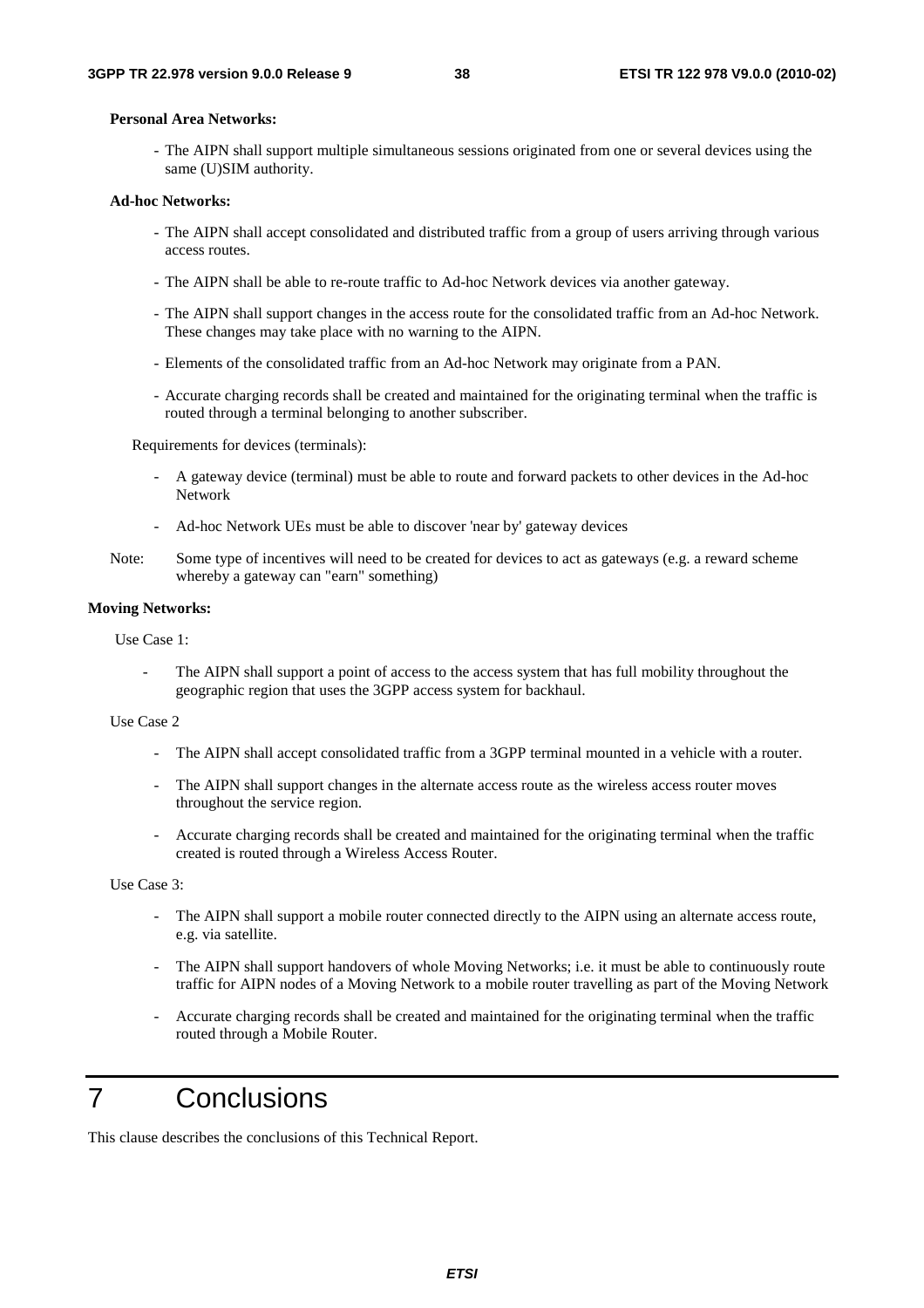**Personal Area Networks:**

- The AIPN shall support multiple simultaneous sessions originated from one or several devices using the same (U)SIM authority.

**Ad-hoc Networks:**

- The AIPN shall accept consolidated and distributed traffic from a group of users arriving through various access routes.
- The AIPN shall be able to re-route traffic to Ad-hoc Network devices via another gateway.
- The AIPN shall support changes in the access route for the consolidated traffic from an Ad-hoc Network. These changes may take place with no warning to the AIPN.
- Elements of the consolidated traffic from an Ad-hoc Network may originate from a PAN.
- Accurate charging records shall be created and maintained for the originating terminal when the traffic is routed through a terminal belonging to another subscriber.

Requirements for devices (terminals):

- A gateway device (terminal) must be able to route and forward packets to other devices in the Ad-hoc Network
- Ad-hoc Network UEs must be able to discover 'near by' gateway devices

Note: Some type of incentives will need to be created for devices to act as gateways (e.g. a reward scheme whereby a gateway can "earn" something)

**Moving Networks:**

Use Case 1:

- The AIPN shall support a point of access to the access system that has full mobility throughout the geographic region that uses the 3GPP access system for backhaul.

Use Case 2

- The AIPN shall accept consolidated traffic from a 3GPP terminal mounted in a vehicle with a router.
- The AIPN shall support changes in the alternate access route as the wireless access router moves throughout the service region.
- Accurate charging records shall be created and maintained for the originating terminal when the traffic created is routed through a Wireless Access Router.

Use Case 3:

- The AIPN shall support a mobile router connected directly to the AIPN using an alternate access route, e.g. via satellite.
- The AIPN shall support handovers of whole Moving Networks; i.e. it must be able to continuously route traffic for AIPN nodes of a Moving Network to a mobile router travelling as part of the Moving Network
- Accurate charging records shall be created and maintained for the originating terminal when the traffic routed through a Mobile Router.

# 7 Conclusions

This clause describes the conclusions of this Technical Report.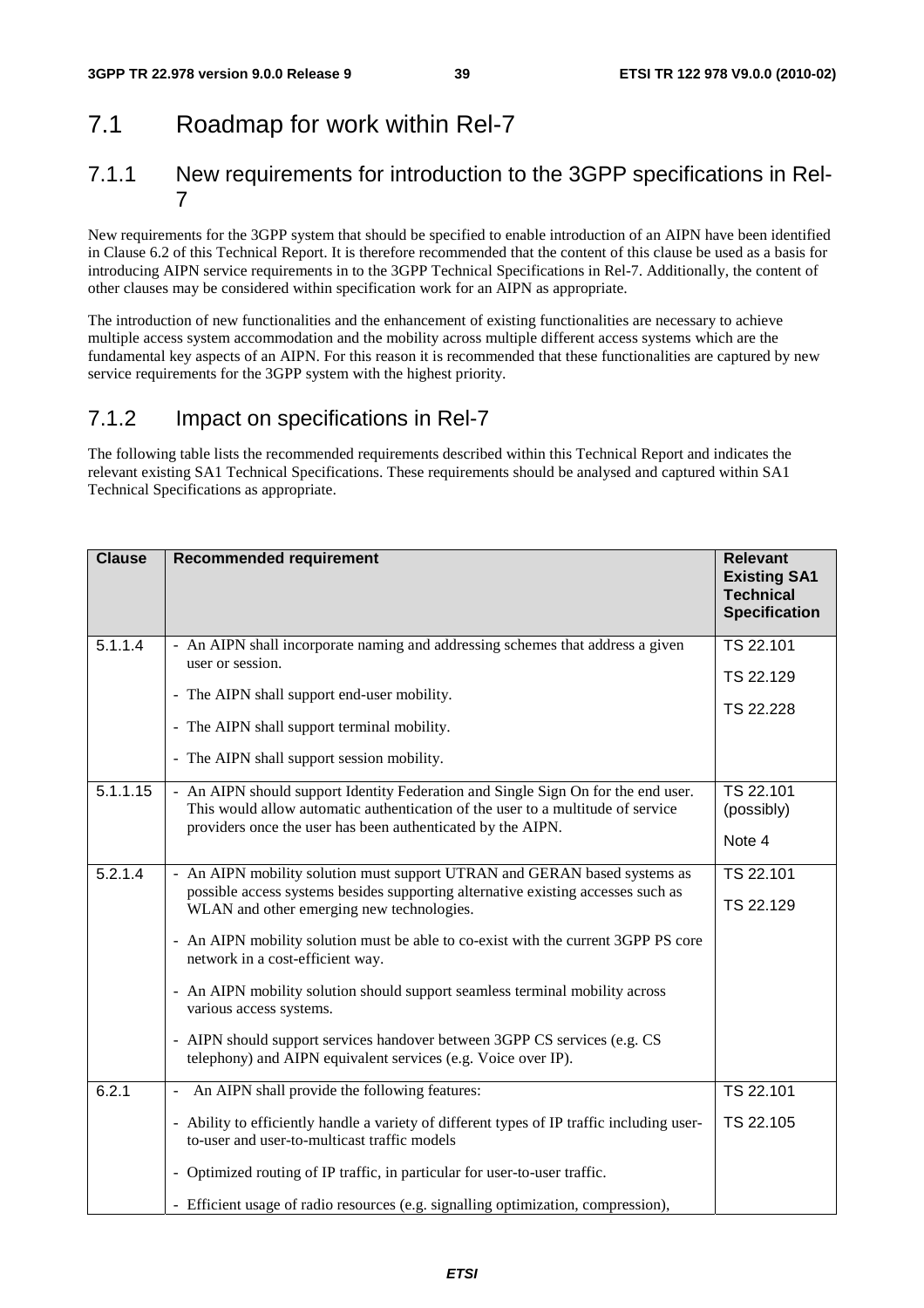## 7.1 Roadmap for work within Rel-7

### 7.1.1 New requirements for introduction to the 3GPP specifications in Rel-7

New requirements for the 3GPP system that should be specified to enable introduction of an AIPN have been identified in Clause 6.2 of this Technical Report. It is therefore recommended that the content of this clause be used as a basis for introducing AIPN service requirements in to the 3GPP Technical Specifications in Rel-7. Additionally, the content of other clauses may be considered within specification work for an AIPN as appropriate.

The introduction of new functionalities and the enhancement of existing functionalities are necessary to achieve multiple access system accommodation and the mobility across multiple different access systems which are the fundamental key aspects of an AIPN. For this reason it is recommended that these functionalities are captured by new service requirements for the 3GPP system with the highest priority.

### 7.1.2 Impact on specifications in Rel-7

The following table lists the recommended requirements described within this Technical Report and indicates the relevant existing SA1 Technical Specifications. These requirements should be analysed and captured within SA1 Technical Specifications as appropriate.

| Clause | Recommended requirement | Relevant Existing SA1 Technical Specification |
|---|---|---|
| 5.1.1.4 | - An AIPN shall incorporate naming and addressing schemes that address a given user or session.<br>- The AIPN shall support end-user mobility.<br>- The AIPN shall support terminal mobility.<br>- The AIPN shall support session mobility. | TS 22.101<br>TS 22.129<br>TS 22.228 |
| 5.1.1.15 | - An AIPN should support Identity Federation and Single Sign On for the end user. This would allow automatic authentication of the user to a multitude of service providers once the user has been authenticated by the AIPN. | TS 22.101 (possibly)<br>Note 4 |
| 5.2.1.4 | - An AIPN mobility solution must support UTRAN and GERAN based systems as possible access systems besides supporting alternative existing accesses such as WLAN and other emerging new technologies.<br>- An AIPN mobility solution must be able to co-exist with the current 3GPP PS core network in a cost-efficient way.<br>- An AIPN mobility solution should support seamless terminal mobility across various access systems.<br>- AIPN should support services handover between 3GPP CS services (e.g. CS telephony) and AIPN equivalent services (e.g. Voice over IP). | TS 22.101<br>TS 22.129 |
| 6.2.1 | - An AIPN shall provide the following features:<br>- Ability to efficiently handle a variety of different types of IP traffic including user-to-user and user-to-multicast traffic models<br>- Optimized routing of IP traffic, in particular for user-to-user traffic.<br>- Efficient usage of radio resources (e.g. signalling optimization, compression), | TS 22.101<br>TS 22.105 |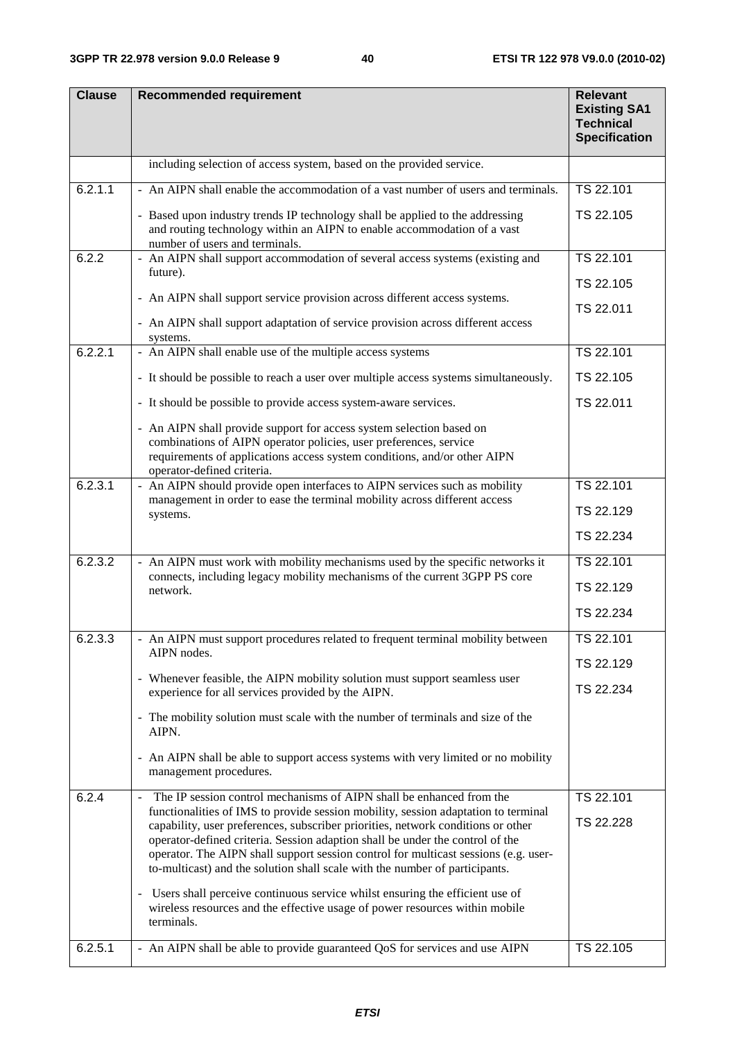| Clause | Recommended requirement | Relevant Existing SA1 Technical Specification |
|---|---|---|
| | including selection of access system, based on the provided service. | |
| 6.2.1.1 | - An AIPN shall enable the accommodation of a vast number of users and terminals.<br><br>- Based upon industry trends IP technology shall be applied to the addressing and routing technology within an AIPN to enable accommodation of a vast number of users and terminals. | TS 22.101<br><br>TS 22.105 |
| 6.2.2 | - An AIPN shall support accommodation of several access systems (existing and future).<br><br>- An AIPN shall support service provision across different access systems.<br><br>- An AIPN shall support adaptation of service provision across different access systems. | TS 22.101<br><br>TS 22.105<br><br>TS 22.011 |
| 6.2.2.1 | - An AIPN shall enable use of the multiple access systems<br><br>- It should be possible to reach a user over multiple access systems simultaneously.<br><br>- It should be possible to provide access system-aware services.<br><br>- An AIPN shall provide support for access system selection based on combinations of AIPN operator policies, user preferences, service requirements of applications access system conditions, and/or other AIPN operator-defined criteria. | TS 22.101<br><br>TS 22.105<br><br>TS 22.011 |
| 6.2.3.1 | - An AIPN should provide open interfaces to AIPN services such as mobility management in order to ease the terminal mobility across different access systems. | TS 22.101<br><br>TS 22.129<br><br>TS 22.234 |
| 6.2.3.2 | - An AIPN must work with mobility mechanisms used by the specific networks it connects, including legacy mobility mechanisms of the current 3GPP PS core network. | TS 22.101<br><br>TS 22.129<br><br>TS 22.234 |
| 6.2.3.3 | - An AIPN must support procedures related to frequent terminal mobility between AIPN nodes.<br><br>- Whenever feasible, the AIPN mobility solution must support seamless user experience for all services provided by the AIPN.<br><br>- The mobility solution must scale with the number of terminals and size of the AIPN.<br><br>- An AIPN shall be able to support access systems with very limited or no mobility management procedures. | TS 22.101<br><br>TS 22.129<br><br>TS 22.234 |
| 6.2.4 | - The IP session control mechanisms of AIPN shall be enhanced from the functionalities of IMS to provide session mobility, session adaptation to terminal capability, user preferences, subscriber priorities, network conditions or other operator-defined criteria. Session adaption shall be under the control of the operator. The AIPN shall support session control for multicast sessions (e.g. user-to-multicast) and the solution shall scale with the number of participants.<br><br>- Users shall perceive continuous service whilst ensuring the efficient use of wireless resources and the effective usage of power resources within mobile terminals. | TS 22.101<br><br>TS 22.228 |
| 6.2.5.1 | - An AIPN shall be able to provide guaranteed QoS for services and use AIPN | TS 22.105 |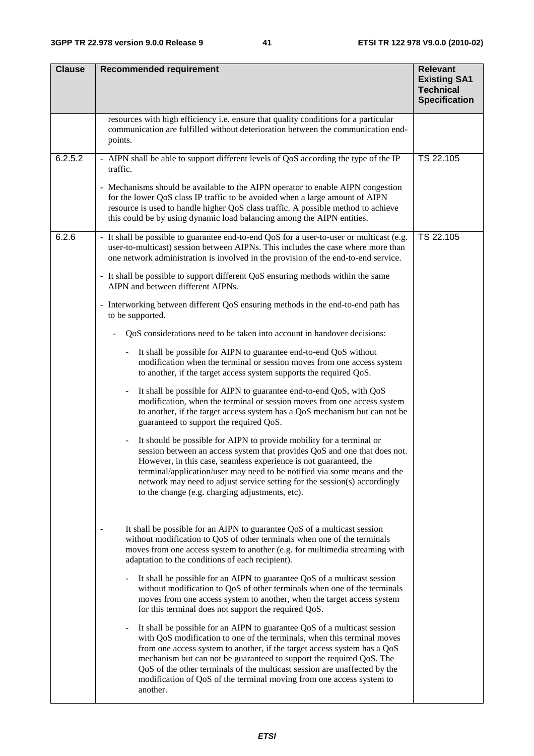| Clause | Recommended requirement | Relevant Existing SA1 Technical Specification |
|---|---|---|
| | resources with high efficiency i.e. ensure that quality conditions for a particular communication are fulfilled without deterioration between the communication end-points. | |
| 6.2.5.2 | - AIPN shall be able to support different levels of QoS according the type of the IP traffic.<br><br>- Mechanisms should be available to the AIPN operator to enable AIPN congestion for the lower QoS class IP traffic to be avoided when a large amount of AIPN resource is used to handle higher QoS class traffic. A possible method to achieve this could be by using dynamic load balancing among the AIPN entities. | TS 22.105 |
| 6.2.6 | - It shall be possible to guarantee end-to-end QoS for a user-to-user or multicast (e.g. user-to-multicast) session between AIPNs. This includes the case where more than one network administration is involved in the provision of the end-to-end service.<br><br>- It shall be possible to support different QoS ensuring methods within the same AIPN and between different AIPNs.<br><br>- Interworking between different QoS ensuring methods in the end-to-end path has to be supported.<br><br>- QoS considerations need to be taken into account in handover decisions:<br><br>- It shall be possible for AIPN to guarantee end-to-end QoS without modification when the terminal or session moves from one access system to another, if the target access system supports the required QoS.<br><br>- It shall be possible for AIPN to guarantee end-to-end QoS, with QoS modification, when the terminal or session moves from one access system to another, if the target access system has a QoS mechanism but can not be guaranteed to support the required QoS.<br><br>- It should be possible for AIPN to provide mobility for a terminal or session between an access system that provides QoS and one that does not. However, in this case, seamless experience is not guaranteed, the terminal/application/user may need to be notified via some means and the network may need to adjust service setting for the session(s) accordingly to the change (e.g. charging adjustments, etc).<br><br>- It shall be possible for an AIPN to guarantee QoS of a multicast session without modification to QoS of other terminals when one of the terminals moves from one access system to another (e.g. for multimedia streaming with adaptation to the conditions of each recipient).<br><br>- It shall be possible for an AIPN to guarantee QoS of a multicast session without modification to QoS of other terminals when one of the terminals moves from one access system to another, when the target access system for this terminal does not support the required QoS.<br><br>- It shall be possible for an AIPN to guarantee QoS of a multicast session with QoS modification to one of the terminals, when this terminal moves from one access system to another, if the target access system has a QoS mechanism but can not be guaranteed to support the required QoS. The QoS of the other terminals of the multicast session are unaffected by the modification of QoS of the terminal moving from one access system to another. | TS 22.105 |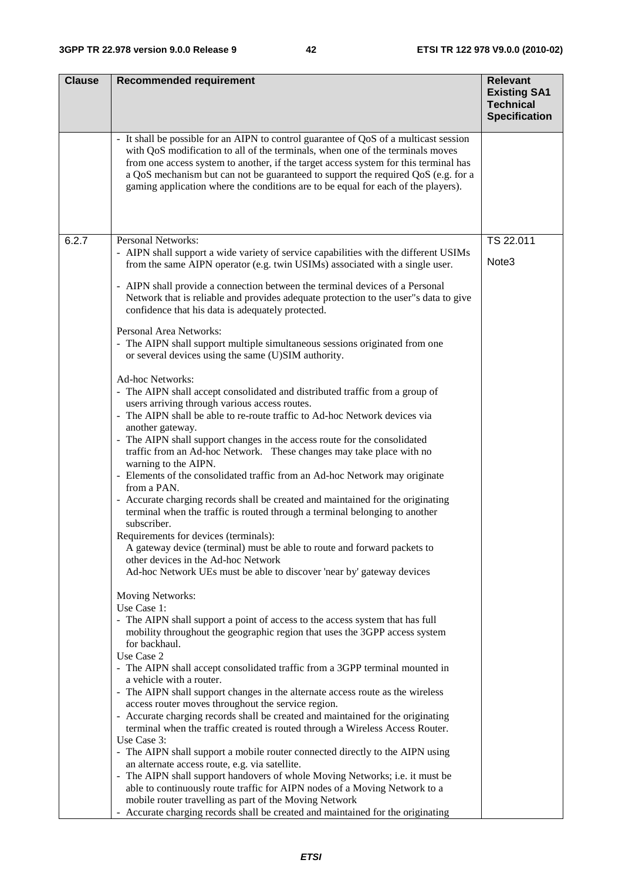| Clause | Recommended requirement | Relevant Existing SA1 Technical Specification |
|---|---|---|
| | - It shall be possible for an AIPN to control guarantee of QoS of a multicast session with QoS modification to all of the terminals, when one of the terminals moves from one access system to another, if the target access system for this terminal has a QoS mechanism but can not be guaranteed to support the required QoS (e.g. for a gaming application where the conditions are to be equal for each of the players). | |
| 6.2.7 | Personal Networks:<br>- AIPN shall support a wide variety of service capabilities with the different USIMs from the same AIPN operator (e.g. twin USIMs) associated with a single user.<br><br>- AIPN shall provide a connection between the terminal devices of a Personal Network that is reliable and provides adequate protection to the user"s data to give confidence that his data is adequately protected.<br><br>Personal Area Networks:<br>- The AIPN shall support multiple simultaneous sessions originated from one or several devices using the same (U)SIM authority.<br><br>Ad-hoc Networks:<br>- The AIPN shall accept consolidated and distributed traffic from a group of users arriving through various access routes.<br>- The AIPN shall be able to re-route traffic to Ad-hoc Network devices via another gateway.<br>- The AIPN shall support changes in the access route for the consolidated traffic from an Ad-hoc Network. These changes may take place with no warning to the AIPN.<br>- Elements of the consolidated traffic from an Ad-hoc Network may originate from a PAN.<br>- Accurate charging records shall be created and maintained for the originating terminal when the traffic is routed through a terminal belonging to another subscriber.<br>Requirements for devices (terminals):<br>A gateway device (terminal) must be able to route and forward packets to other devices in the Ad-hoc Network<br>Ad-hoc Network UEs must be able to discover 'near by' gateway devices<br><br>Moving Networks:<br>Use Case 1:<br>- The AIPN shall support a point of access to the access system that has full mobility throughout the geographic region that uses the 3GPP access system for backhaul.<br>Use Case 2<br>- The AIPN shall accept consolidated traffic from a 3GPP terminal mounted in a vehicle with a router.<br>- The AIPN shall support changes in the alternate access route as the wireless access router moves throughout the service region.<br>- Accurate charging records shall be created and maintained for the originating terminal when the traffic created is routed through a Wireless Access Router.<br>Use Case 3:<br>- The AIPN shall support a mobile router connected directly to the AIPN using an alternate access route, e.g. via satellite.<br>- The AIPN shall support handovers of whole Moving Networks; i.e. it must be able to continuously route traffic for AIPN nodes of a Moving Network to a mobile router travelling as part of the Moving Network<br>- Accurate charging records shall be created and maintained for the originating | TS 22.011<br><br>Note3 |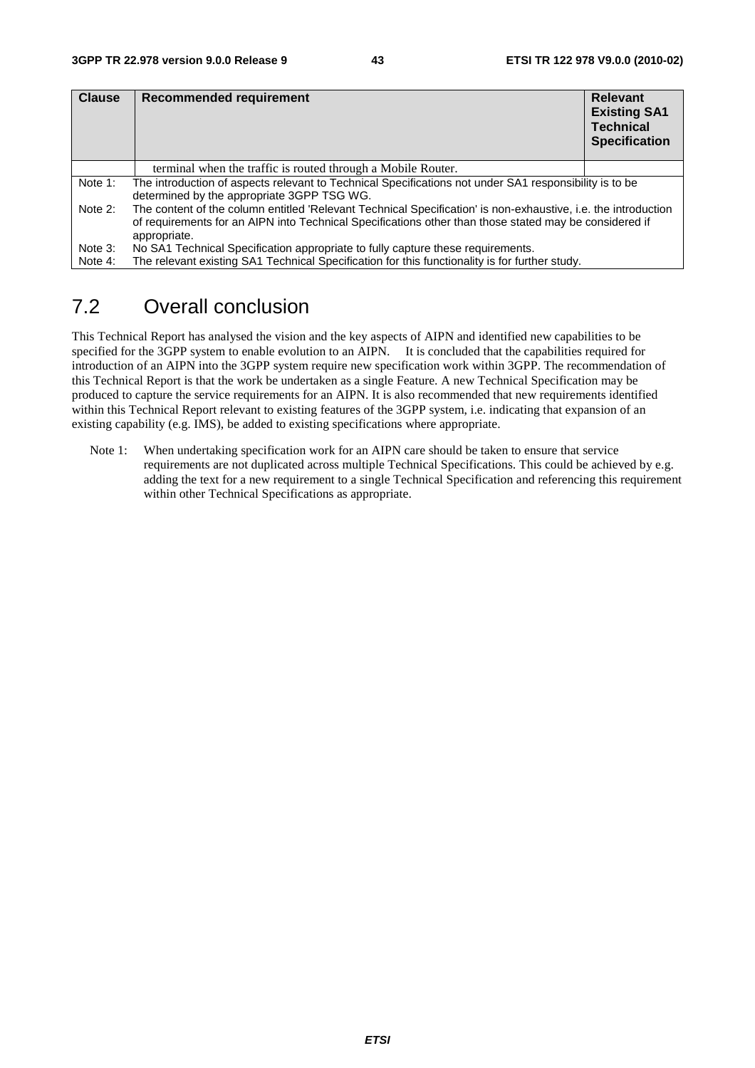| Clause | Recommended requirement | Relevant Existing SA1 Technical Specification |
|---|---|---|
| | terminal when the traffic is routed through a Mobile Router. | |

Note 1: The introduction of aspects relevant to Technical Specifications not under SA1 responsibility is to be determined by the appropriate 3GPP TSG WG.

Note 2: The content of the column entitled 'Relevant Technical Specification' is non-exhaustive, i.e. the introduction of requirements for an AIPN into Technical Specifications other than those stated may be considered if appropriate.

Note 3: No SA1 Technical Specification appropriate to fully capture these requirements.

Note 4: The relevant existing SA1 Technical Specification for this functionality is for further study.

## 7.2 Overall conclusion

This Technical Report has analysed the vision and the key aspects of AIPN and identified new capabilities to be specified for the 3GPP system to enable evolution to an AIPN. It is concluded that the capabilities required for introduction of an AIPN into the 3GPP system require new specification work within 3GPP. The recommendation of this Technical Report is that the work be undertaken as a single Feature. A new Technical Specification may be produced to capture the service requirements for an AIPN. It is also recommended that new requirements identified within this Technical Report relevant to existing features of the 3GPP system, i.e. indicating that expansion of an existing capability (e.g. IMS), be added to existing specifications where appropriate.

Note 1: When undertaking specification work for an AIPN care should be taken to ensure that service requirements are not duplicated across multiple Technical Specifications. This could be achieved by e.g. adding the text for a new requirement to a single Technical Specification and referencing this requirement within other Technical Specifications as appropriate.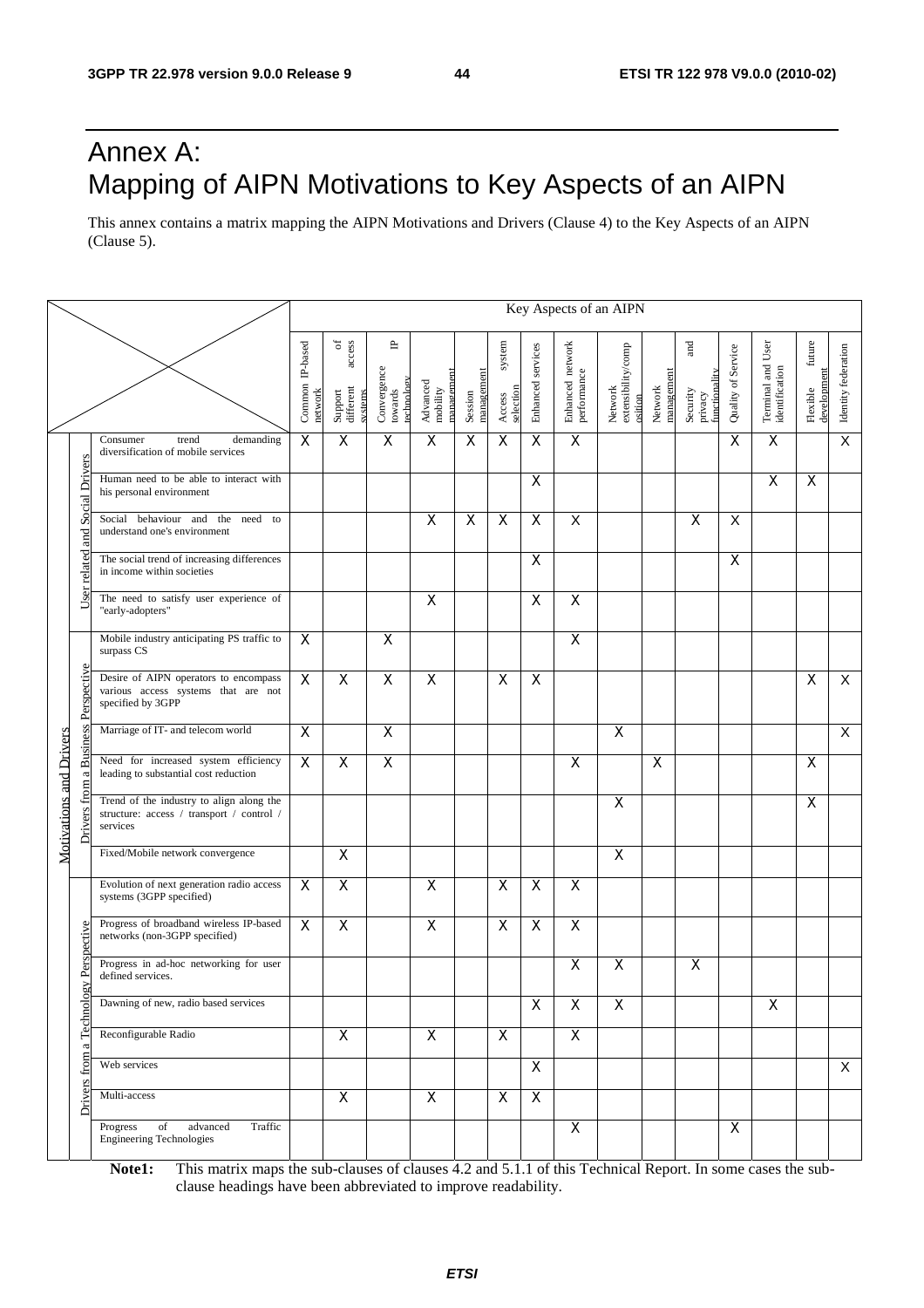# Annex A: Mapping of AIPN Motivations to Key Aspects of an AIPN

This annex contains a matrix mapping the AIPN Motivations and Drivers (Clause 4) to the Key Aspects of an AIPN (Clause 5).

| Motivations and Drivers | | | Key Aspects of an AIPN | | | | | | | | | | | | | | |
|---|---|---|---|---|---|---|---|---|---|---|---|---|---|---|---|---|---|
| | | | Common IP-based network | Support of different access systems | Convergence towards IP technology | Advanced mobility management | Session management | Access system selection | Enhanced services | Enhanced network performance | Network extensibility/composition | Network management | Security and privacy functionality | Quality of Service | Terminal and User identification | Flexible future development | Identity federation |
| Motivations and Drivers | User related and Social Drivers | Consumer trend demanding diversification of mobile services | X | X | X | X | X | X | X | X | | | | X | X | | X |
| | | Human need to be able to interact with his personal environment | | | | | | | X | | | | | | X | X | |
| | | Social behaviour and the need to understand one's environment | | | | X | X | X | X | X | | | X | X | | | |
| | | The social trend of increasing differences in income within societies | | | | | | | X | | | | | X | | | |
| | | The need to satisfy user experience of "early-adopters" | | | | X | | | X | X | | | | | | | |
| | Drivers from a Business Perspective | Mobile industry anticipating PS traffic to surpass CS | X | | X | | | | | X | | | | | | | |
| | | Desire of AIPN operators to encompass various access systems that are not specified by 3GPP | X | X | X | X | | X | X | | | | | | | X | X |
| | | Marriage of IT- and telecom world | X | | X | | | | | | X | | | | | | X |
| | | Need for increased system efficiency leading to substantial cost reduction | X | X | X | | | | | X | | X | | | | X | |
| | | Trend of the industry to align along the structure: access / transport / control / services | | | | | | | | | X | | | | | X | |
| | | Fixed/Mobile network convergence | | X | | | | | | | X | | | | | | |
| | Drivers from a Technology Perspective | Evolution of next generation radio access systems (3GPP specified) | X | X | | X | | X | X | X | | | | | | | |
| | | Progress of broadband wireless IP-based networks (non-3GPP specified) | X | X | | X | | X | X | X | | | | | | | |
| | | Progress in ad-hoc networking for user defined services. | | | | | | | | X | X | | X | | | | |
| | | Dawning of new, radio based services | | | | | | | X | X | X | | | | X | | |
| | | Reconfigurable Radio | | X | | X | | X | | X | | | | | | | |
| | | Web services | | | | | | | X | | | | | | | | X |
| | | Multi-access | | X | | X | | X | X | | | | | | | | |
| | | Progress of advanced Traffic Engineering Technologies | | | | | | | | X | | | | X | | | |

**Note1:** This matrix maps the sub-clauses of clauses 4.2 and 5.1.1 of this Technical Report. In some cases the sub-clause headings have been abbreviated to improve readability.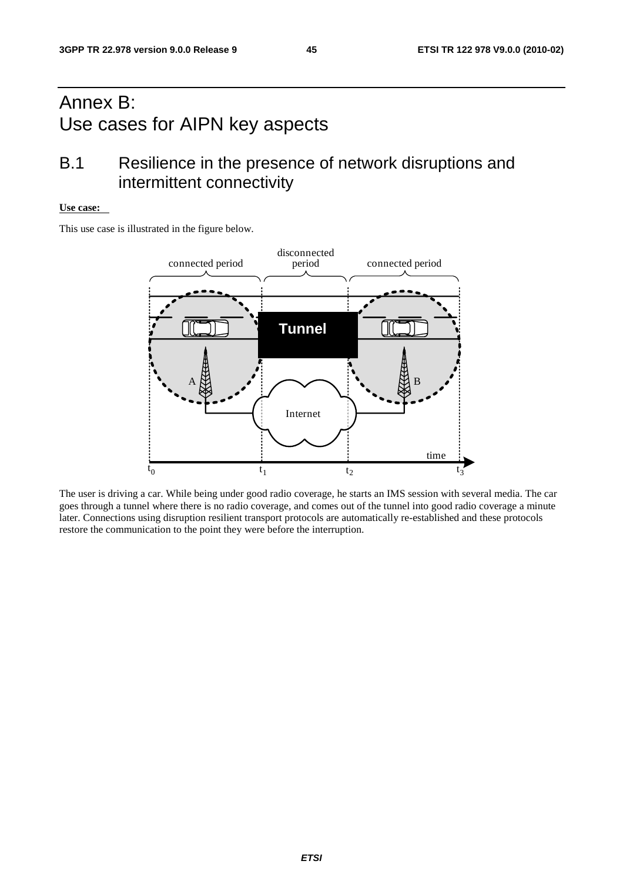# Annex B:
Use cases for AIPN key aspects

## B.1 Resilience in the presence of network disruptions and intermittent connectivity

**Use case:**

This use case is illustrated in the figure below.

The user is driving a car. While being under good radio coverage, he starts an IMS session with several media. The car goes through a tunnel where there is no radio coverage, and comes out of the tunnel into good radio coverage a minute later. Connections using disruption resilient transport protocols are automatically re-established and these protocols restore the communication to the point they were before the interruption.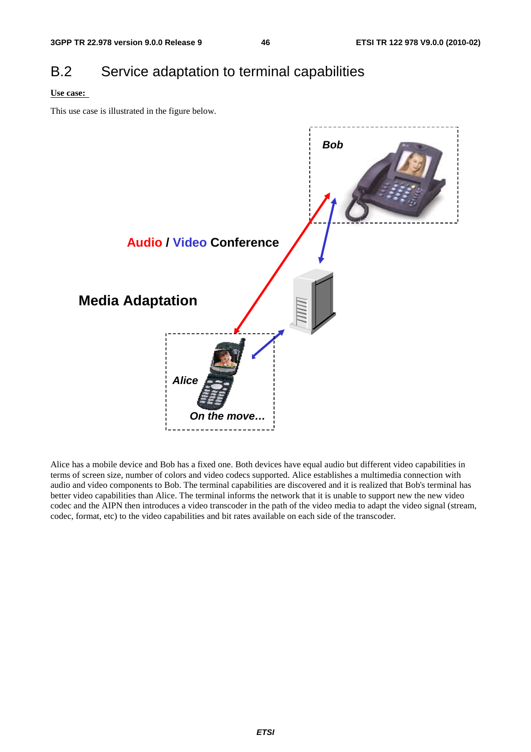# B.2 Service adaptation to terminal capabilities

**Use case:**

This use case is illustrated in the figure below.

Alice has a mobile device and Bob has a fixed one. Both devices have equal audio but different video capabilities in terms of screen size, number of colors and video codecs supported. Alice establishes a multimedia connection with audio and video components to Bob. The terminal capabilities are discovered and it is realized that Bob's terminal has better video capabilities than Alice. The terminal informs the network that it is unable to support new the new video codec and the AIPN then introduces a video transcoder in the path of the video media to adapt the video signal (stream, codec, format, etc) to the video capabilities and bit rates available on each side of the transcoder.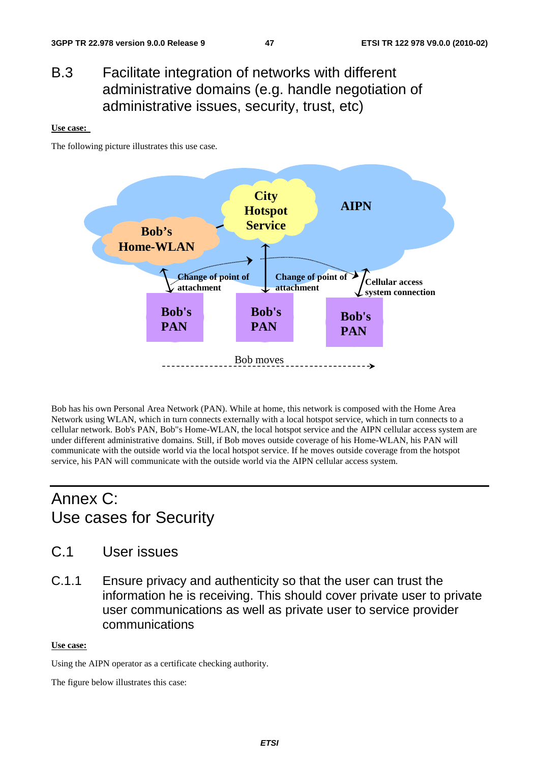# B.3 Facilitate integration of networks with different administrative domains (e.g. handle negotiation of administrative issues, security, trust, etc)

**Use case:**

The following picture illustrates this use case.

Bob has his own Personal Area Network (PAN). While at home, this network is composed with the Home Area Network using WLAN, which in turn connects externally with a local hotspot service, which in turn connects to a cellular network. Bob's PAN, Bob"s Home-WLAN, the local hotspot service and the AIPN cellular access system are under different administrative domains. Still, if Bob moves outside coverage of his Home-WLAN, his PAN will communicate with the outside world via the local hotspot service. If he moves outside coverage from the hotspot service, his PAN will communicate with the outside world via the AIPN cellular access system.

# Annex C: Use cases for Security

## C.1 User issues

### C.1.1 Ensure privacy and authenticity so that the user can trust the information he is receiving. This should cover private user to private user communications as well as private user to service provider communications

**Use case:**

Using the AIPN operator as a certificate checking authority.

The figure below illustrates this case: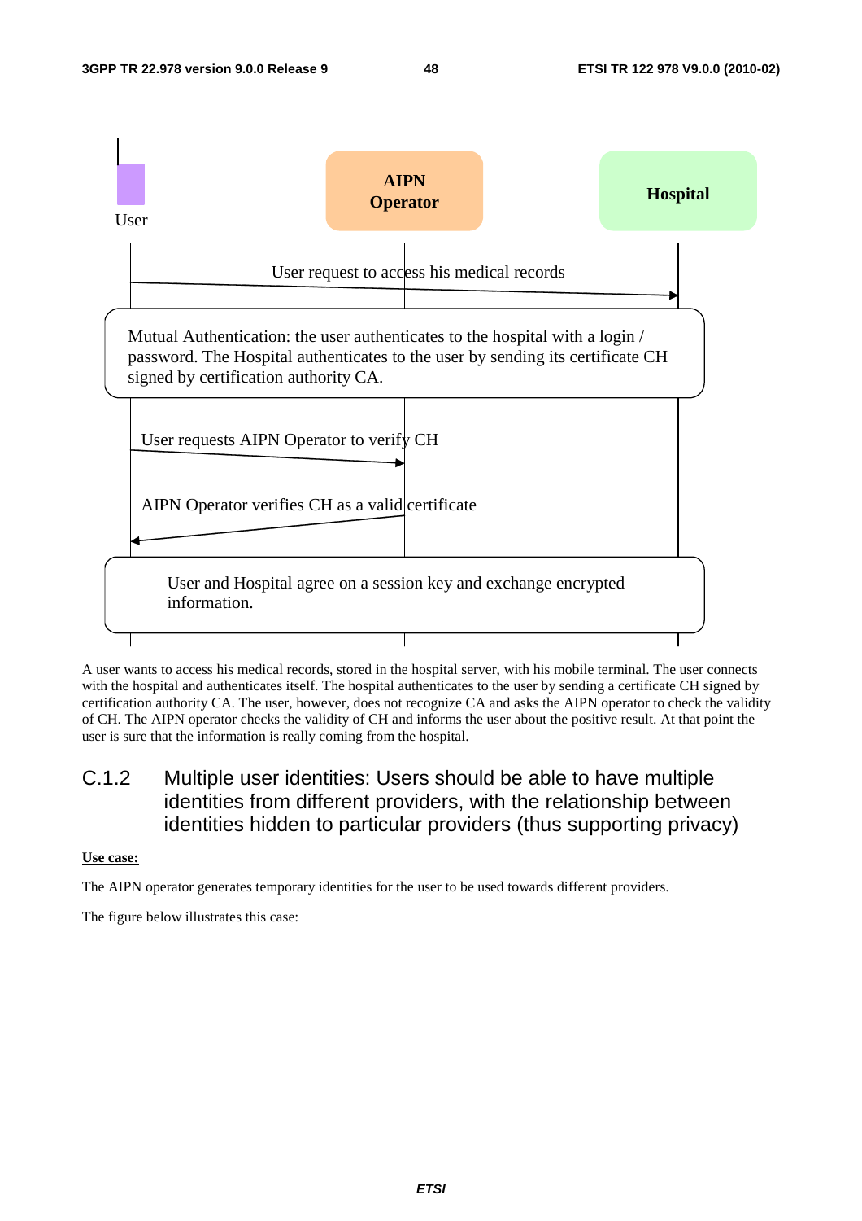User | AIPN Operator | Hospital

User request to access his medical records

Mutual Authentication: the user authenticates to the hospital with a login / password. The Hospital authenticates to the user by sending its certificate CH signed by certification authority CA.

User requests AIPN Operator to verify CH

AIPN Operator verifies CH as a valid certificate

User and Hospital agree on a session key and exchange encrypted information.

A user wants to access his medical records, stored in the hospital server, with his mobile terminal. The user connects with the hospital and authenticates itself. The hospital authenticates to the user by sending a certificate CH signed by certification authority CA. The user, however, does not recognize CA and asks the AIPN operator to check the validity of CH. The AIPN operator checks the validity of CH and informs the user about the positive result. At that point the user is sure that the information is really coming from the hospital.

### C.1.2 Multiple user identities: Users should be able to have multiple identities from different providers, with the relationship between identities hidden to particular providers (thus supporting privacy)

**Use case:**

The AIPN operator generates temporary identities for the user to be used towards different providers.

The figure below illustrates this case: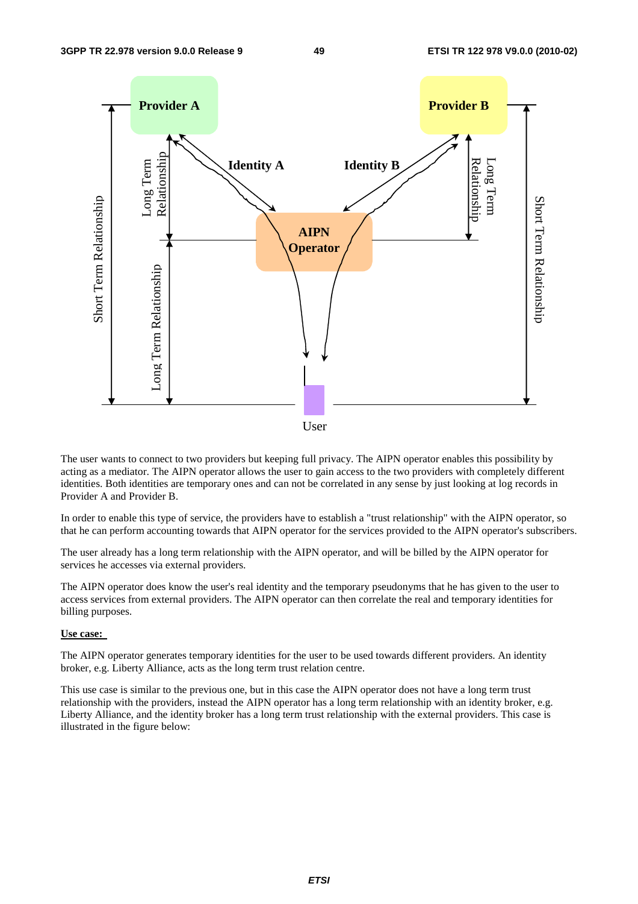The user wants to connect to two providers but keeping full privacy. The AIPN operator enables this possibility by acting as a mediator. The AIPN operator allows the user to gain access to the two providers with completely different identities. Both identities are temporary ones and can not be correlated in any sense by just looking at log records in Provider A and Provider B.

In order to enable this type of service, the providers have to establish a "trust relationship" with the AIPN operator, so that he can perform accounting towards that AIPN operator for the services provided to the AIPN operator's subscribers.

The user already has a long term relationship with the AIPN operator, and will be billed by the AIPN operator for services he accesses via external providers.

The AIPN operator does know the user's real identity and the temporary pseudonyms that he has given to the user to access services from external providers. The AIPN operator can then correlate the real and temporary identities for billing purposes.

**Use case:**

The AIPN operator generates temporary identities for the user to be used towards different providers. An identity broker, e.g. Liberty Alliance, acts as the long term trust relation centre.

This use case is similar to the previous one, but in this case the AIPN operator does not have a long term trust relationship with the providers, instead the AIPN operator has a long term relationship with an identity broker, e.g. Liberty Alliance, and the identity broker has a long term trust relationship with the external providers. This case is illustrated in the figure below: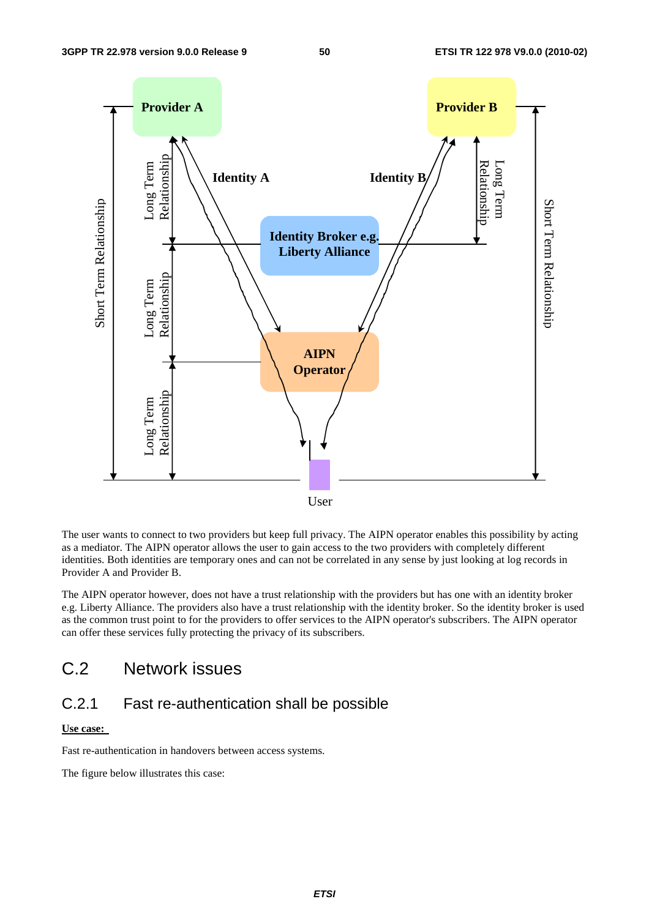The user wants to connect to two providers but keep full privacy. The AIPN operator enables this possibility by acting as a mediator. The AIPN operator allows the user to gain access to the two providers with completely different identities. Both identities are temporary ones and can not be correlated in any sense by just looking at log records in Provider A and Provider B.

The AIPN operator however, does not have a trust relationship with the providers but has one with an identity broker e.g. Liberty Alliance. The providers also have a trust relationship with the identity broker. So the identity broker is used as the common trust point to for the providers to offer services to the AIPN operator's subscribers. The AIPN operator can offer these services fully protecting the privacy of its subscribers.

## C.2 Network issues

### C.2.1 Fast re-authentication shall be possible

**Use case:**

Fast re-authentication in handovers between access systems.

The figure below illustrates this case: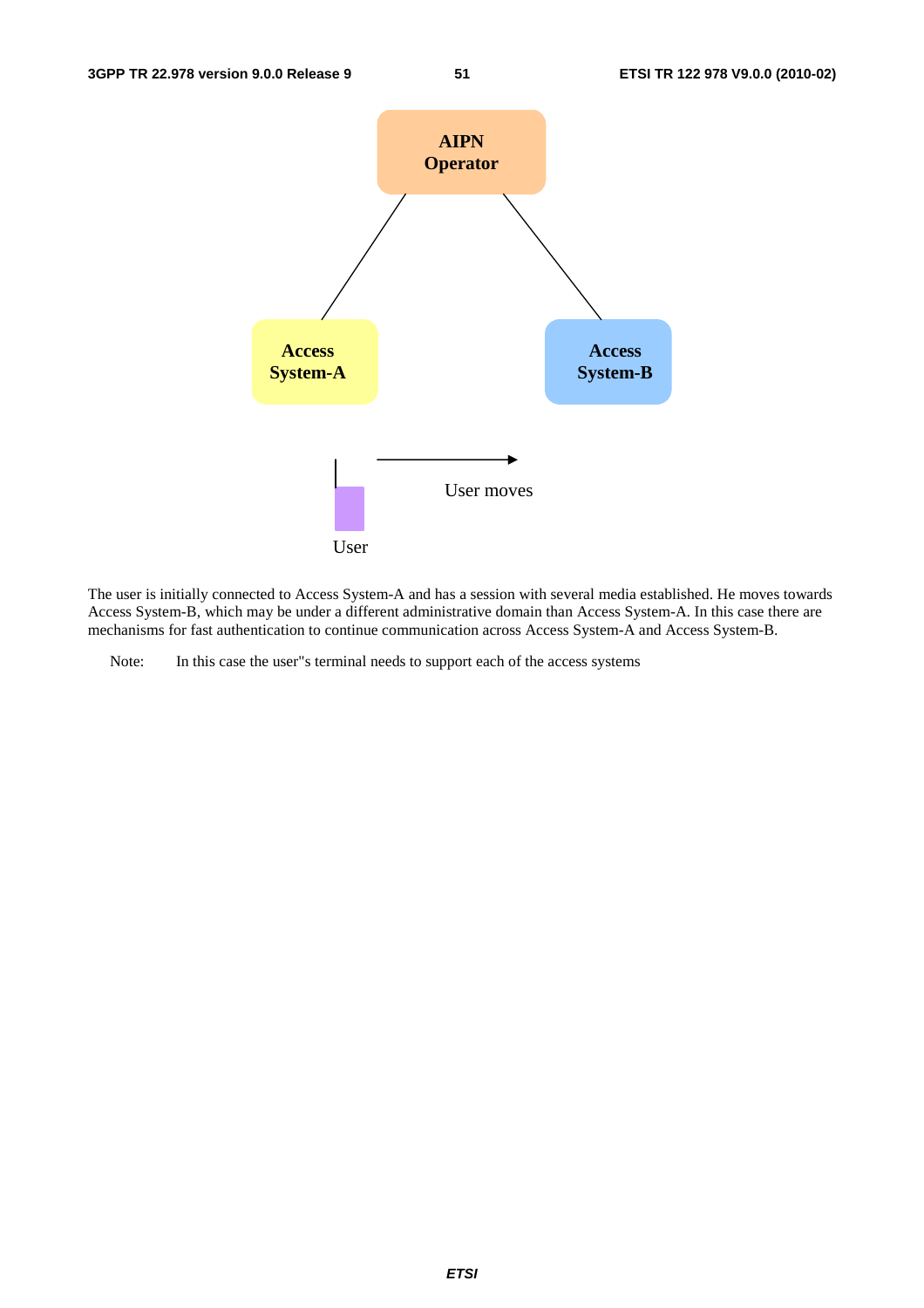The user is initially connected to Access System-A and has a session with several media established. He moves towards Access System-B, which may be under a different administrative domain than Access System-A. In this case there are mechanisms for fast authentication to continue communication across Access System-A and Access System-B.

Note: In this case the user''s terminal needs to support each of the access systems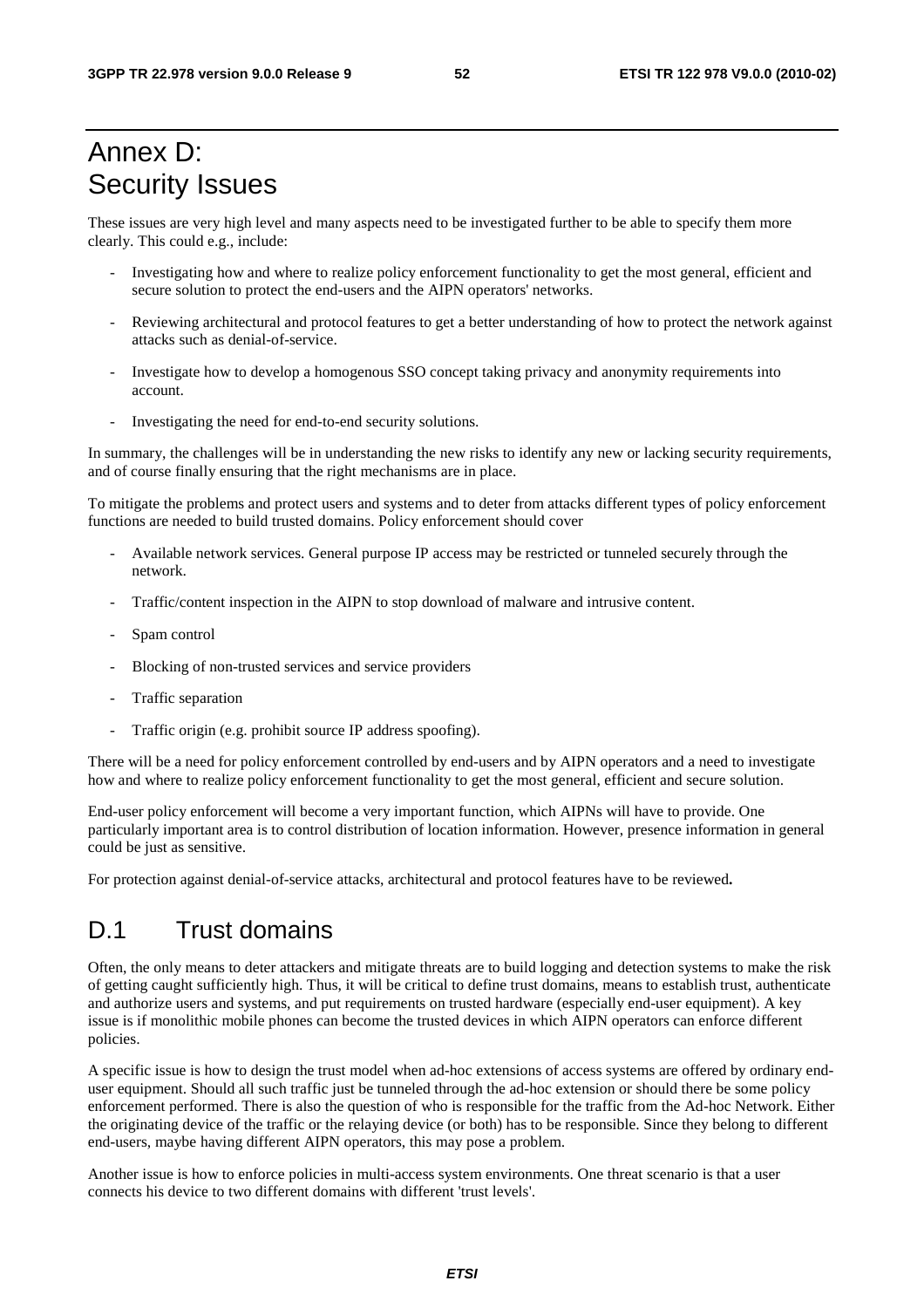# Annex D: Security Issues

These issues are very high level and many aspects need to be investigated further to be able to specify them more clearly. This could e.g., include:

- Investigating how and where to realize policy enforcement functionality to get the most general, efficient and secure solution to protect the end-users and the AIPN operators' networks.
- Reviewing architectural and protocol features to get a better understanding of how to protect the network against attacks such as denial-of-service.
- Investigate how to develop a homogenous SSO concept taking privacy and anonymity requirements into account.
- Investigating the need for end-to-end security solutions.

In summary, the challenges will be in understanding the new risks to identify any new or lacking security requirements, and of course finally ensuring that the right mechanisms are in place.

To mitigate the problems and protect users and systems and to deter from attacks different types of policy enforcement functions are needed to build trusted domains. Policy enforcement should cover

- Available network services. General purpose IP access may be restricted or tunneled securely through the network.
- Traffic/content inspection in the AIPN to stop download of malware and intrusive content.
- Spam control
- Blocking of non-trusted services and service providers
- Traffic separation
- Traffic origin (e.g. prohibit source IP address spoofing).

There will be a need for policy enforcement controlled by end-users and by AIPN operators and a need to investigate how and where to realize policy enforcement functionality to get the most general, efficient and secure solution.

End-user policy enforcement will become a very important function, which AIPNs will have to provide. One particularly important area is to control distribution of location information. However, presence information in general could be just as sensitive.

For protection against denial-of-service attacks, architectural and protocol features have to be reviewed**.**

## D.1 Trust domains

Often, the only means to deter attackers and mitigate threats are to build logging and detection systems to make the risk of getting caught sufficiently high. Thus, it will be critical to define trust domains, means to establish trust, authenticate and authorize users and systems, and put requirements on trusted hardware (especially end-user equipment). A key issue is if monolithic mobile phones can become the trusted devices in which AIPN operators can enforce different policies.

A specific issue is how to design the trust model when ad-hoc extensions of access systems are offered by ordinary end-user equipment. Should all such traffic just be tunneled through the ad-hoc extension or should there be some policy enforcement performed. There is also the question of who is responsible for the traffic from the Ad-hoc Network. Either the originating device of the traffic or the relaying device (or both) has to be responsible. Since they belong to different end-users, maybe having different AIPN operators, this may pose a problem.

Another issue is how to enforce policies in multi-access system environments. One threat scenario is that a user connects his device to two different domains with different 'trust levels'.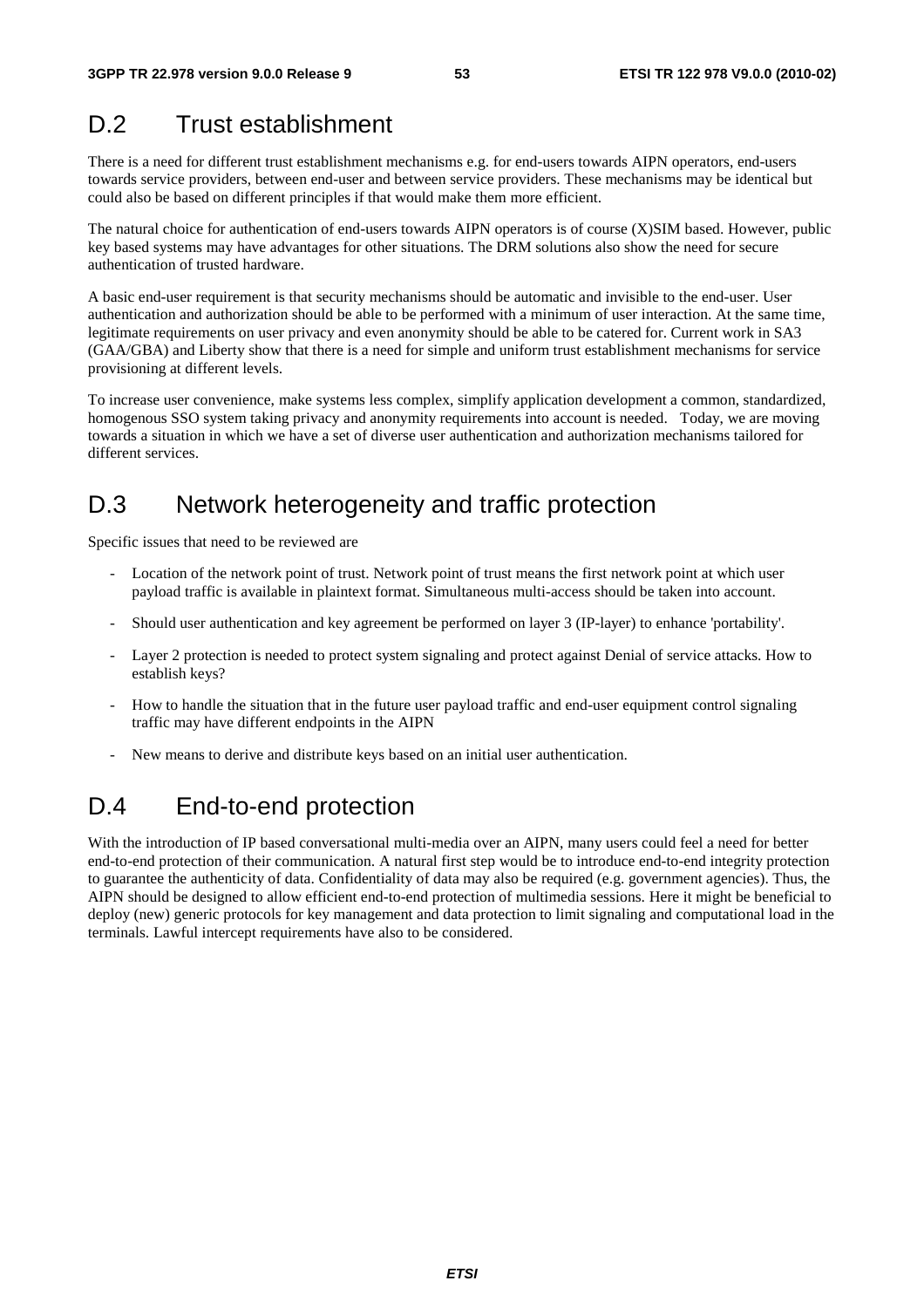# D.2 Trust establishment

There is a need for different trust establishment mechanisms e.g. for end-users towards AIPN operators, end-users towards service providers, between end-user and between service providers. These mechanisms may be identical but could also be based on different principles if that would make them more efficient.

The natural choice for authentication of end-users towards AIPN operators is of course (X)SIM based. However, public key based systems may have advantages for other situations. The DRM solutions also show the need for secure authentication of trusted hardware.

A basic end-user requirement is that security mechanisms should be automatic and invisible to the end-user. User authentication and authorization should be able to be performed with a minimum of user interaction. At the same time, legitimate requirements on user privacy and even anonymity should be able to be catered for. Current work in SA3 (GAA/GBA) and Liberty show that there is a need for simple and uniform trust establishment mechanisms for service provisioning at different levels.

To increase user convenience, make systems less complex, simplify application development a common, standardized, homogenous SSO system taking privacy and anonymity requirements into account is needed. Today, we are moving towards a situation in which we have a set of diverse user authentication and authorization mechanisms tailored for different services.

# D.3 Network heterogeneity and traffic protection

Specific issues that need to be reviewed are

- Location of the network point of trust. Network point of trust means the first network point at which user payload traffic is available in plaintext format. Simultaneous multi-access should be taken into account.
- Should user authentication and key agreement be performed on layer 3 (IP-layer) to enhance 'portability'.
- Layer 2 protection is needed to protect system signaling and protect against Denial of service attacks. How to establish keys?
- How to handle the situation that in the future user payload traffic and end-user equipment control signaling traffic may have different endpoints in the AIPN
- New means to derive and distribute keys based on an initial user authentication.

# D.4 End-to-end protection

With the introduction of IP based conversational multi-media over an AIPN, many users could feel a need for better end-to-end protection of their communication. A natural first step would be to introduce end-to-end integrity protection to guarantee the authenticity of data. Confidentiality of data may also be required (e.g. government agencies). Thus, the AIPN should be designed to allow efficient end-to-end protection of multimedia sessions. Here it might be beneficial to deploy (new) generic protocols for key management and data protection to limit signaling and computational load in the terminals. Lawful intercept requirements have also to be considered.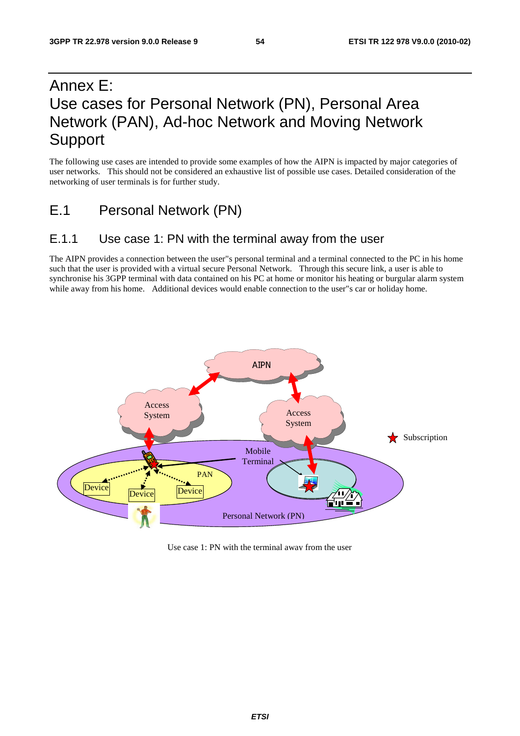# Annex E: Use cases for Personal Network (PN), Personal Area Network (PAN), Ad-hoc Network and Moving Network Support

The following use cases are intended to provide some examples of how the AIPN is impacted by major categories of user networks. This should not be considered an exhaustive list of possible use cases. Detailed consideration of the networking of user terminals is for further study.

## E.1 Personal Network (PN)

### E.1.1 Use case 1: PN with the terminal away from the user

The AIPN provides a connection between the user"s personal terminal and a terminal connected to the PC in his home such that the user is provided with a virtual secure Personal Network. Through this secure link, a user is able to synchronise his 3GPP terminal with data contained on his PC at home or monitor his heating or burgular alarm system while away from his home. Additional devices would enable connection to the user"s car or holiday home.

Use case 1: PN with the terminal away from the user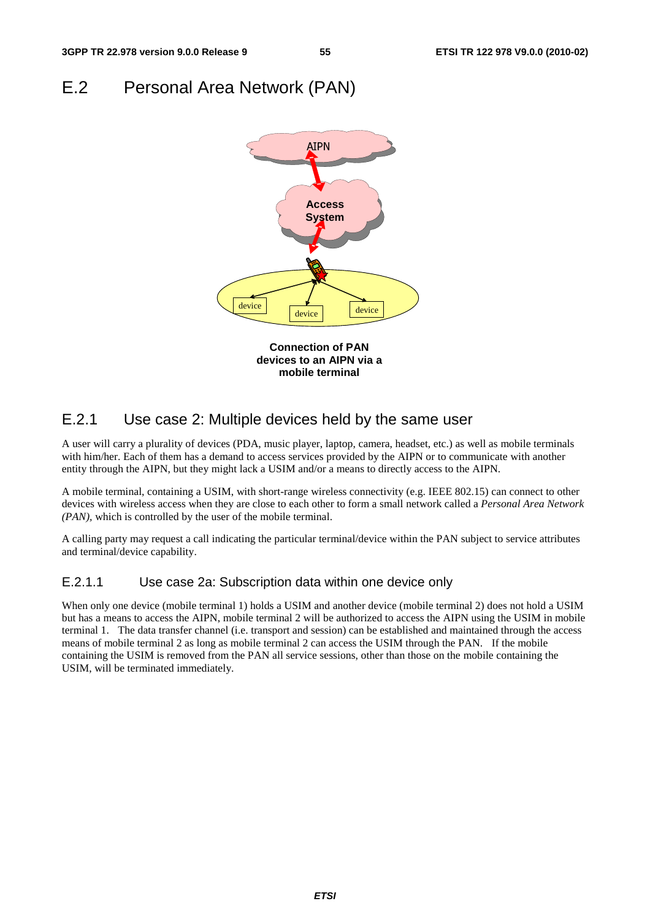# E.2 Personal Area Network (PAN)

**Connection of PAN devices to an AIPN via a mobile terminal**

## E.2.1 Use case 2: Multiple devices held by the same user

A user will carry a plurality of devices (PDA, music player, laptop, camera, headset, etc.) as well as mobile terminals with him/her. Each of them has a demand to access services provided by the AIPN or to communicate with another entity through the AIPN, but they might lack a USIM and/or a means to directly access to the AIPN.

A mobile terminal, containing a USIM, with short-range wireless connectivity (e.g. IEEE 802.15) can connect to other devices with wireless access when they are close to each other to form a small network called a *Personal Area Network (PAN),* which is controlled by the user of the mobile terminal.

A calling party may request a call indicating the particular terminal/device within the PAN subject to service attributes and terminal/device capability.

### E.2.1.1 Use case 2a: Subscription data within one device only

When only one device (mobile terminal 1) holds a USIM and another device (mobile terminal 2) does not hold a USIM but has a means to access the AIPN, mobile terminal 2 will be authorized to access the AIPN using the USIM in mobile terminal 1. The data transfer channel (i.e. transport and session) can be established and maintained through the access means of mobile terminal 2 as long as mobile terminal 2 can access the USIM through the PAN. If the mobile containing the USIM is removed from the PAN all service sessions, other than those on the mobile containing the USIM, will be terminated immediately.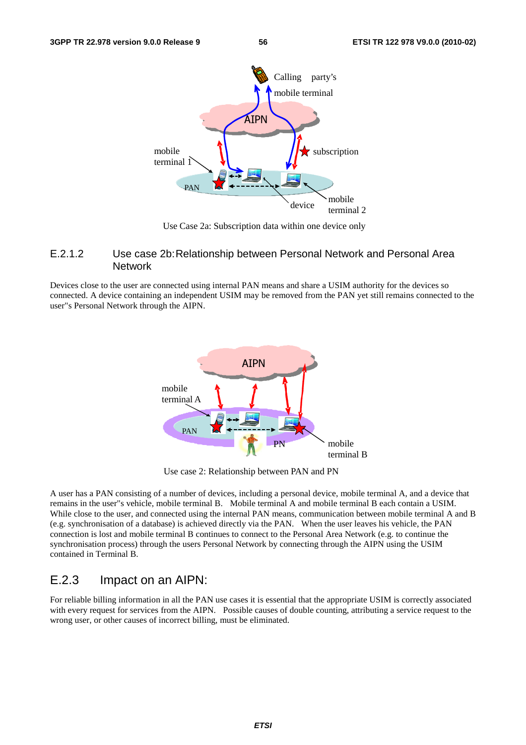Use Case 2a: Subscription data within one device only

### E.2.1.2 Use case 2b: Relationship between Personal Network and Personal Area Network

Devices close to the user are connected using internal PAN means and share a USIM authority for the devices so connected. A device containing an independent USIM may be removed from the PAN yet still remains connected to the user''s Personal Network through the AIPN.

Use case 2: Relationship between PAN and PN

A user has a PAN consisting of a number of devices, including a personal device, mobile terminal A, and a device that remains in the user''s vehicle, mobile terminal B. Mobile terminal A and mobile terminal B each contain a USIM. While close to the user, and connected using the internal PAN means, communication between mobile terminal A and B (e.g. synchronisation of a database) is achieved directly via the PAN. When the user leaves his vehicle, the PAN connection is lost and mobile terminal B continues to connect to the Personal Area Network (e.g. to continue the synchronisation process) through the users Personal Network by connecting through the AIPN using the USIM contained in Terminal B.

## E.2.3 Impact on an AIPN:

For reliable billing information in all the PAN use cases it is essential that the appropriate USIM is correctly associated with every request for services from the AIPN. Possible causes of double counting, attributing a service request to the wrong user, or other causes of incorrect billing, must be eliminated.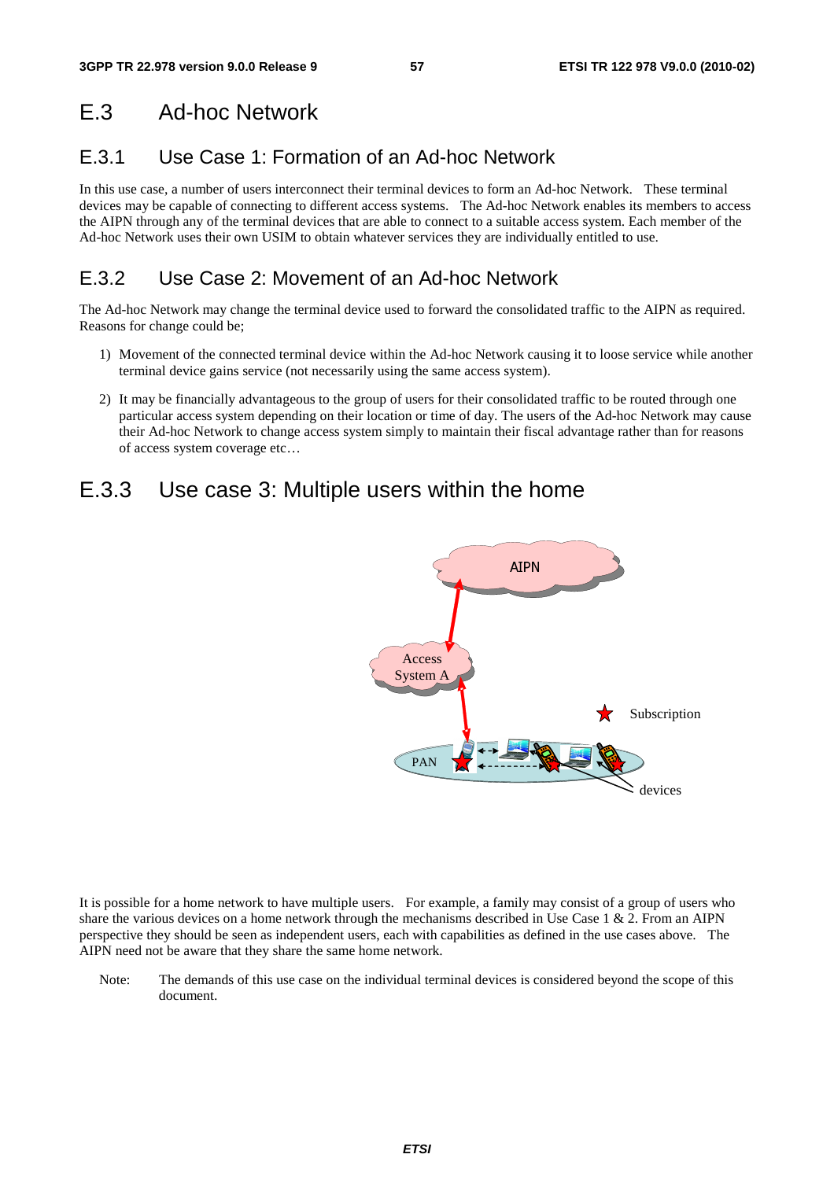# E.3 Ad-hoc Network

## E.3.1 Use Case 1: Formation of an Ad-hoc Network

In this use case, a number of users interconnect their terminal devices to form an Ad-hoc Network. These terminal devices may be capable of connecting to different access systems. The Ad-hoc Network enables its members to access the AIPN through any of the terminal devices that are able to connect to a suitable access system. Each member of the Ad-hoc Network uses their own USIM to obtain whatever services they are individually entitled to use.

## E.3.2 Use Case 2: Movement of an Ad-hoc Network

The Ad-hoc Network may change the terminal device used to forward the consolidated traffic to the AIPN as required. Reasons for change could be;

1) Movement of the connected terminal device within the Ad-hoc Network causing it to loose service while another terminal device gains service (not necessarily using the same access system).

2) It may be financially advantageous to the group of users for their consolidated traffic to be routed through one particular access system depending on their location or time of day. The users of the Ad-hoc Network may cause their Ad-hoc Network to change access system simply to maintain their fiscal advantage rather than for reasons of access system coverage etc…

## E.3.3 Use case 3: Multiple users within the home

AIPN

Access System A

PAN

Subscription

devices

It is possible for a home network to have multiple users. For example, a family may consist of a group of users who share the various devices on a home network through the mechanisms described in Use Case 1 & 2. From an AIPN perspective they should be seen as independent users, each with capabilities as defined in the use cases above. The AIPN need not be aware that they share the same home network.

Note: The demands of this use case on the individual terminal devices is considered beyond the scope of this document.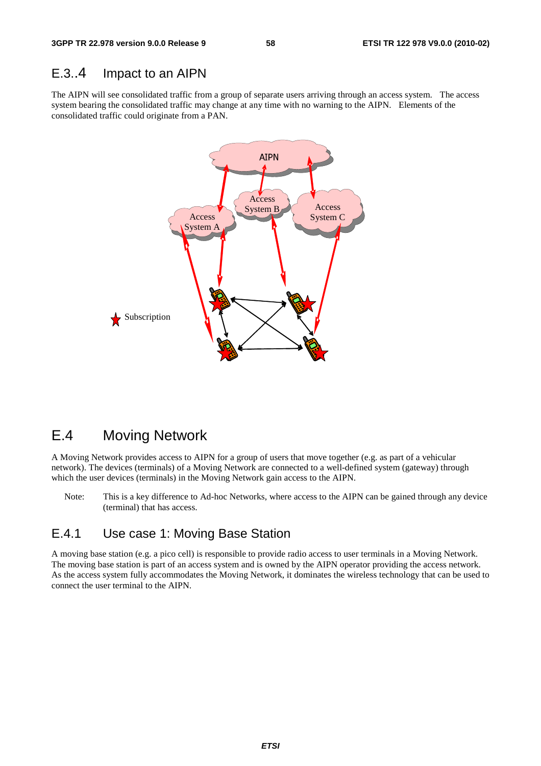## E.3..4 Impact to an AIPN

The AIPN will see consolidated traffic from a group of separate users arriving through an access system. The access system bearing the consolidated traffic may change at any time with no warning to the AIPN. Elements of the consolidated traffic could originate from a PAN.

# E.4 Moving Network

A Moving Network provides access to AIPN for a group of users that move together (e.g. as part of a vehicular network). The devices (terminals) of a Moving Network are connected to a well-defined system (gateway) through which the user devices (terminals) in the Moving Network gain access to the AIPN.

Note: This is a key difference to Ad-hoc Networks, where access to the AIPN can be gained through any device (terminal) that has access.

## E.4.1 Use case 1: Moving Base Station

A moving base station (e.g. a pico cell) is responsible to provide radio access to user terminals in a Moving Network. The moving base station is part of an access system and is owned by the AIPN operator providing the access network. As the access system fully accommodates the Moving Network, it dominates the wireless technology that can be used to connect the user terminal to the AIPN.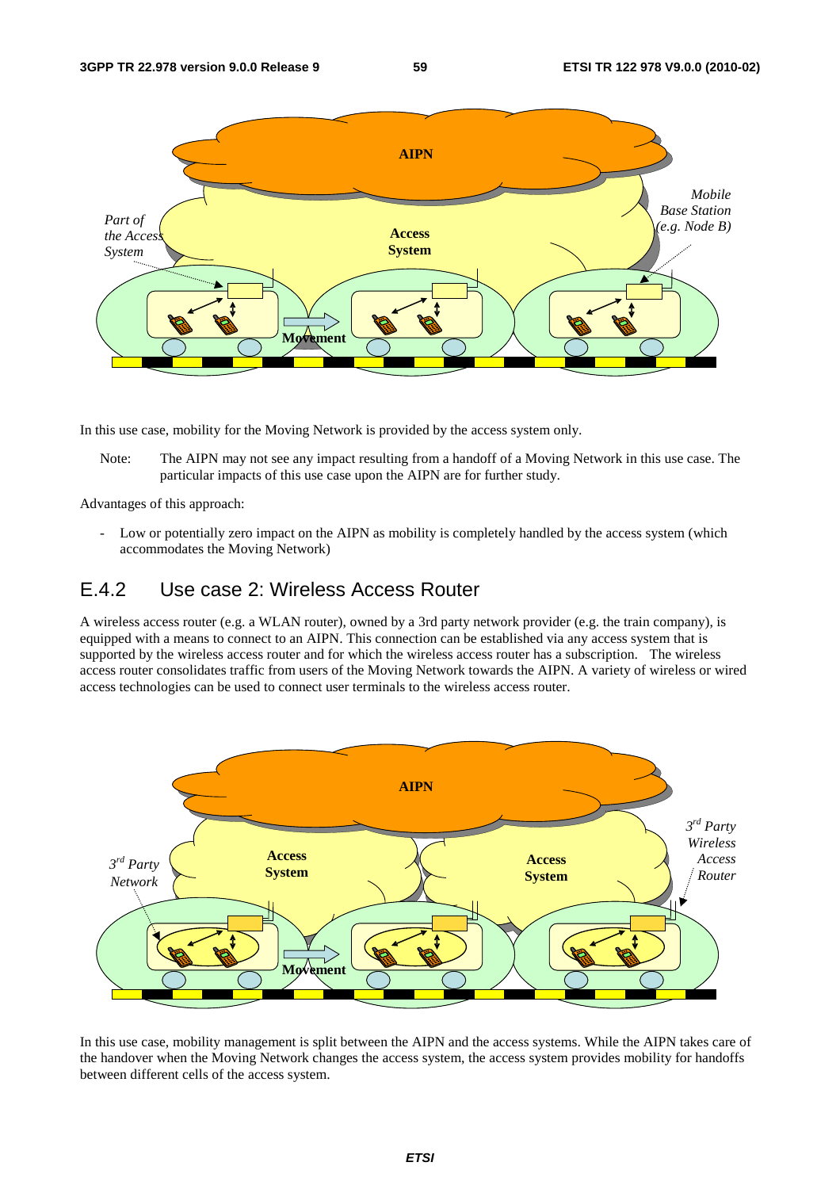In this use case, mobility for the Moving Network is provided by the access system only.

Note: The AIPN may not see any impact resulting from a handoff of a Moving Network in this use case. The particular impacts of this use case upon the AIPN are for further study.

Advantages of this approach:

- Low or potentially zero impact on the AIPN as mobility is completely handled by the access system (which accommodates the Moving Network)

## E.4.2 Use case 2: Wireless Access Router

A wireless access router (e.g. a WLAN router), owned by a 3rd party network provider (e.g. the train company), is equipped with a means to connect to an AIPN. This connection can be established via any access system that is supported by the wireless access router and for which the wireless access router has a subscription. The wireless access router consolidates traffic from users of the Moving Network towards the AIPN. A variety of wireless or wired access technologies can be used to connect user terminals to the wireless access router.

In this use case, mobility management is split between the AIPN and the access systems. While the AIPN takes care of the handover when the Moving Network changes the access system, the access system provides mobility for handoffs between different cells of the access system.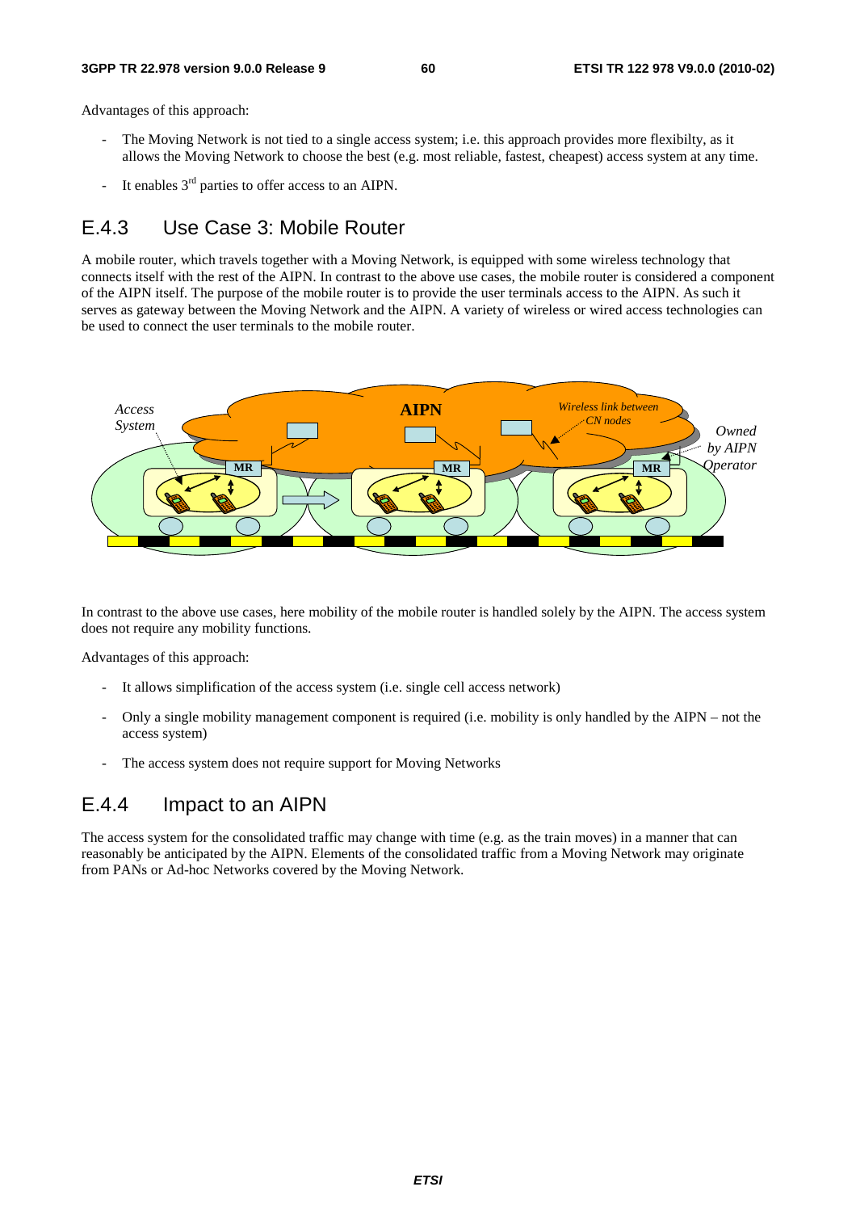Advantages of this approach:

- The Moving Network is not tied to a single access system; i.e. this approach provides more flexibilty, as it allows the Moving Network to choose the best (e.g. most reliable, fastest, cheapest) access system at any time.

- It enables 3rd parties to offer access to an AIPN.

## E.4.3 Use Case 3: Mobile Router

A mobile router, which travels together with a Moving Network, is equipped with some wireless technology that connects itself with the rest of the AIPN. In contrast to the above use cases, the mobile router is considered a component of the AIPN itself. The purpose of the mobile router is to provide the user terminals access to the AIPN. As such it serves as gateway between the Moving Network and the AIPN. A variety of wireless or wired access technologies can be used to connect the user terminals to the mobile router.

In contrast to the above use cases, here mobility of the mobile router is handled solely by the AIPN. The access system does not require any mobility functions.

Advantages of this approach:

- It allows simplification of the access system (i.e. single cell access network)

- Only a single mobility management component is required (i.e. mobility is only handled by the AIPN – not the access system)

- The access system does not require support for Moving Networks

## E.4.4 Impact to an AIPN

The access system for the consolidated traffic may change with time (e.g. as the train moves) in a manner that can reasonably be anticipated by the AIPN. Elements of the consolidated traffic from a Moving Network may originate from PANs or Ad-hoc Networks covered by the Moving Network.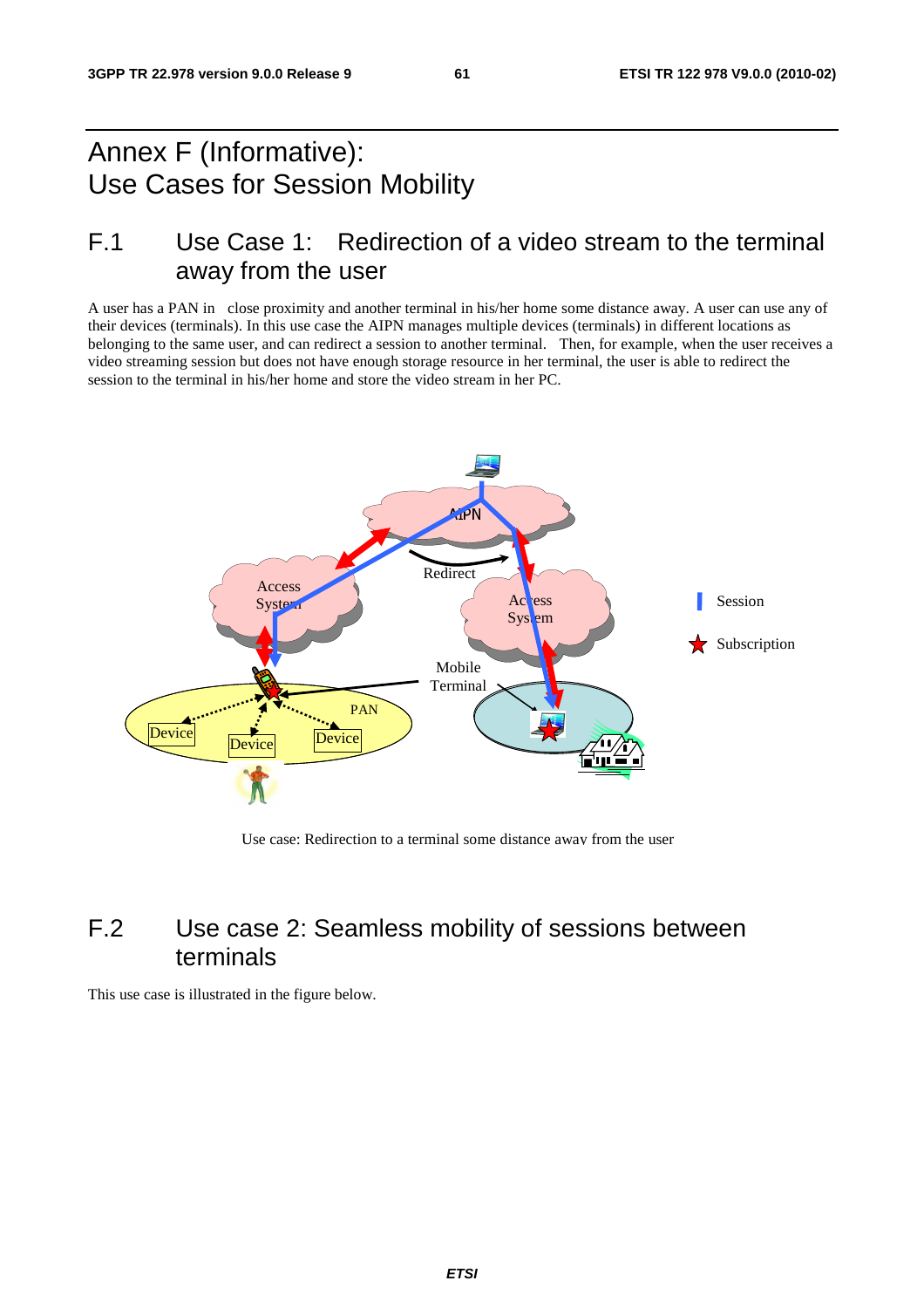# Annex F (Informative): Use Cases for Session Mobility

## F.1 Use Case 1: Redirection of a video stream to the terminal away from the user

A user has a PAN in close proximity and another terminal in his/her home some distance away. A user can use any of their devices (terminals). In this use case the AIPN manages multiple devices (terminals) in different locations as belonging to the same user, and can redirect a session to another terminal. Then, for example, when the user receives a video streaming session but does not have enough storage resource in her terminal, the user is able to redirect the session to the terminal in his/her home and store the video stream in her PC.

Use case: Redirection to a terminal some distance away from the user

## F.2 Use case 2: Seamless mobility of sessions between terminals

This use case is illustrated in the figure below.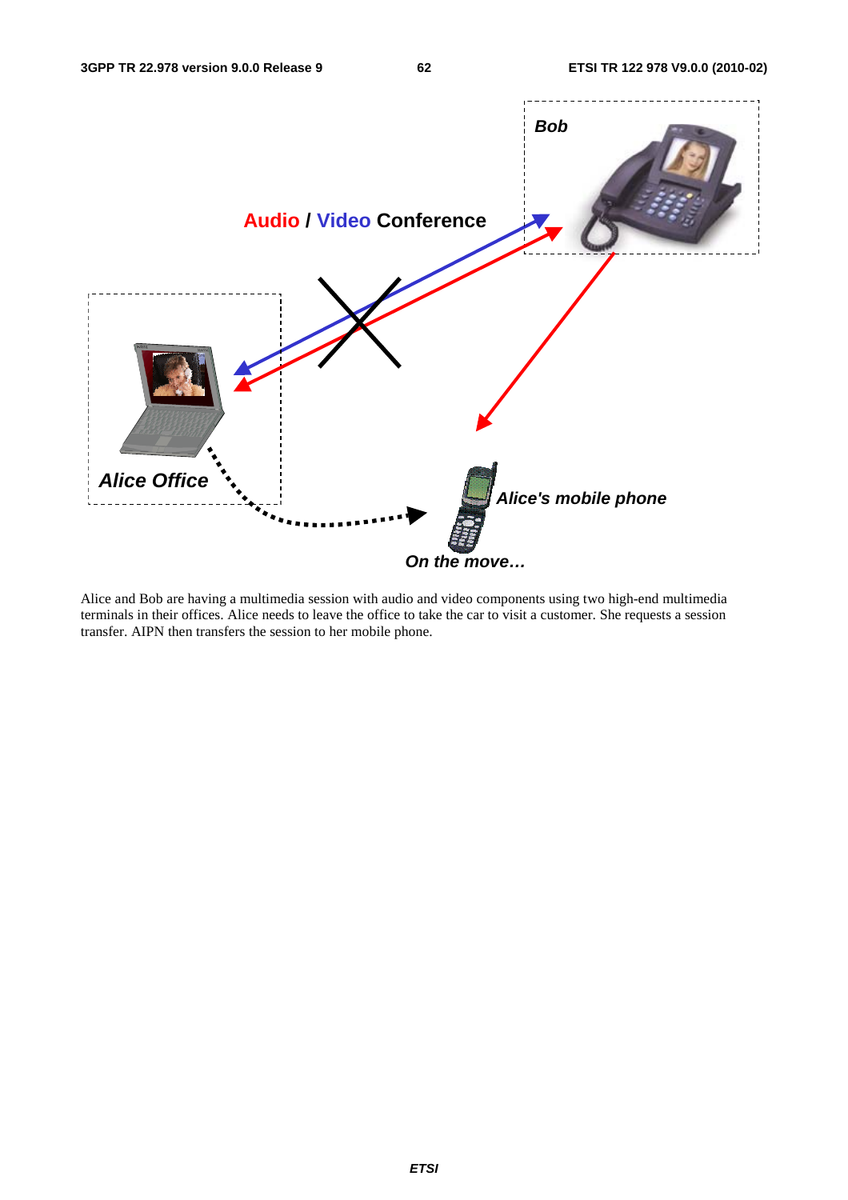Alice and Bob are having a multimedia session with audio and video components using two high-end multimedia terminals in their offices. Alice needs to leave the office to take the car to visit a customer. She requests a session transfer. AIPN then transfers the session to her mobile phone.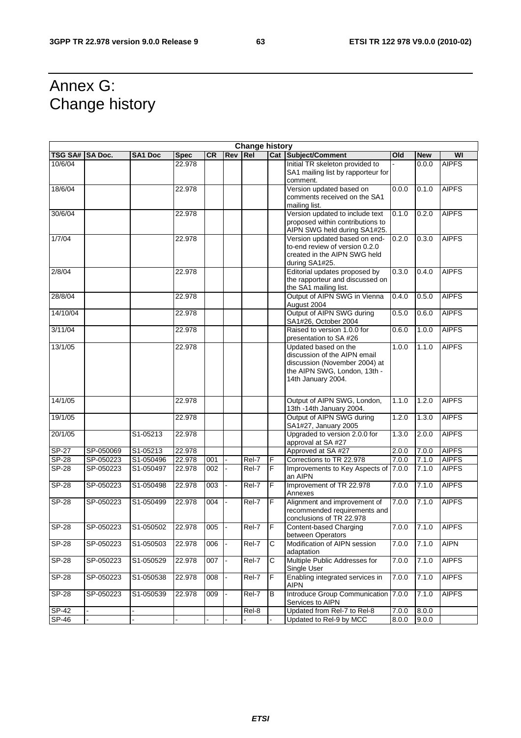# Annex G: Change history

| Change history | | | | | | | | | | | |
|---|---|---|---|---|---|---|---|---|---|---|---|
| **TSG SA#** | **SA Doc.** | **SA1 Doc** | **Spec** | **CR** | **Rev** | **Rel** | **Cat** | **Subject/Comment** | **Old** | **New** | **WI** |
| 10/6/04 | | | 22.978 | | | | | Initial TR skeleton provided to SA1 mailing list by rapporteur for comment. | - | 0.0.0 | AIPFS |
| 18/6/04 | | | 22.978 | | | | | Version updated based on comments received on the SA1 mailing list. | 0.0.0 | 0.1.0 | AIPFS |
| 30/6/04 | | | 22.978 | | | | | Version updated to include text proposed within contributions to AIPN SWG held during SA1#25. | 0.1.0 | 0.2.0 | AIPFS |
| 1/7/04 | | | 22.978 | | | | | Version updated based on end-to-end review of version 0.2.0 created in the AIPN SWG held during SA1#25. | 0.2.0 | 0.3.0 | AIPFS |
| 2/8/04 | | | 22.978 | | | | | Editorial updates proposed by the rapporteur and discussed on the SA1 mailing list. | 0.3.0 | 0.4.0 | AIPFS |
| 28/8/04 | | | 22.978 | | | | | Output of AIPN SWG in Vienna August 2004 | 0.4.0 | 0.5.0 | AIPFS |
| 14/10/04 | | | 22.978 | | | | | Output of AIPN SWG during SA1#26, October 2004 | 0.5.0 | 0.6.0 | AIPFS |
| 3/11/04 | | | 22.978 | | | | | Raised to version 1.0.0 for presentation to SA #26 | 0.6.0 | 1.0.0 | AIPFS |
| 13/1/05 | | | 22.978 | | | | | Updated based on the discussion of the AIPN email discussion (November 2004) at the AIPN SWG, London, 13th -14th January 2004. | 1.0.0 | 1.1.0 | AIPFS |
| 14/1/05 | | | 22.978 | | | | | Output of AIPN SWG, London, 13th -14th January 2004. | 1.1.0 | 1.2.0 | AIPFS |
| 19/1/05 | | | 22.978 | | | | | Output of AIPN SWG during SA1#27, January 2005 | 1.2.0 | 1.3.0 | AIPFS |
| 20/1/05 | | S1-05213 | 22.978 | | | | | Upgraded to version 2.0.0 for approval at SA #27 | 1.3.0 | 2.0.0 | AIPFS |
| SP-27 | SP-050069 | S1-05213 | 22.978 | | | | | Approved at SA #27 | 2.0.0 | 7.0.0 | AIPFS |
| SP-28 | SP-050223 | S1-050496 | 22.978 | 001 | - | Rel-7 | F | Corrections to TR 22.978 | 7.0.0 | 7.1.0 | AIPFS |
| SP-28 | SP-050223 | S1-050497 | 22.978 | 002 | - | Rel-7 | F | Improvements to Key Aspects of an AIPN | 7.0.0 | 7.1.0 | AIPFS |
| SP-28 | SP-050223 | S1-050498 | 22.978 | 003 | - | Rel-7 | F | Improvement of TR 22.978 Annexes | 7.0.0 | 7.1.0 | AIPFS |
| SP-28 | SP-050223 | S1-050499 | 22.978 | 004 | - | Rel-7 | F | Alignment and improvement of recommended requirements and conclusions of TR 22.978 | 7.0.0 | 7.1.0 | AIPFS |
| SP-28 | SP-050223 | S1-050502 | 22.978 | 005 | - | Rel-7 | F | Content-based Charging between Operators | 7.0.0 | 7.1.0 | AIPFS |
| SP-28 | SP-050223 | S1-050503 | 22.978 | 006 | - | Rel-7 | C | Modification of AIPN session adaptation | 7.0.0 | 7.1.0 | AIPN |
| SP-28 | SP-050223 | S1-050529 | 22.978 | 007 | - | Rel-7 | C | Multiple Public Addresses for Single User | 7.0.0 | 7.1.0 | AIPFS |
| SP-28 | SP-050223 | S1-050538 | 22.978 | 008 | - | Rel-7 | F | Enabling integrated services in AIPN | 7.0.0 | 7.1.0 | AIPFS |
| SP-28 | SP-050223 | S1-050539 | 22.978 | 009 | - | Rel-7 | B | Introduce Group Communication Services to AIPN | 7.0.0 | 7.1.0 | AIPFS |
| SP-42 | - | - | | | | Rel-8 | | Updated from Rel-7 to Rel-8 | 7.0.0 | 8.0.0 | |
| SP-46 | - | - | - | - | - | - | - | Updated to Rel-9 by MCC | 8.0.0 | 9.0.0 | |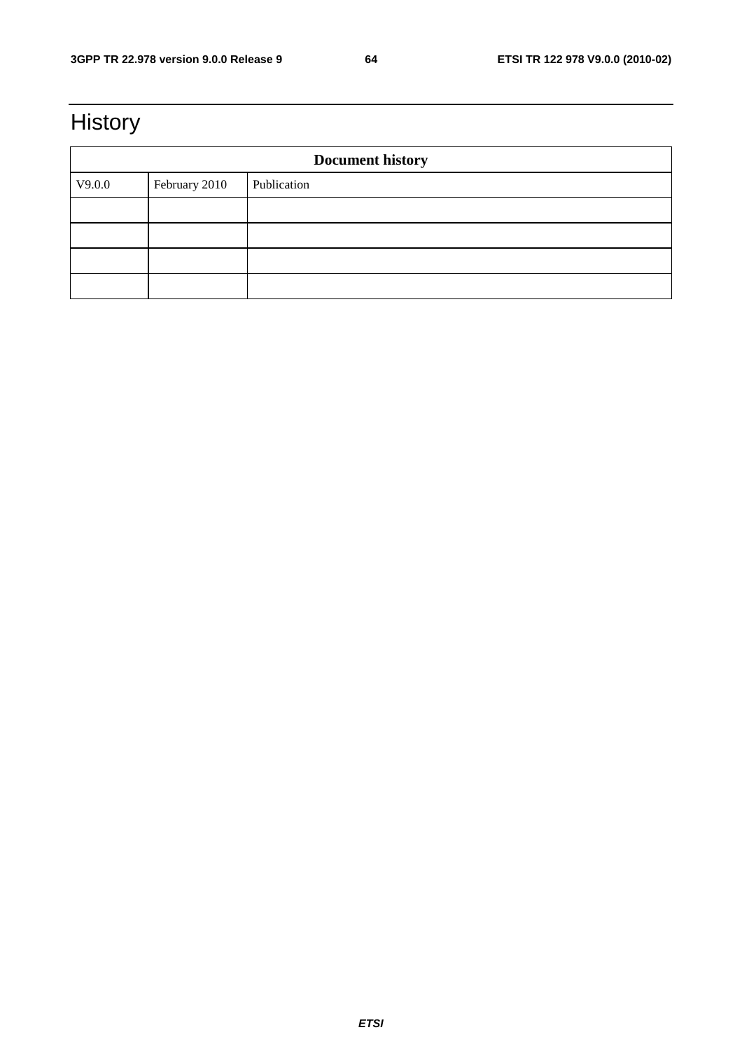# History

| Document history | | |
|---|---|---|
| V9.0.0 | February 2010 | Publication |
| | | |
| | | |
| | | |
| | | |